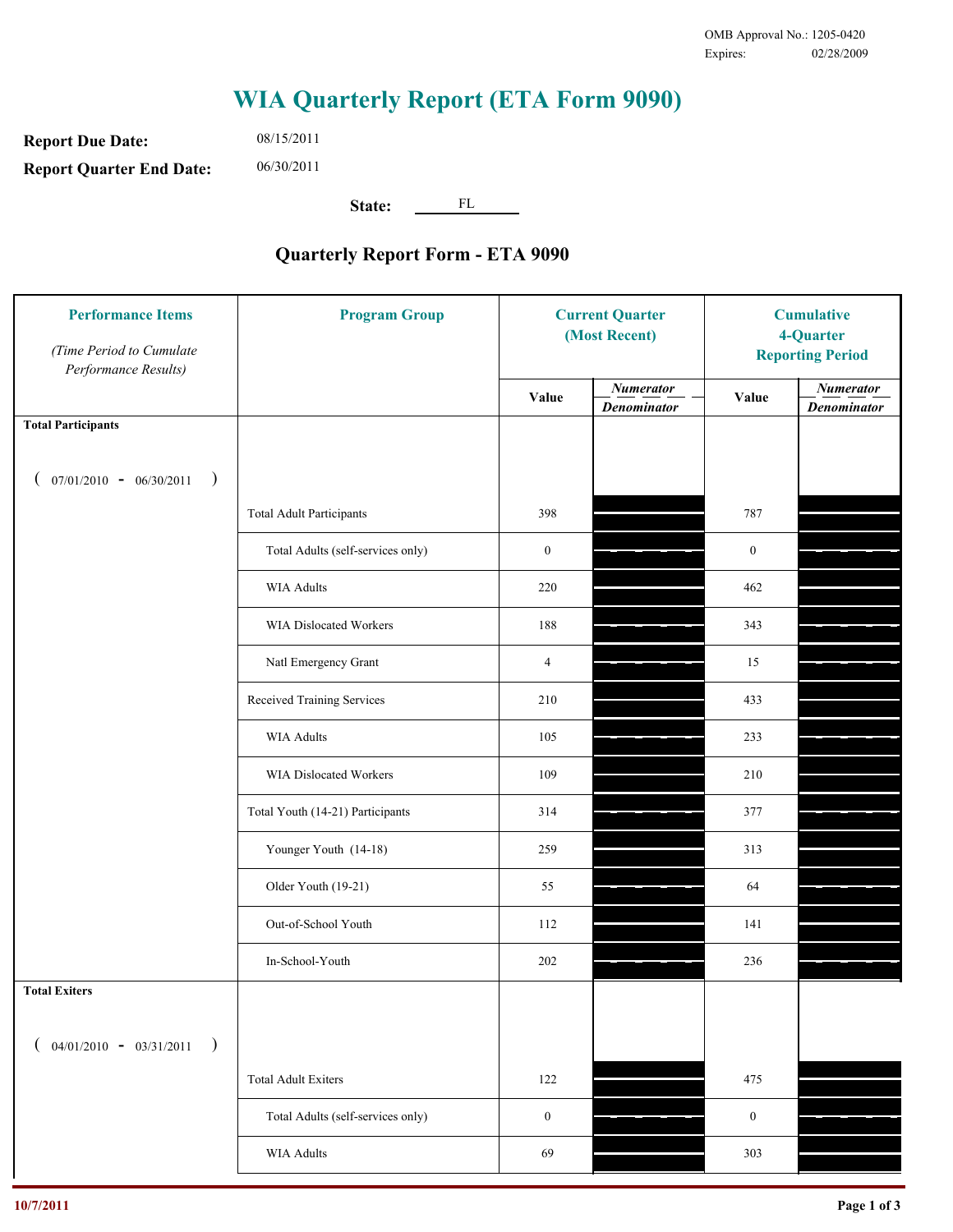OMB Approval No.: 1205-0420
Expires: 02/28/2009

# WIA Quarterly Report (ETA Form 9090)

**Report Due Date:** 08/15/2011

**Report Quarter End Date:** 06/30/2011

**State:** FL

## Quarterly Report Form - ETA 9090

| Performance Items *(Time Period to Cumulate Performance Results)* | Program Group | Current Quarter (Most Recent) Value | Current Quarter *Numerator / Denominator* | Cumulative 4-Quarter Reporting Period Value | Cumulative *Numerator / Denominator* |
|---|---|---|---|---|---|
| **Total Participants** ( 07/01/2010 - 06/30/2011 ) | | | | | |
| | Total Adult Participants | 398 | | 787 | |
| | Total Adults (self-services only) | 0 | | 0 | |
| | WIA Adults | 220 | | 462 | |
| | WIA Dislocated Workers | 188 | | 343 | |
| | Natl Emergency Grant | 4 | | 15 | |
| | Received Training Services | 210 | | 433 | |
| | WIA Adults | 105 | | 233 | |
| | WIA Dislocated Workers | 109 | | 210 | |
| | Total Youth (14-21) Participants | 314 | | 377 | |
| | Younger Youth (14-18) | 259 | | 313 | |
| | Older Youth (19-21) | 55 | | 64 | |
| | Out-of-School Youth | 112 | | 141 | |
| | In-School-Youth | 202 | | 236 | |
| **Total Exiters** ( 04/01/2010 - 03/31/2011 ) | | | | | |
| | Total Adult Exiters | 122 | | 475 | |
| | Total Adults (self-services only) | 0 | | 0 | |
| | WIA Adults | 69 | | 303 | |

10/7/2011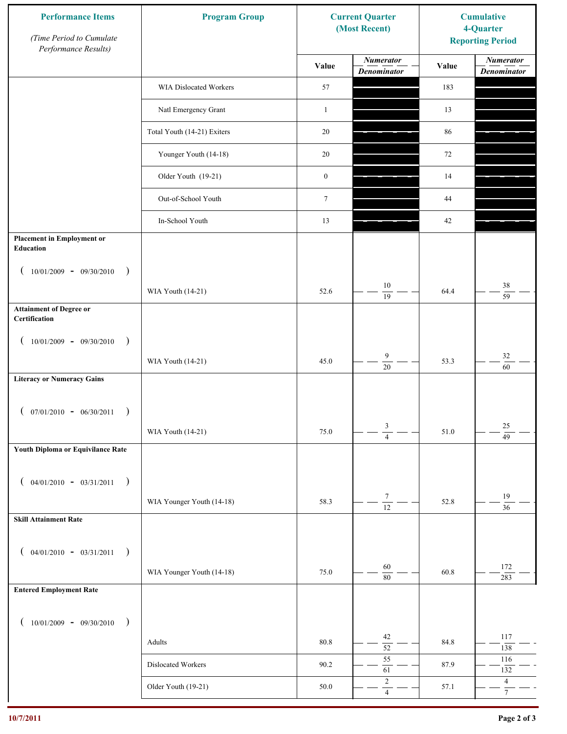| Performance Items *(Time Period to Cumulate Performance Results)* | Program Group | Current Quarter (Most Recent) | | Cumulative 4-Quarter Reporting Period | |
|---|---|---|---|---|---|
| | | Value | *Numerator* / *Denominator* | Value | *Numerator* / *Denominator* |
| | WIA Dislocated Workers | 57 | | 183 | |
| | Natl Emergency Grant | 1 | | 13 | |
| | Total Youth (14-21) Exiters | 20 | | 86 | |
| | Younger Youth (14-18) | 20 | | 72 | |
| | Older Youth (19-21) | 0 | | 14 | |
| | Out-of-School Youth | 7 | | 44 | |
| | In-School Youth | 13 | | 42 | |
| **Placement in Employment or Education** ( 10/01/2009 - 09/30/2010 ) | WIA Youth (14-21) | 52.6 | 10 / 19 | 64.4 | 38 / 59 |
| **Attainment of Degree or Certification** ( 10/01/2009 - 09/30/2010 ) | WIA Youth (14-21) | 45.0 | 9 / 20 | 53.3 | 32 / 60 |
| **Literacy or Numeracy Gains** ( 07/01/2010 - 06/30/2011 ) | WIA Youth (14-21) | 75.0 | 3 / 4 | 51.0 | 25 / 49 |
| **Youth Diploma or Equivilance Rate** ( 04/01/2010 - 03/31/2011 ) | WIA Younger Youth (14-18) | 58.3 | 7 / 12 | 52.8 | 19 / 36 |
| **Skill Attainment Rate** ( 04/01/2010 - 03/31/2011 ) | WIA Younger Youth (14-18) | 75.0 | 60 / 80 | 60.8 | 172 / 283 |
| **Entered Employment Rate** ( 10/01/2009 - 09/30/2010 ) | Adults | 80.8 | 42 / 52 | 84.8 | 117 / 138 |
| | Dislocated Workers | 90.2 | 55 / 61 | 87.9 | 116 / 132 |
| | Older Youth (19-21) | 50.0 | 2 / 4 | 57.1 | 4 / 7 |

10/7/2011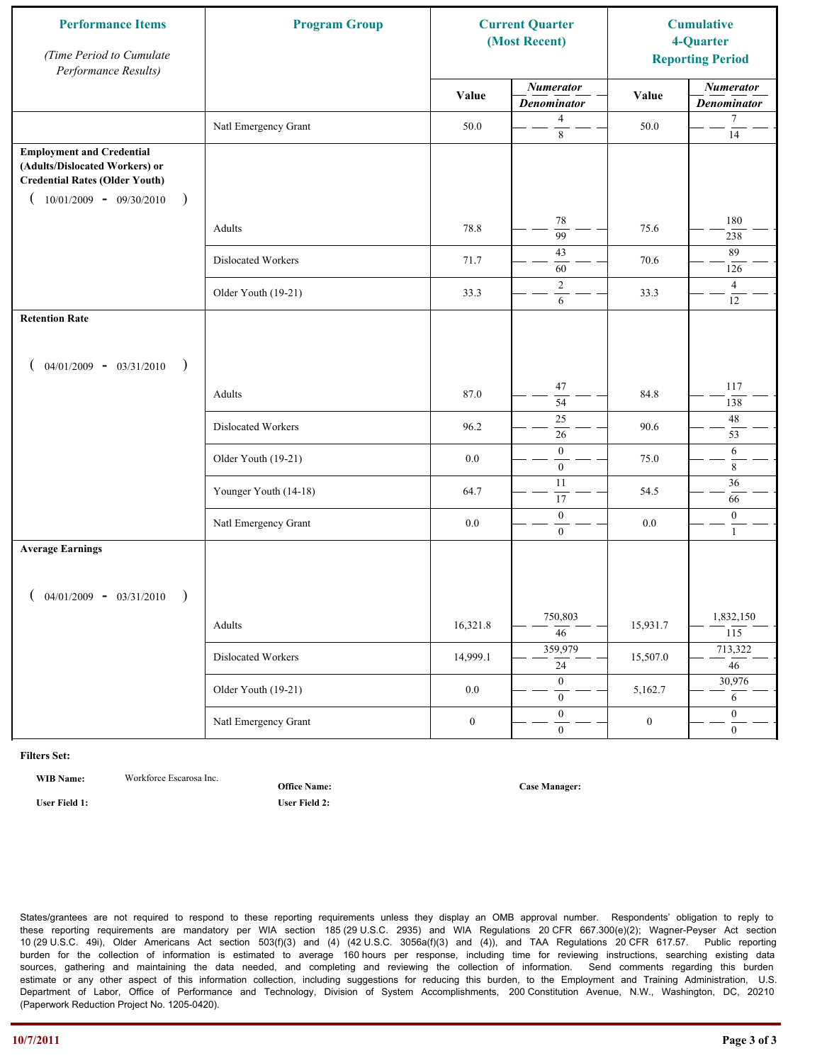| Performance Items *(Time Period to Cumulate Performance Results)* | Program Group | Current Quarter (Most Recent) | | Cumulative 4-Quarter Reporting Period | |
|---|---|---|---|---|---|
| | | Value | *Numerator* / *Denominator* | Value | *Numerator* / *Denominator* |
| | Natl Emergency Grant | 50.0 | 4 / 8 | 50.0 | 7 / 14 |
| **Employment and Credential (Adults/Dislocated Workers) or Credential Rates (Older Youth)** ( 10/01/2009 - 09/30/2010 ) | | | | | |
| | Adults | 78.8 | 78 / 99 | 75.6 | 180 / 238 |
| | Dislocated Workers | 71.7 | 43 / 60 | 70.6 | 89 / 126 |
| | Older Youth (19-21) | 33.3 | 2 / 6 | 33.3 | 4 / 12 |
| **Retention Rate** ( 04/01/2009 - 03/31/2010 ) | | | | | |
| | Adults | 87.0 | 47 / 54 | 84.8 | 117 / 138 |
| | Dislocated Workers | 96.2 | 25 / 26 | 90.6 | 48 / 53 |
| | Older Youth (19-21) | 0.0 | 0 / 0 | 75.0 | 6 / 8 |
| | Younger Youth (14-18) | 64.7 | 11 / 17 | 54.5 | 36 / 66 |
| | Natl Emergency Grant | 0.0 | 0 / 0 | 0.0 | 0 / 1 |
| **Average Earnings** ( 04/01/2009 - 03/31/2010 ) | | | | | |
| | Adults | 16,321.8 | 750,803 / 46 | 15,931.7 | 1,832,150 / 115 |
| | Dislocated Workers | 14,999.1 | 359,979 / 24 | 15,507.0 | 713,322 / 46 |
| | Older Youth (19-21) | 0.0 | 0 / 0 | 5,162.7 | 30,976 / 6 |
| | Natl Emergency Grant | 0 | 0 / 0 | 0 | 0 / 0 |

**Filters Set:**

**WIB Name:** Workforce Escarosa Inc.

**Office Name:**

**Case Manager:**

**User Field 1:**

**User Field 2:**

States/grantees are not required to respond to these reporting requirements unless they display an OMB approval number. Respondents' obligation to reply to these reporting requirements are mandatory per WIA section 185 (29 U.S.C. 2935) and WIA Regulations 20 CFR 667.300(e)(2); Wagner-Peyser Act section 10 (29 U.S.C. 49i), Older Americans Act section 503(f)(3) and (4) (42 U.S.C. 3056a(f)(3) and (4)), and TAA Regulations 20 CFR 617.57. Public reporting burden for the collection of information is estimated to average 160 hours per response, including time for reviewing instructions, searching existing data sources, gathering and maintaining the data needed, and completing and reviewing the collection of information. Send comments regarding this burden estimate or any other aspect of this information collection, including suggestions for reducing this burden, to the Employment and Training Administration, U.S. Department of Labor, Office of Performance and Technology, Division of System Accomplishments, 200 Constitution Avenue, N.W., Washington, DC, 20210 (Paperwork Reduction Project No. 1205-0420).

10/7/2011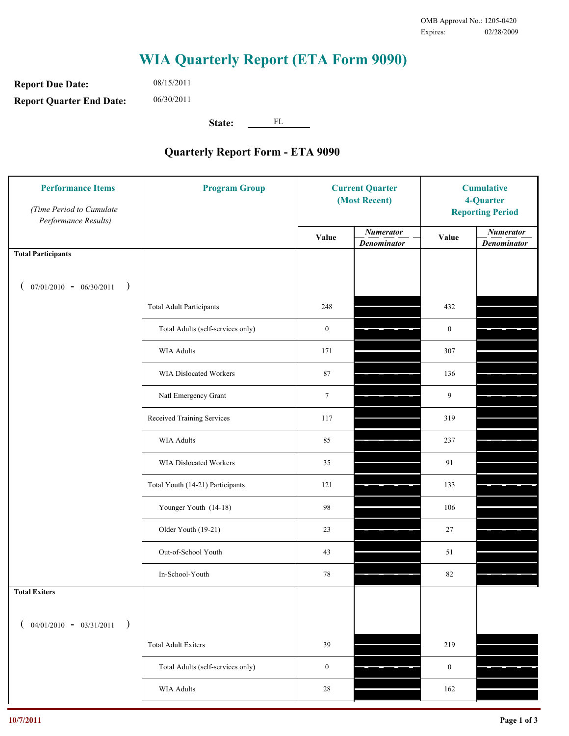OMB Approval No.: 1205-0420
Expires: 02/28/2009

# WIA Quarterly Report (ETA Form 9090)

**Report Due Date:** 08/15/2011

**Report Quarter End Date:** 06/30/2011

**State:** FL

## Quarterly Report Form - ETA 9090

| Performance Items *(Time Period to Cumulate Performance Results)* | Program Group | Current Quarter (Most Recent) Value | Current Quarter Numerator / Denominator | Cumulative 4-Quarter Reporting Period Value | Cumulative 4-Quarter Numerator / Denominator |
|---|---|---|---|---|---|
| **Total Participants** ( 07/01/2010 - 06/30/2011 ) | | | | | |
| | Total Adult Participants | 248 | | 432 | |
| | Total Adults (self-services only) | 0 | | 0 | |
| | WIA Adults | 171 | | 307 | |
| | WIA Dislocated Workers | 87 | | 136 | |
| | Natl Emergency Grant | 7 | | 9 | |
| | Received Training Services | 117 | | 319 | |
| | WIA Adults | 85 | | 237 | |
| | WIA Dislocated Workers | 35 | | 91 | |
| | Total Youth (14-21) Participants | 121 | | 133 | |
| | Younger Youth (14-18) | 98 | | 106 | |
| | Older Youth (19-21) | 23 | | 27 | |
| | Out-of-School Youth | 43 | | 51 | |
| | In-School-Youth | 78 | | 82 | |
| **Total Exiters** ( 04/01/2010 - 03/31/2011 ) | | | | | |
| | Total Adult Exiters | 39 | | 219 | |
| | Total Adults (self-services only) | 0 | | 0 | |
| | WIA Adults | 28 | | 162 | |

10/7/2011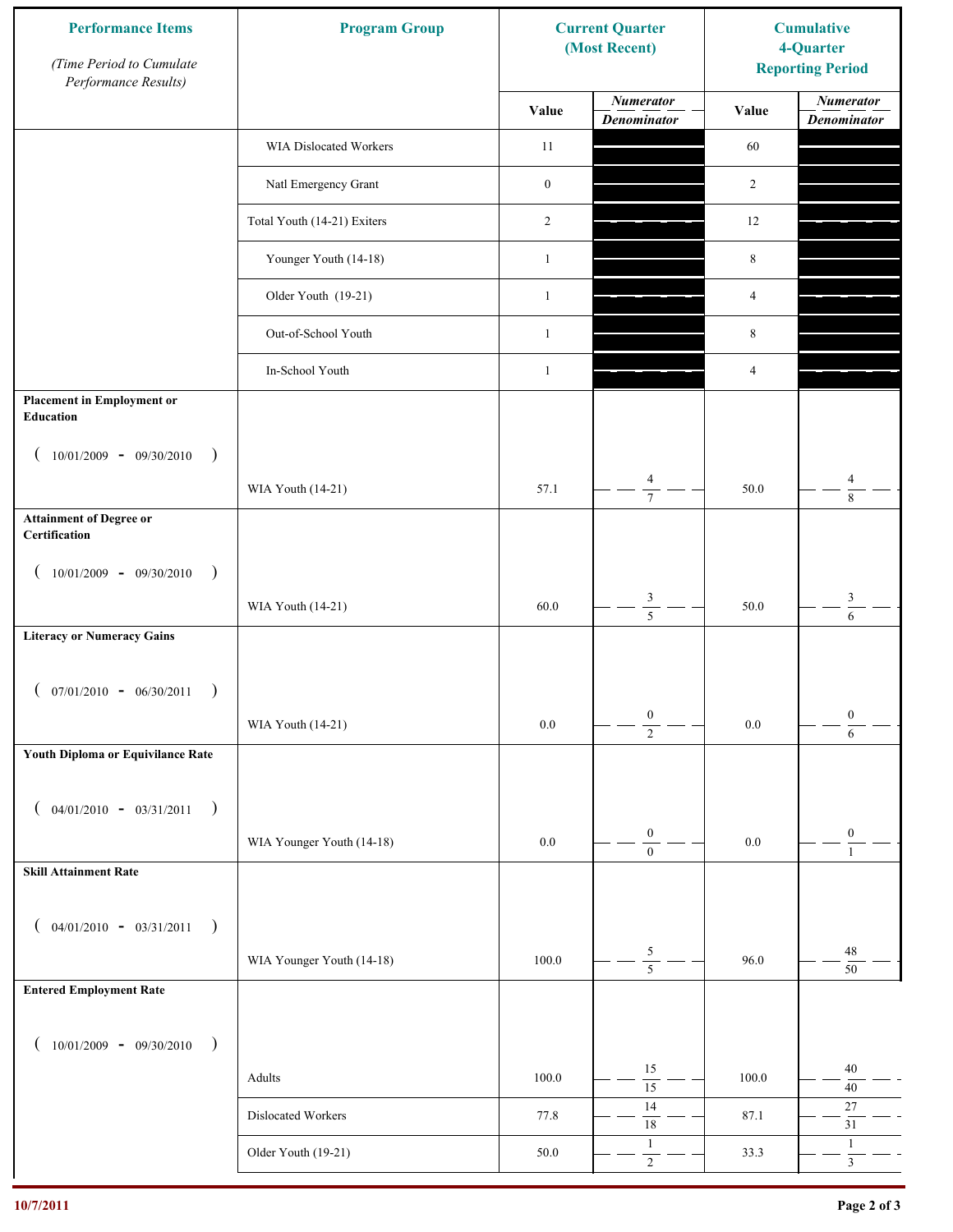| Performance Items (Time Period to Cumulate Performance Results) | Program Group | Current Quarter (Most Recent) | | Cumulative 4-Quarter Reporting Period | |
|---|---|---|---|---|---|
| | | Value | *Numerator* / *Denominator* | Value | *Numerator* / *Denominator* |
| | WIA Dislocated Workers | 11 | | 60 | |
| | Natl Emergency Grant | 0 | | 2 | |
| | Total Youth (14-21) Exiters | 2 | | 12 | |
| | Younger Youth (14-18) | 1 | | 8 | |
| | Older Youth (19-21) | 1 | | 4 | |
| | Out-of-School Youth | 1 | | 8 | |
| | In-School Youth | 1 | | 4 | |
| **Placement in Employment or Education** ( 10/01/2009 - 09/30/2010 ) | WIA Youth (14-21) | 57.1 | 4 / 7 | 50.0 | 4 / 8 |
| **Attainment of Degree or Certification** ( 10/01/2009 - 09/30/2010 ) | WIA Youth (14-21) | 60.0 | 3 / 5 | 50.0 | 3 / 6 |
| **Literacy or Numeracy Gains** ( 07/01/2010 - 06/30/2011 ) | WIA Youth (14-21) | 0.0 | 0 / 2 | 0.0 | 0 / 6 |
| **Youth Diploma or Equivilance Rate** ( 04/01/2010 - 03/31/2011 ) | WIA Younger Youth (14-18) | 0.0 | 0 / 0 | 0.0 | 0 / 1 |
| **Skill Attainment Rate** ( 04/01/2010 - 03/31/2011 ) | WIA Younger Youth (14-18) | 100.0 | 5 / 5 | 96.0 | 48 / 50 |
| **Entered Employment Rate** ( 10/01/2009 - 09/30/2010 ) | Adults | 100.0 | 15 / 15 | 100.0 | 40 / 40 |
| | Dislocated Workers | 77.8 | 14 / 18 | 87.1 | 27 / 31 |
| | Older Youth (19-21) | 50.0 | 1 / 2 | 33.3 | 1 / 3 |

10/7/2011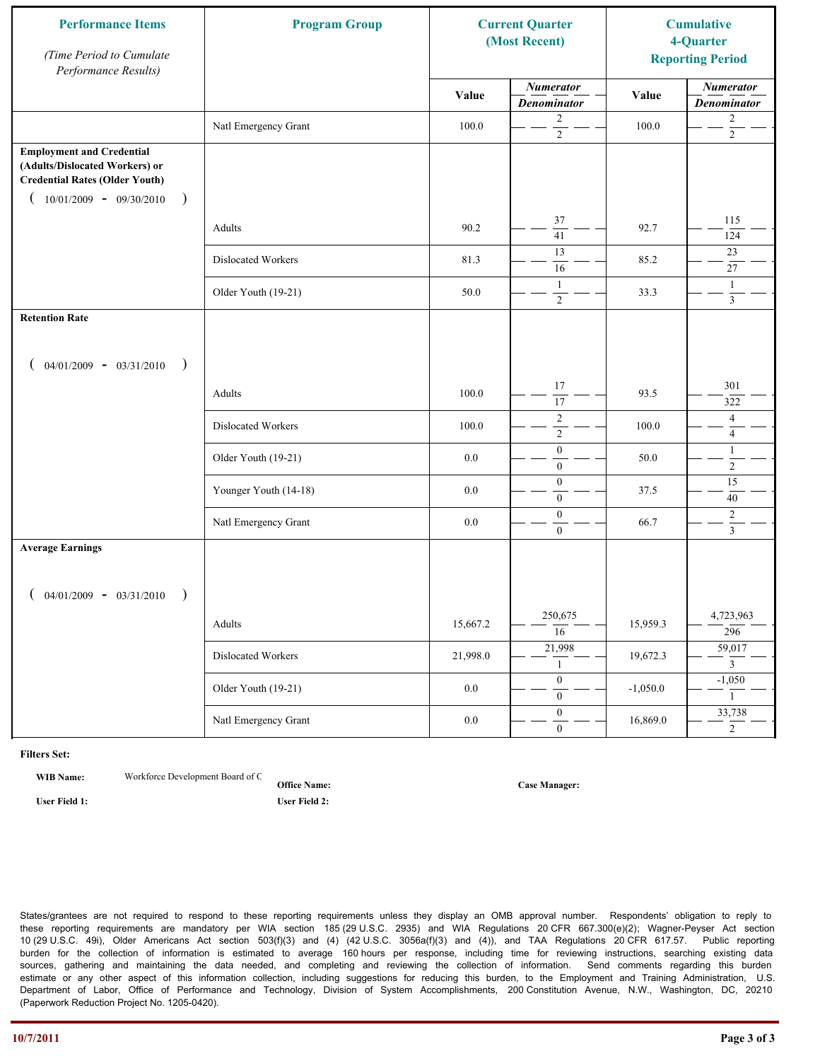| Performance Items *(Time Period to Cumulate Performance Results)* | Program Group | Current Quarter (Most Recent) | | Cumulative 4-Quarter Reporting Period | |
|---|---|---|---|---|---|
| | | Value | *Numerator / Denominator* | Value | *Numerator / Denominator* |
| | Natl Emergency Grant | 100.0 | 2 / 2 | 100.0 | 2 / 2 |
| **Employment and Credential (Adults/Dislocated Workers) or Credential Rates (Older Youth)** ( 10/01/2009 - 09/30/2010 ) | Adults | 90.2 | 37 / 41 | 92.7 | 115 / 124 |
| | Dislocated Workers | 81.3 | 13 / 16 | 85.2 | 23 / 27 |
| | Older Youth (19-21) | 50.0 | 1 / 2 | 33.3 | 1 / 3 |
| **Retention Rate** ( 04/01/2009 - 03/31/2010 ) | Adults | 100.0 | 17 / 17 | 93.5 | 301 / 322 |
| | Dislocated Workers | 100.0 | 2 / 2 | 100.0 | 4 / 4 |
| | Older Youth (19-21) | 0.0 | 0 / 0 | 50.0 | 1 / 2 |
| | Younger Youth (14-18) | 0.0 | 0 / 0 | 37.5 | 15 / 40 |
| | Natl Emergency Grant | 0.0 | 0 / 0 | 66.7 | 2 / 3 |
| **Average Earnings** ( 04/01/2009 - 03/31/2010 ) | Adults | 15,667.2 | 250,675 / 16 | 15,959.3 | 4,723,963 / 296 |
| | Dislocated Workers | 21,998.0 | 21,998 / 1 | 19,672.3 | 59,017 / 3 |
| | Older Youth (19-21) | 0.0 | 0 / 0 | -1,050.0 | -1,050 / 1 |
| | Natl Emergency Grant | 0.0 | 0 / 0 | 16,869.0 | 33,738 / 2 |

**Filters Set:**

**WIB Name:** Workforce Development Board of C **Office Name:** **Case Manager:**

**User Field 1:** **User Field 2:**

States/grantees are not required to respond to these reporting requirements unless they display an OMB approval number. Respondents' obligation to reply to these reporting requirements are mandatory per WIA section 185 (29 U.S.C. 2935) and WIA Regulations 20 CFR 667.300(e)(2); Wagner-Peyser Act section 10 (29 U.S.C. 49i), Older Americans Act section 503(f)(3) and (4) (42 U.S.C. 3056a(f)(3) and (4)), and TAA Regulations 20 CFR 617.57. Public reporting burden for the collection of information is estimated to average 160 hours per response, including time for reviewing instructions, searching existing data sources, gathering and maintaining the data needed, and completing and reviewing the collection of information. Send comments regarding this burden estimate or any other aspect of this information collection, including suggestions for reducing this burden, to the Employment and Training Administration, U.S. Department of Labor, Office of Performance and Technology, Division of System Accomplishments, 200 Constitution Avenue, N.W., Washington, DC, 20210 (Paperwork Reduction Project No. 1205-0420).

10/7/2011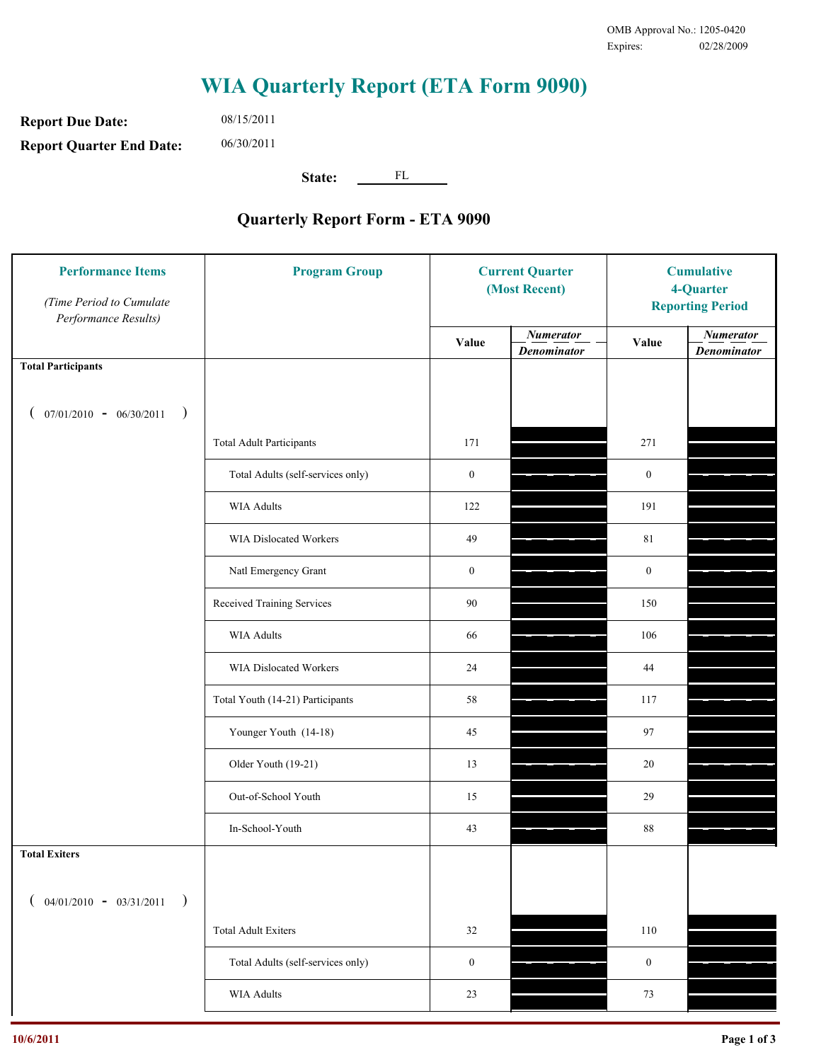OMB Approval No.: 1205-0420
Expires: 02/28/2009

# WIA Quarterly Report (ETA Form 9090)

**Report Due Date:** 08/15/2011

**Report Quarter End Date:** 06/30/2011

**State:** FL

## Quarterly Report Form - ETA 9090

| Performance Items *(Time Period to Cumulate Performance Results)* | Program Group | Current Quarter (Most Recent) Value | Current Quarter *Numerator / Denominator* | Cumulative 4-Quarter Reporting Period Value | Cumulative *Numerator / Denominator* |
|---|---|---|---|---|---|
| **Total Participants** ( 07/01/2010 - 06/30/2011 ) | | | | | |
| | Total Adult Participants | 171 | | 271 | |
| | Total Adults (self-services only) | 0 | | 0 | |
| | WIA Adults | 122 | | 191 | |
| | WIA Dislocated Workers | 49 | | 81 | |
| | Natl Emergency Grant | 0 | | 0 | |
| | Received Training Services | 90 | | 150 | |
| | WIA Adults | 66 | | 106 | |
| | WIA Dislocated Workers | 24 | | 44 | |
| | Total Youth (14-21) Participants | 58 | | 117 | |
| | Younger Youth (14-18) | 45 | | 97 | |
| | Older Youth (19-21) | 13 | | 20 | |
| | Out-of-School Youth | 15 | | 29 | |
| | In-School-Youth | 43 | | 88 | |
| **Total Exiters** ( 04/01/2010 - 03/31/2011 ) | | | | | |
| | Total Adult Exiters | 32 | | 110 | |
| | Total Adults (self-services only) | 0 | | 0 | |
| | WIA Adults | 23 | | 73 | |

10/6/2011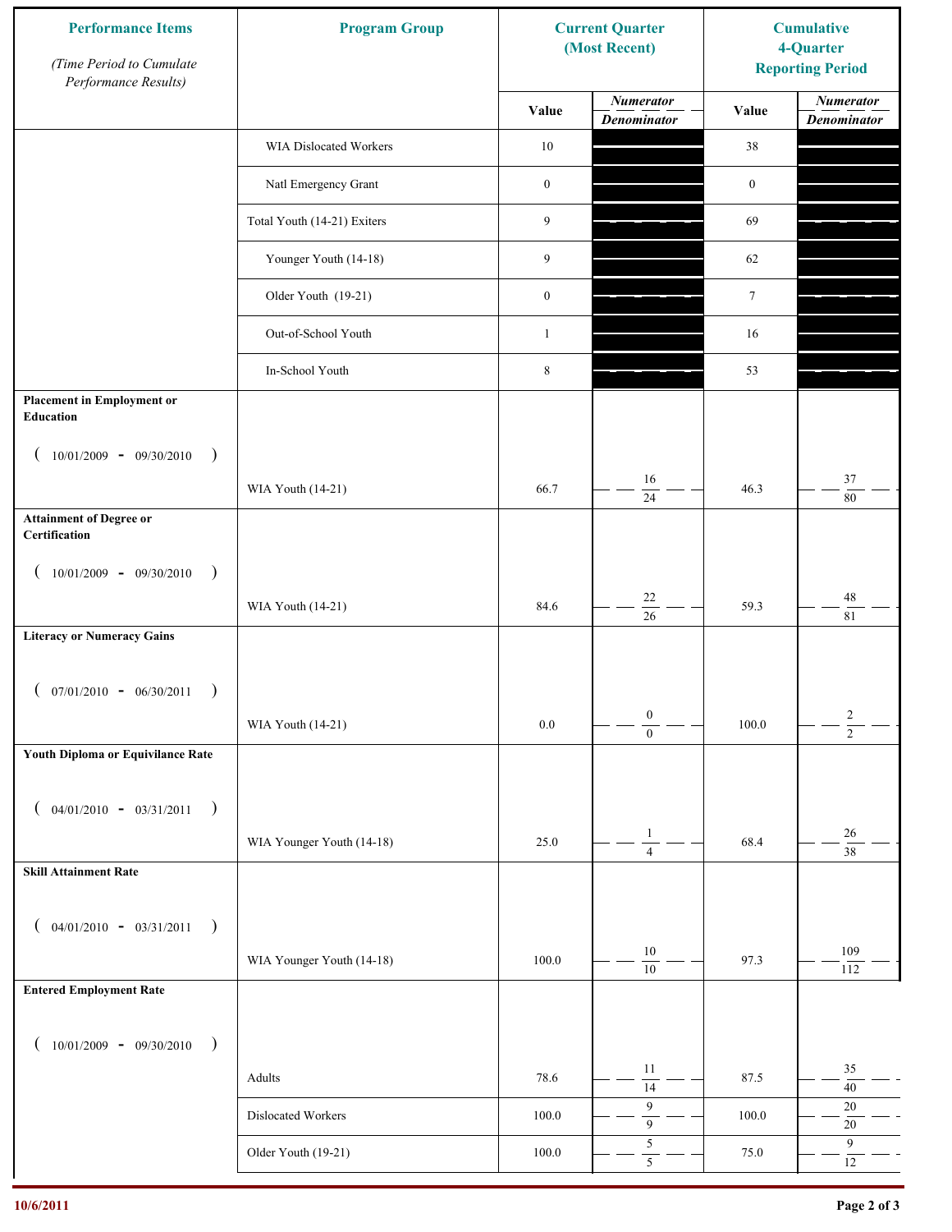| Performance Items (Time Period to Cumulate Performance Results) | Program Group | Current Quarter (Most Recent) Value | Current Quarter Numerator / Denominator | Cumulative 4-Quarter Reporting Period Value | Cumulative Numerator / Denominator |
|---|---|---|---|---|---|
| | WIA Dislocated Workers | 10 | | 38 | |
| | Natl Emergency Grant | 0 | | 0 | |
| | Total Youth (14-21) Exiters | 9 | | 69 | |
| | Younger Youth (14-18) | 9 | | 62 | |
| | Older Youth (19-21) | 0 | | 7 | |
| | Out-of-School Youth | 1 | | 16 | |
| | In-School Youth | 8 | | 53 | |
| **Placement in Employment or Education** (10/01/2009 - 09/30/2010) | WIA Youth (14-21) | 66.7 | 16 / 24 | 46.3 | 37 / 80 |
| **Attainment of Degree or Certification** (10/01/2009 - 09/30/2010) | WIA Youth (14-21) | 84.6 | 22 / 26 | 59.3 | 48 / 81 |
| **Literacy or Numeracy Gains** (07/01/2010 - 06/30/2011) | WIA Youth (14-21) | 0.0 | 0 / 0 | 100.0 | 2 / 2 |
| **Youth Diploma or Equivilance Rate** (04/01/2010 - 03/31/2011) | WIA Younger Youth (14-18) | 25.0 | 1 / 4 | 68.4 | 26 / 38 |
| **Skill Attainment Rate** (04/01/2010 - 03/31/2011) | WIA Younger Youth (14-18) | 100.0 | 10 / 10 | 97.3 | 109 / 112 |
| **Entered Employment Rate** (10/01/2009 - 09/30/2010) | Adults | 78.6 | 11 / 14 | 87.5 | 35 / 40 |
| | Dislocated Workers | 100.0 | 9 / 9 | 100.0 | 20 / 20 |
| | Older Youth (19-21) | 100.0 | 5 / 5 | 75.0 | 9 / 12 |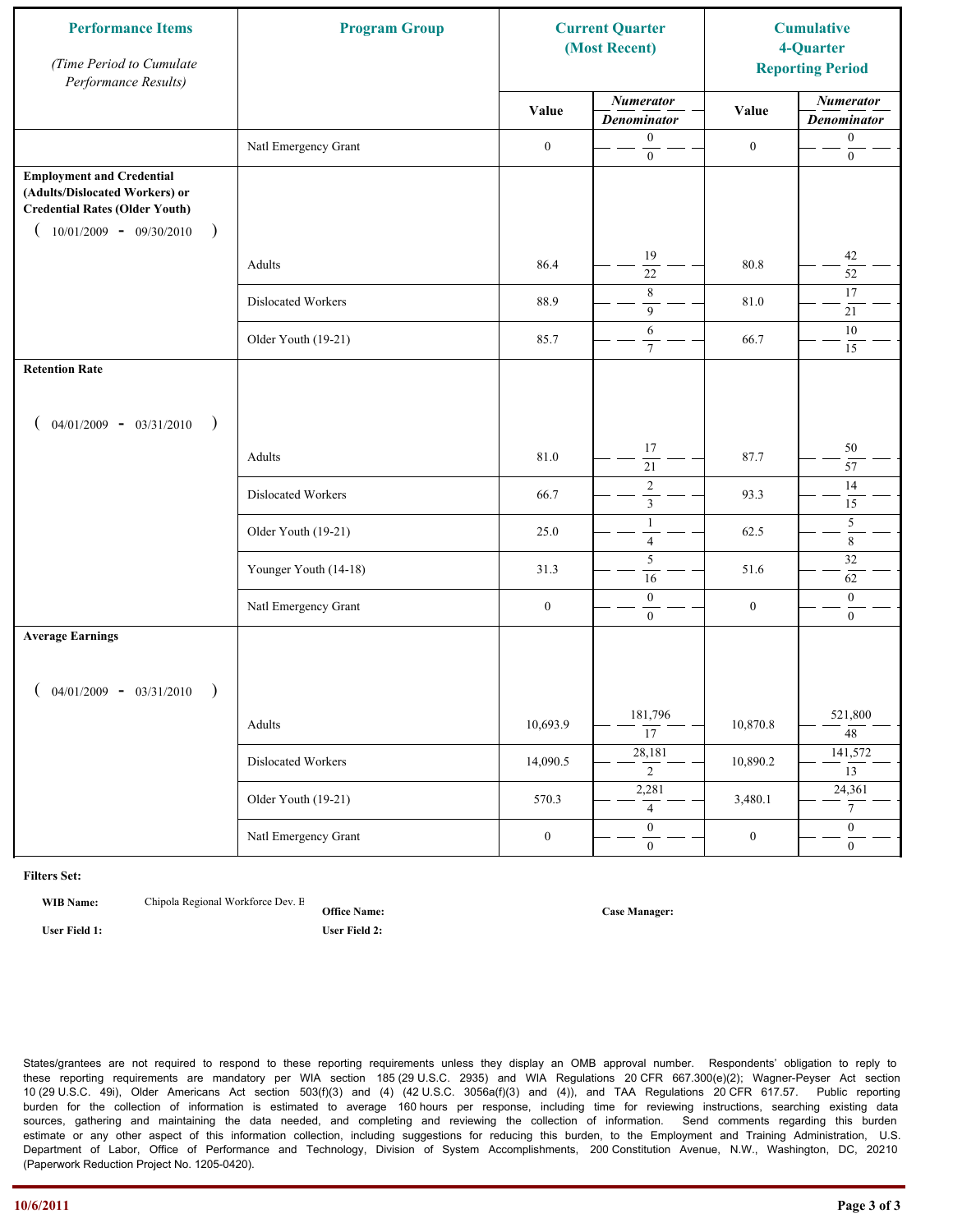| Performance Items *(Time Period to Cumulate Performance Results)* | Program Group | Current Quarter (Most Recent) Value | Current Quarter Numerator / Denominator | Cumulative 4-Quarter Reporting Period Value | Cumulative Numerator / Denominator |
|---|---|---|---|---|---|
| | Natl Emergency Grant | 0 | 0 / 0 | 0 | 0 / 0 |
| **Employment and Credential (Adults/Dislocated Workers) or Credential Rates (Older Youth)** ( 10/01/2009 - 09/30/2010 ) | Adults | 86.4 | 19 / 22 | 80.8 | 42 / 52 |
| | Dislocated Workers | 88.9 | 8 / 9 | 81.0 | 17 / 21 |
| | Older Youth (19-21) | 85.7 | 6 / 7 | 66.7 | 10 / 15 |
| **Retention Rate** ( 04/01/2009 - 03/31/2010 ) | Adults | 81.0 | 17 / 21 | 87.7 | 50 / 57 |
| | Dislocated Workers | 66.7 | 2 / 3 | 93.3 | 14 / 15 |
| | Older Youth (19-21) | 25.0 | 1 / 4 | 62.5 | 5 / 8 |
| | Younger Youth (14-18) | 31.3 | 5 / 16 | 51.6 | 32 / 62 |
| | Natl Emergency Grant | 0 | 0 / 0 | 0 | 0 / 0 |
| **Average Earnings** ( 04/01/2009 - 03/31/2010 ) | Adults | 10,693.9 | 181,796 / 17 | 10,870.8 | 521,800 / 48 |
| | Dislocated Workers | 14,090.5 | 28,181 / 2 | 10,890.2 | 141,572 / 13 |
| | Older Youth (19-21) | 570.3 | 2,281 / 4 | 3,480.1 | 24,361 / 7 |
| | Natl Emergency Grant | 0 | 0 / 0 | 0 | 0 / 0 |

**Filters Set:**

**WIB Name:** Chipola Regional Workforce Dev. B **Office Name:** **Case Manager:**

**User Field 1:** **User Field 2:**

States/grantees are not required to respond to these reporting requirements unless they display an OMB approval number. Respondents' obligation to reply to these reporting requirements are mandatory per WIA section 185 (29 U.S.C. 2935) and WIA Regulations 20 CFR 667.300(e)(2); Wagner-Peyser Act section 10 (29 U.S.C. 49i), Older Americans Act section 503(f)(3) and (4) (42 U.S.C. 3056a(f)(3) and (4)), and TAA Regulations 20 CFR 617.57. Public reporting burden for the collection of information is estimated to average 160 hours per response, including time for reviewing instructions, searching existing data sources, gathering and maintaining the data needed, and completing and reviewing the collection of information. Send comments regarding this burden estimate or any other aspect of this information collection, including suggestions for reducing this burden, to the Employment and Training Administration, U.S. Department of Labor, Office of Performance and Technology, Division of System Accomplishments, 200 Constitution Avenue, N.W., Washington, DC, 20210 (Paperwork Reduction Project No. 1205-0420).

10/6/2011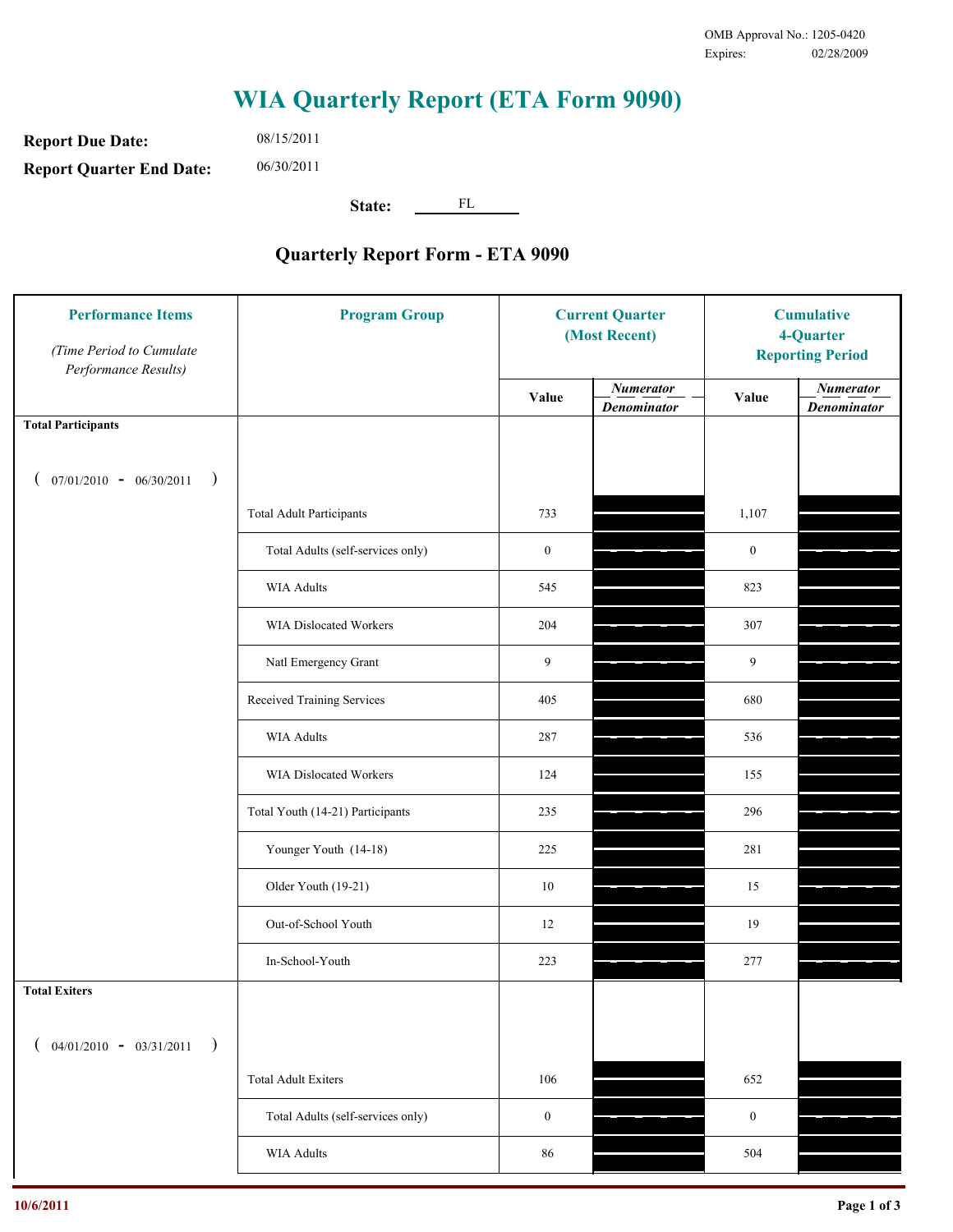OMB Approval No.: 1205-0420
Expires: 02/28/2009

# WIA Quarterly Report (ETA Form 9090)

**Report Due Date:** 08/15/2011

**Report Quarter End Date:** 06/30/2011

**State:** FL

## Quarterly Report Form - ETA 9090

| Performance Items *(Time Period to Cumulate Performance Results)* | Program Group | Current Quarter (Most Recent) Value | Current Quarter *Numerator / Denominator* | Cumulative 4-Quarter Reporting Period Value | Cumulative *Numerator / Denominator* |
|---|---|---|---|---|---|
| **Total Participants** ( 07/01/2010 - 06/30/2011 ) | | | | | |
| | Total Adult Participants | 733 | | 1,107 | |
| | Total Adults (self-services only) | 0 | | 0 | |
| | WIA Adults | 545 | | 823 | |
| | WIA Dislocated Workers | 204 | | 307 | |
| | Natl Emergency Grant | 9 | | 9 | |
| | Received Training Services | 405 | | 680 | |
| | WIA Adults | 287 | | 536 | |
| | WIA Dislocated Workers | 124 | | 155 | |
| | Total Youth (14-21) Participants | 235 | | 296 | |
| | Younger Youth (14-18) | 225 | | 281 | |
| | Older Youth (19-21) | 10 | | 15 | |
| | Out-of-School Youth | 12 | | 19 | |
| | In-School-Youth | 223 | | 277 | |
| **Total Exiters** ( 04/01/2010 - 03/31/2011 ) | | | | | |
| | Total Adult Exiters | 106 | | 652 | |
| | Total Adults (self-services only) | 0 | | 0 | |
| | WIA Adults | 86 | | 504 | |

10/6/2011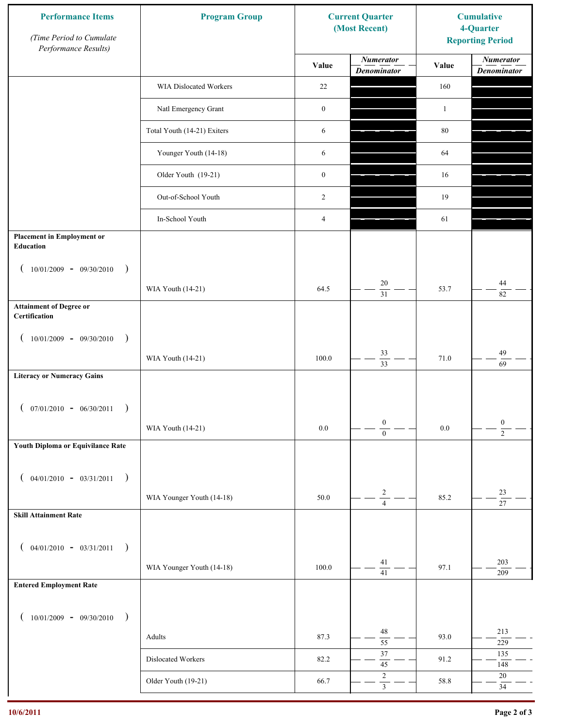| Performance Items *(Time Period to Cumulate Performance Results)* | Program Group | Current Quarter (Most Recent) Value | Current Quarter Numerator / Denominator | Cumulative 4-Quarter Reporting Period Value | Cumulative Numerator / Denominator |
|---|---|---|---|---|---|
| | WIA Dislocated Workers | 22 | | 160 | |
| | Natl Emergency Grant | 0 | | 1 | |
| | Total Youth (14-21) Exiters | 6 | | 80 | |
| | Younger Youth (14-18) | 6 | | 64 | |
| | Older Youth (19-21) | 0 | | 16 | |
| | Out-of-School Youth | 2 | | 19 | |
| | In-School Youth | 4 | | 61 | |
| **Placement in Employment or Education** ( 10/01/2009 - 09/30/2010 ) | WIA Youth (14-21) | 64.5 | 20 / 31 | 53.7 | 44 / 82 |
| **Attainment of Degree or Certification** ( 10/01/2009 - 09/30/2010 ) | WIA Youth (14-21) | 100.0 | 33 / 33 | 71.0 | 49 / 69 |
| **Literacy or Numeracy Gains** ( 07/01/2010 - 06/30/2011 ) | WIA Youth (14-21) | 0.0 | 0 / 0 | 0.0 | 0 / 2 |
| **Youth Diploma or Equivilance Rate** ( 04/01/2010 - 03/31/2011 ) | WIA Younger Youth (14-18) | 50.0 | 2 / 4 | 85.2 | 23 / 27 |
| **Skill Attainment Rate** ( 04/01/2010 - 03/31/2011 ) | WIA Younger Youth (14-18) | 100.0 | 41 / 41 | 97.1 | 203 / 209 |
| **Entered Employment Rate** ( 10/01/2009 - 09/30/2010 ) | Adults | 87.3 | 48 / 55 | 93.0 | 213 / 229 |
| | Dislocated Workers | 82.2 | 37 / 45 | 91.2 | 135 / 148 |
| | Older Youth (19-21) | 66.7 | 2 / 3 | 58.8 | 20 / 34 |

10/6/2011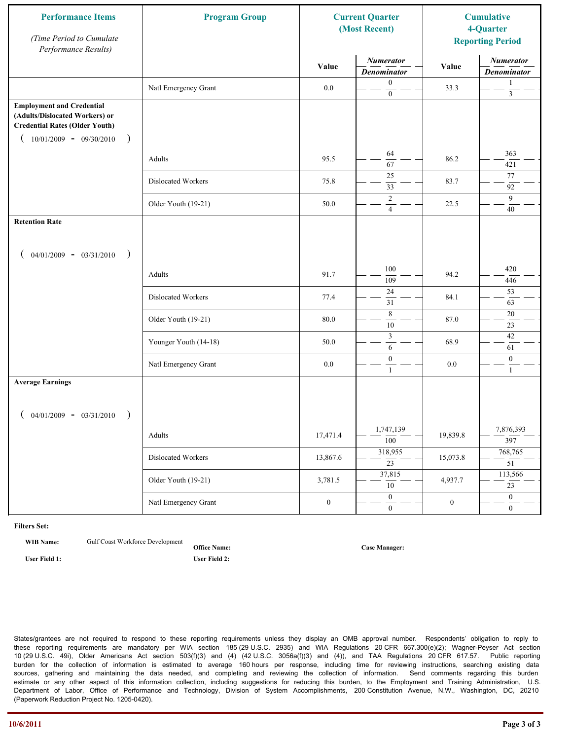| Performance Items *(Time Period to Cumulate Performance Results)* | Program Group | Current Quarter (Most Recent) | | Cumulative 4-Quarter Reporting Period | |
|---|---|---|---|---|---|
| | | Value | *Numerator* / *Denominator* | Value | *Numerator* / *Denominator* |
| | Natl Emergency Grant | 0.0 | 0 / 0 | 33.3 | 1 / 3 |
| **Employment and Credential (Adults/Dislocated Workers) or Credential Rates (Older Youth)** ( 10/01/2009 - 09/30/2010 ) | Adults | 95.5 | 64 / 67 | 86.2 | 363 / 421 |
| | Dislocated Workers | 75.8 | 25 / 33 | 83.7 | 77 / 92 |
| | Older Youth (19-21) | 50.0 | 2 / 4 | 22.5 | 9 / 40 |
| **Retention Rate** ( 04/01/2009 - 03/31/2010 ) | Adults | 91.7 | 100 / 109 | 94.2 | 420 / 446 |
| | Dislocated Workers | 77.4 | 24 / 31 | 84.1 | 53 / 63 |
| | Older Youth (19-21) | 80.0 | 8 / 10 | 87.0 | 20 / 23 |
| | Younger Youth (14-18) | 50.0 | 3 / 6 | 68.9 | 42 / 61 |
| | Natl Emergency Grant | 0.0 | 0 / 1 | 0.0 | 0 / 1 |
| **Average Earnings** ( 04/01/2009 - 03/31/2010 ) | Adults | 17,471.4 | 1,747,139 / 100 | 19,839.8 | 7,876,393 / 397 |
| | Dislocated Workers | 13,867.6 | 318,955 / 23 | 15,073.8 | 768,765 / 51 |
| | Older Youth (19-21) | 3,781.5 | 37,815 / 10 | 4,937.7 | 113,566 / 23 |
| | Natl Emergency Grant | 0 | 0 / 0 | 0 | 0 / 0 |

**Filters Set:**

**WIB Name:** Gulf Coast Workforce Development **Office Name:** **Case Manager:**

**User Field 1:** **User Field 2:**

States/grantees are not required to respond to these reporting requirements unless they display an OMB approval number. Respondents' obligation to reply to these reporting requirements are mandatory per WIA section 185 (29 U.S.C. 2935) and WIA Regulations 20 CFR 667.300(e)(2); Wagner-Peyser Act section 10 (29 U.S.C. 49i), Older Americans Act section 503(f)(3) and (4) (42 U.S.C. 3056a(f)(3) and (4)), and TAA Regulations 20 CFR 617.57. Public reporting burden for the collection of information is estimated to average 160 hours per response, including time for reviewing instructions, searching existing data sources, gathering and maintaining the data needed, and completing and reviewing the collection of information. Send comments regarding this burden estimate or any other aspect of this information collection, including suggestions for reducing this burden, to the Employment and Training Administration, U.S. Department of Labor, Office of Performance and Technology, Division of System Accomplishments, 200 Constitution Avenue, N.W., Washington, DC, 20210 (Paperwork Reduction Project No. 1205-0420).

10/6/2011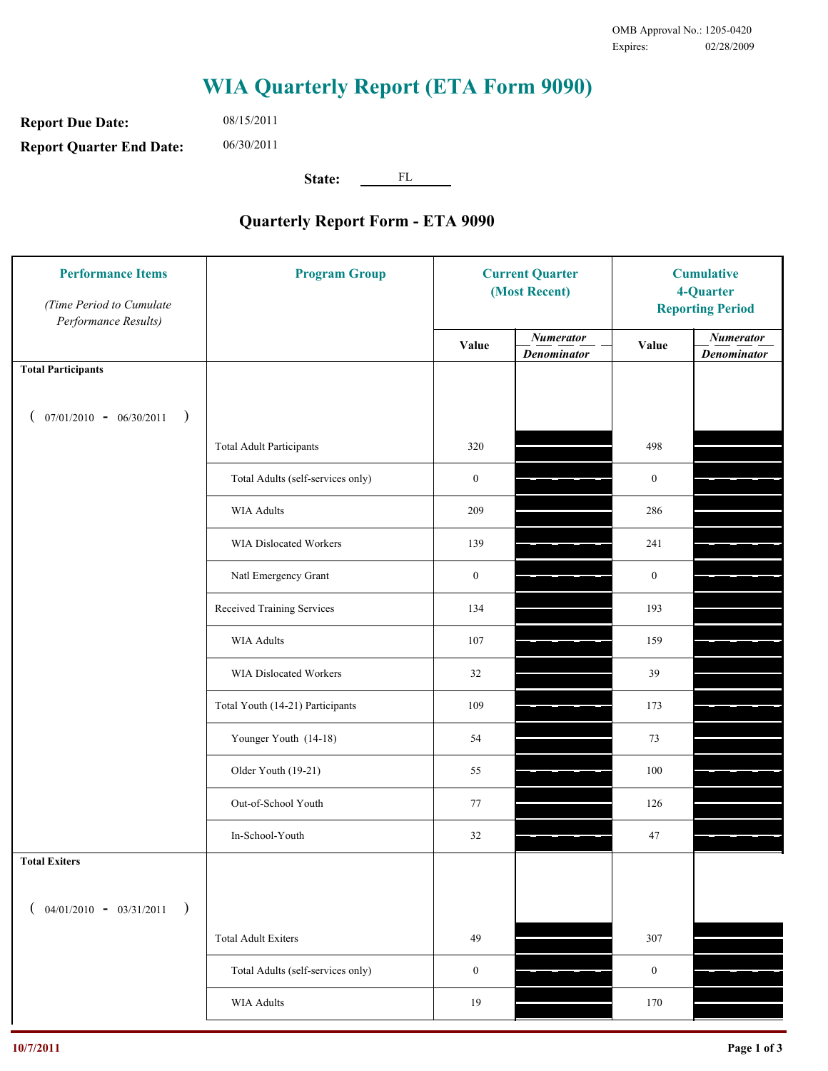OMB Approval No.: 1205-0420
Expires: 02/28/2009

# WIA Quarterly Report (ETA Form 9090)

**Report Due Date:** 08/15/2011

**Report Quarter End Date:** 06/30/2011

**State:** FL

## Quarterly Report Form - ETA 9090

| Performance Items *(Time Period to Cumulate Performance Results)* | Program Group | Current Quarter (Most Recent) Value | Current Quarter *Numerator / Denominator* | Cumulative 4-Quarter Reporting Period Value | Cumulative 4-Quarter *Numerator / Denominator* |
|---|---|---|---|---|---|
| **Total Participants** ( 07/01/2010 - 06/30/2011 ) | | | | | |
| | Total Adult Participants | 320 | | 498 | |
| | Total Adults (self-services only) | 0 | | 0 | |
| | WIA Adults | 209 | | 286 | |
| | WIA Dislocated Workers | 139 | | 241 | |
| | Natl Emergency Grant | 0 | | 0 | |
| | Received Training Services | 134 | | 193 | |
| | WIA Adults | 107 | | 159 | |
| | WIA Dislocated Workers | 32 | | 39 | |
| | Total Youth (14-21) Participants | 109 | | 173 | |
| | Younger Youth (14-18) | 54 | | 73 | |
| | Older Youth (19-21) | 55 | | 100 | |
| | Out-of-School Youth | 77 | | 126 | |
| | In-School-Youth | 32 | | 47 | |
| **Total Exiters** ( 04/01/2010 - 03/31/2011 ) | | | | | |
| | Total Adult Exiters | 49 | | 307 | |
| | Total Adults (self-services only) | 0 | | 0 | |
| | WIA Adults | 19 | | 170 | |

10/7/2011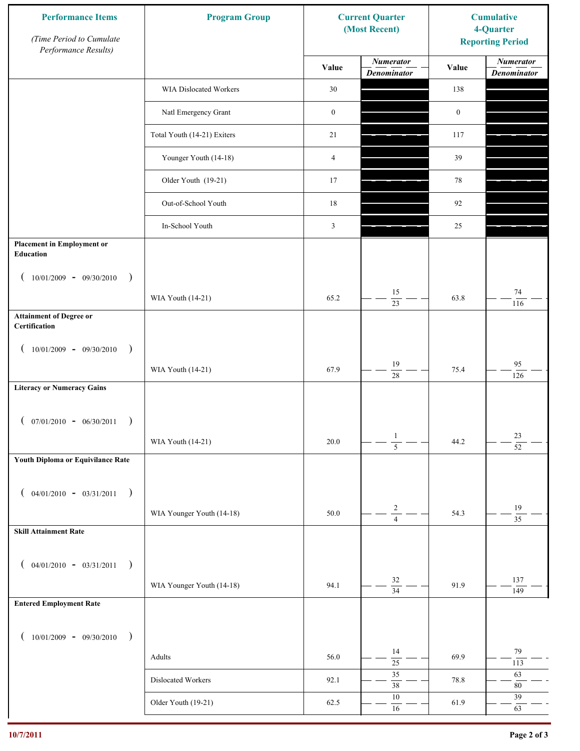| Performance Items *(Time Period to Cumulate Performance Results)* | Program Group | Current Quarter (Most Recent) | | Cumulative 4-Quarter Reporting Period | |
|---|---|---|---|---|---|
| | | Value | *Numerator* / *Denominator* | Value | *Numerator* / *Denominator* |
| | WIA Dislocated Workers | 30 | | 138 | |
| | Natl Emergency Grant | 0 | | 0 | |
| | Total Youth (14-21) Exiters | 21 | | 117 | |
| | Younger Youth (14-18) | 4 | | 39 | |
| | Older Youth (19-21) | 17 | | 78 | |
| | Out-of-School Youth | 18 | | 92 | |
| | In-School Youth | 3 | | 25 | |
| **Placement in Employment or Education** ( 10/01/2009 - 09/30/2010 ) | WIA Youth (14-21) | 65.2 | 15 / 23 | 63.8 | 74 / 116 |
| **Attainment of Degree or Certification** ( 10/01/2009 - 09/30/2010 ) | WIA Youth (14-21) | 67.9 | 19 / 28 | 75.4 | 95 / 126 |
| **Literacy or Numeracy Gains** ( 07/01/2010 - 06/30/2011 ) | WIA Youth (14-21) | 20.0 | 1 / 5 | 44.2 | 23 / 52 |
| **Youth Diploma or Equivilance Rate** ( 04/01/2010 - 03/31/2011 ) | WIA Younger Youth (14-18) | 50.0 | 2 / 4 | 54.3 | 19 / 35 |
| **Skill Attainment Rate** ( 04/01/2010 - 03/31/2011 ) | WIA Younger Youth (14-18) | 94.1 | 32 / 34 | 91.9 | 137 / 149 |
| **Entered Employment Rate** ( 10/01/2009 - 09/30/2010 ) | Adults | 56.0 | 14 / 25 | 69.9 | 79 / 113 |
| | Dislocated Workers | 92.1 | 35 / 38 | 78.8 | 63 / 80 |
| | Older Youth (19-21) | 62.5 | 10 / 16 | 61.9 | 39 / 63 |

10/7/2011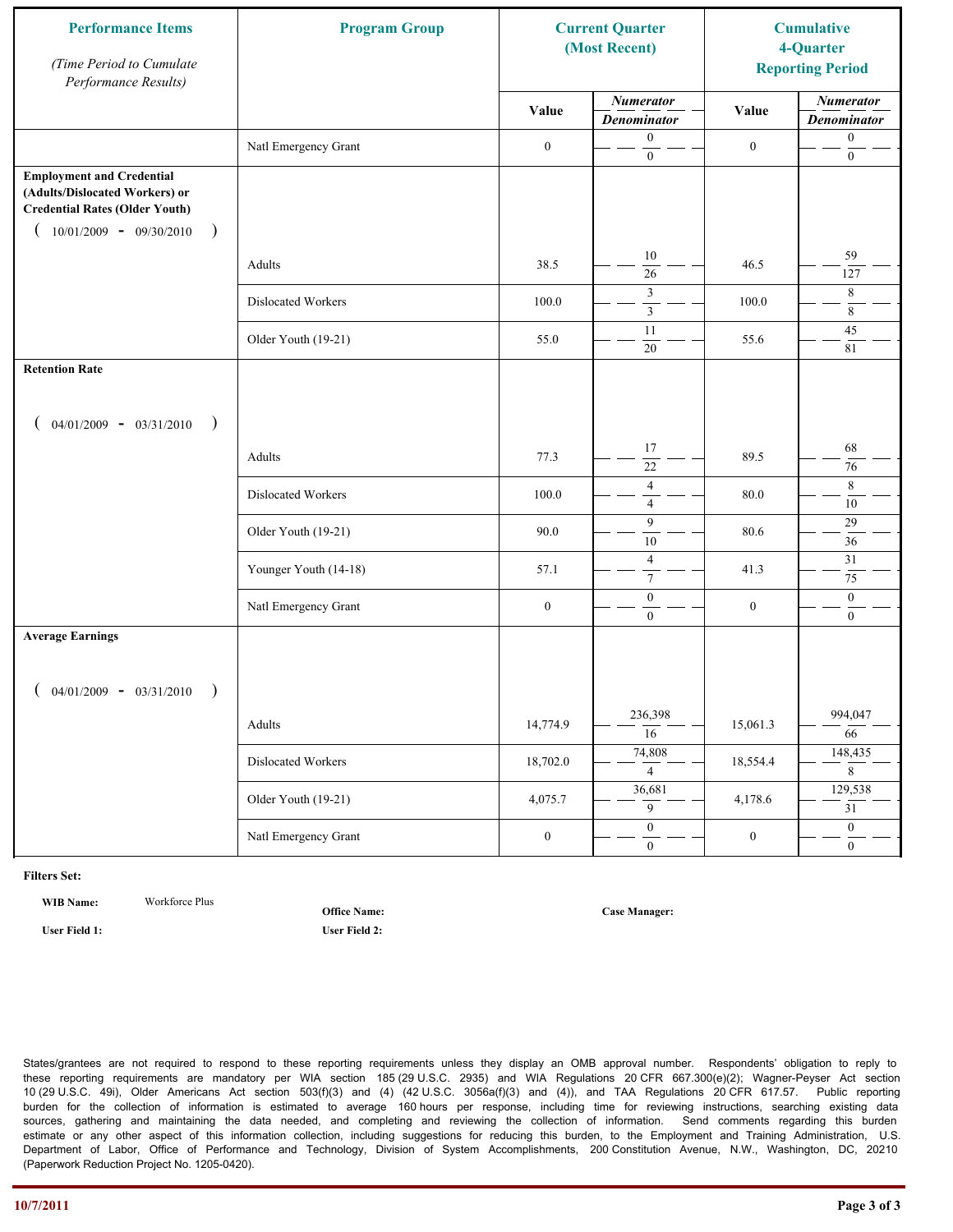| Performance Items (Time Period to Cumulate Performance Results) | Program Group | Current Quarter (Most Recent) | | Cumulative 4-Quarter Reporting Period | |
|---|---|---|---|---|---|
| | | Value | Numerator / Denominator | Value | Numerator / Denominator |
| | Natl Emergency Grant | 0 | 0 / 0 | 0 | 0 / 0 |
| **Employment and Credential (Adults/Dislocated Workers) or Credential Rates (Older Youth)** ( 10/01/2009 - 09/30/2010 ) | | | | | |
| | Adults | 38.5 | 10 / 26 | 46.5 | 59 / 127 |
| | Dislocated Workers | 100.0 | 3 / 3 | 100.0 | 8 / 8 |
| | Older Youth (19-21) | 55.0 | 11 / 20 | 55.6 | 45 / 81 |
| **Retention Rate** ( 04/01/2009 - 03/31/2010 ) | | | | | |
| | Adults | 77.3 | 17 / 22 | 89.5 | 68 / 76 |
| | Dislocated Workers | 100.0 | 4 / 4 | 80.0 | 8 / 10 |
| | Older Youth (19-21) | 90.0 | 9 / 10 | 80.6 | 29 / 36 |
| | Younger Youth (14-18) | 57.1 | 4 / 7 | 41.3 | 31 / 75 |
| | Natl Emergency Grant | 0 | 0 / 0 | 0 | 0 / 0 |
| **Average Earnings** ( 04/01/2009 - 03/31/2010 ) | | | | | |
| | Adults | 14,774.9 | 236,398 / 16 | 15,061.3 | 994,047 / 66 |
| | Dislocated Workers | 18,702.0 | 74,808 / 4 | 18,554.4 | 148,435 / 8 |
| | Older Youth (19-21) | 4,075.7 | 36,681 / 9 | 4,178.6 | 129,538 / 31 |
| | Natl Emergency Grant | 0 | 0 / 0 | 0 | 0 / 0 |

**Filters Set:**

**WIB Name:** Workforce Plus

**Office Name:**

**Case Manager:**

**User Field 1:**

**User Field 2:**

States/grantees are not required to respond to these reporting requirements unless they display an OMB approval number. Respondents' obligation to reply to these reporting requirements are mandatory per WIA section 185 (29 U.S.C. 2935) and WIA Regulations 20 CFR 667.300(e)(2); Wagner-Peyser Act section 10 (29 U.S.C. 49i), Older Americans Act section 503(f)(3) and (4) (42 U.S.C. 3056a(f)(3) and (4)), and TAA Regulations 20 CFR 617.57. Public reporting burden for the collection of information is estimated to average 160 hours per response, including time for reviewing instructions, searching existing data sources, gathering and maintaining the data needed, and completing and reviewing the collection of information. Send comments regarding this burden estimate or any other aspect of this information collection, including suggestions for reducing this burden, to the Employment and Training Administration, U.S. Department of Labor, Office of Performance and Technology, Division of System Accomplishments, 200 Constitution Avenue, N.W., Washington, DC, 20210 (Paperwork Reduction Project No. 1205-0420).

10/7/2011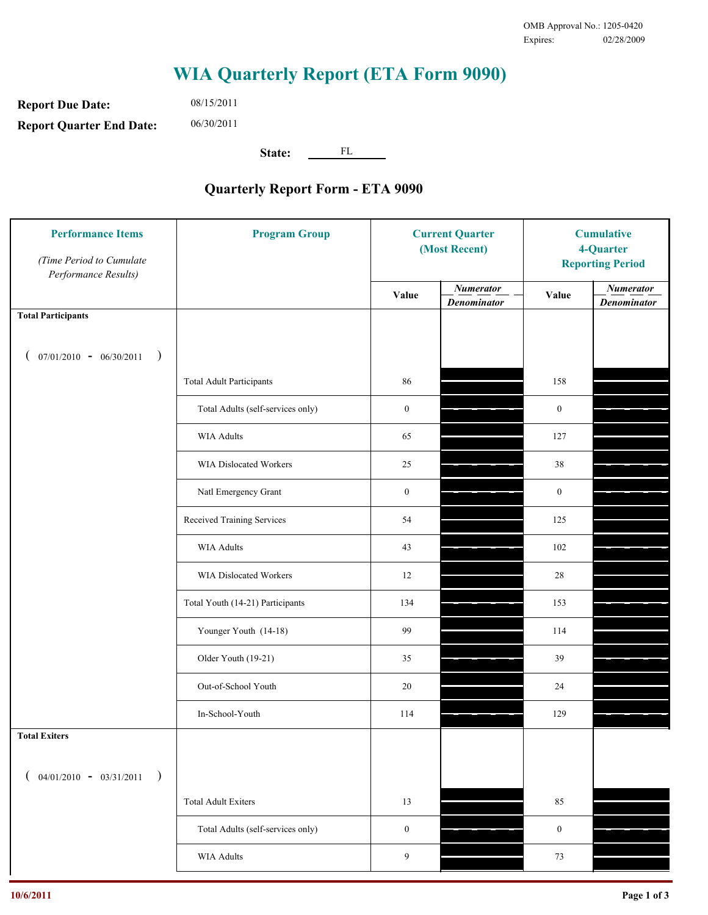OMB Approval No.: 1205-0420
Expires: 02/28/2009

# WIA Quarterly Report (ETA Form 9090)

**Report Due Date:** 08/15/2011

**Report Quarter End Date:** 06/30/2011

**State:** FL

## Quarterly Report Form - ETA 9090

| Performance Items *(Time Period to Cumulate Performance Results)* | Program Group | Current Quarter (Most Recent) Value | Current Quarter *Numerator / Denominator* | Cumulative 4-Quarter Reporting Period Value | Cumulative *Numerator / Denominator* |
|---|---|---|---|---|---|
| **Total Participants** ( 07/01/2010 - 06/30/2011 ) | | | | | |
| | Total Adult Participants | 86 | | 158 | |
| | Total Adults (self-services only) | 0 | | 0 | |
| | WIA Adults | 65 | | 127 | |
| | WIA Dislocated Workers | 25 | | 38 | |
| | Natl Emergency Grant | 0 | | 0 | |
| | Received Training Services | 54 | | 125 | |
| | WIA Adults | 43 | | 102 | |
| | WIA Dislocated Workers | 12 | | 28 | |
| | Total Youth (14-21) Participants | 134 | | 153 | |
| | Younger Youth (14-18) | 99 | | 114 | |
| | Older Youth (19-21) | 35 | | 39 | |
| | Out-of-School Youth | 20 | | 24 | |
| | In-School-Youth | 114 | | 129 | |
| **Total Exiters** ( 04/01/2010 - 03/31/2011 ) | | | | | |
| | Total Adult Exiters | 13 | | 85 | |
| | Total Adults (self-services only) | 0 | | 0 | |
| | WIA Adults | 9 | | 73 | |

10/6/2011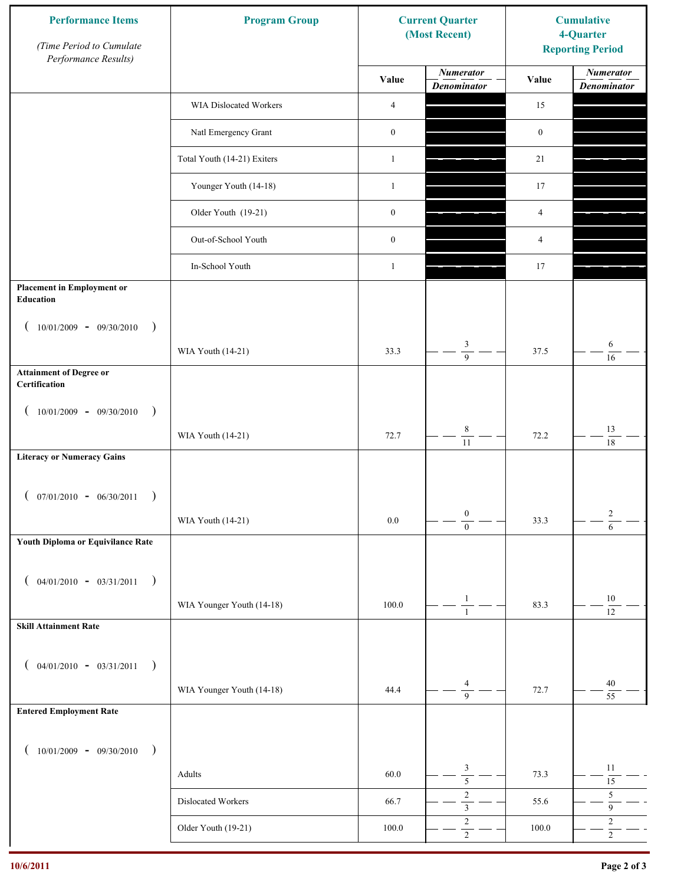| Performance Items *(Time Period to Cumulate Performance Results)* | Program Group | Current Quarter (Most Recent) | | Cumulative 4-Quarter Reporting Period | |
|---|---|---|---|---|---|
| | | Value | *Numerator* / *Denominator* | Value | *Numerator* / *Denominator* |
| | WIA Dislocated Workers | 4 | | 15 | |
| | Natl Emergency Grant | 0 | | 0 | |
| | Total Youth (14-21) Exiters | 1 | | 21 | |
| | Younger Youth (14-18) | 1 | | 17 | |
| | Older Youth (19-21) | 0 | | 4 | |
| | Out-of-School Youth | 0 | | 4 | |
| | In-School Youth | 1 | | 17 | |
| **Placement in Employment or Education** ( 10/01/2009 - 09/30/2010 ) | WIA Youth (14-21) | 33.3 | 3 / 9 | 37.5 | 6 / 16 |
| **Attainment of Degree or Certification** ( 10/01/2009 - 09/30/2010 ) | WIA Youth (14-21) | 72.7 | 8 / 11 | 72.2 | 13 / 18 |
| **Literacy or Numeracy Gains** ( 07/01/2010 - 06/30/2011 ) | WIA Youth (14-21) | 0.0 | 0 / 0 | 33.3 | 2 / 6 |
| **Youth Diploma or Equivilance Rate** ( 04/01/2010 - 03/31/2011 ) | WIA Younger Youth (14-18) | 100.0 | 1 / 1 | 83.3 | 10 / 12 |
| **Skill Attainment Rate** ( 04/01/2010 - 03/31/2011 ) | WIA Younger Youth (14-18) | 44.4 | 4 / 9 | 72.7 | 40 / 55 |
| **Entered Employment Rate** ( 10/01/2009 - 09/30/2010 ) | Adults | 60.0 | 3 / 5 | 73.3 | 11 / 15 |
| | Dislocated Workers | 66.7 | 2 / 3 | 55.6 | 5 / 9 |
| | Older Youth (19-21) | 100.0 | 2 / 2 | 100.0 | 2 / 2 |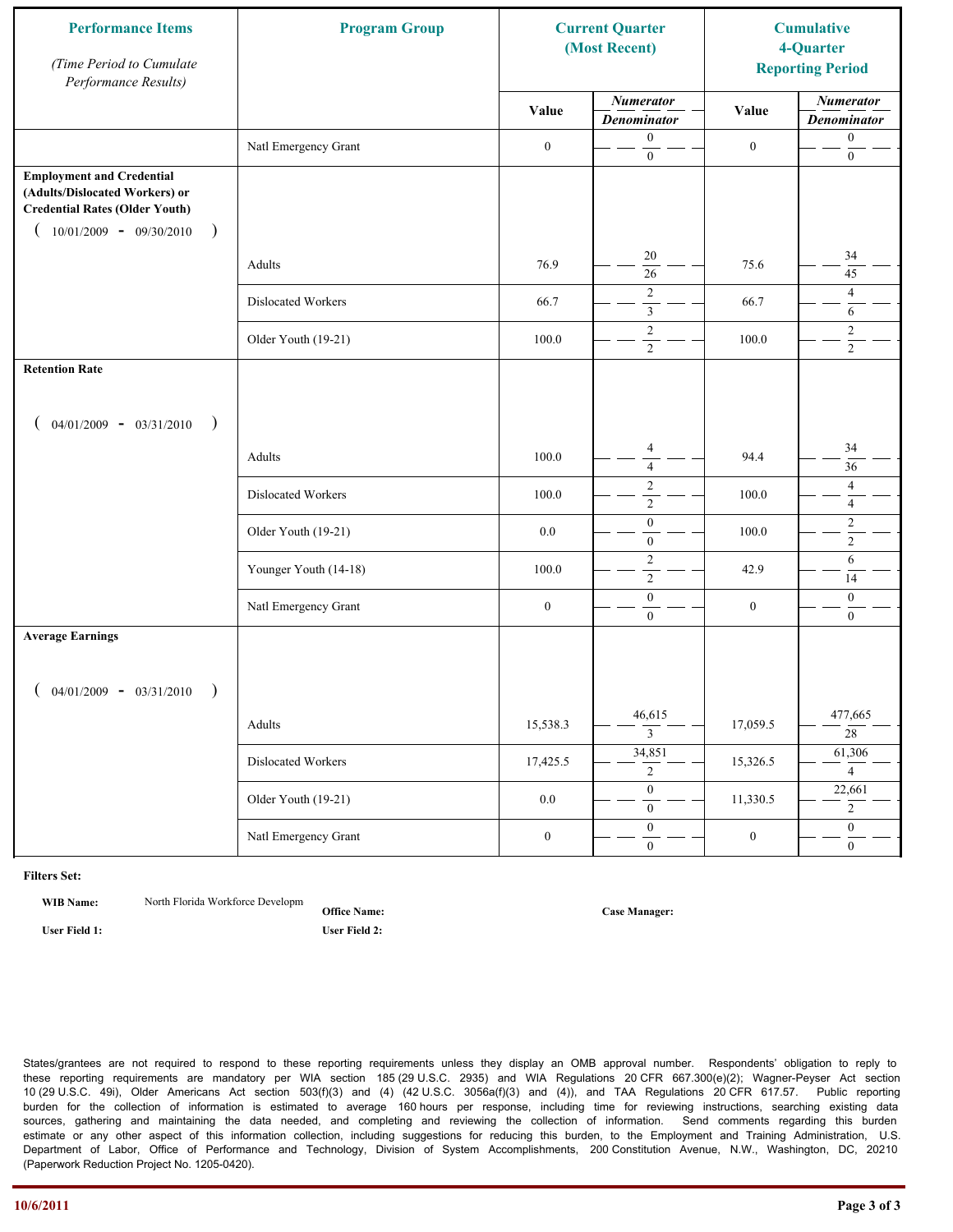| Performance Items *(Time Period to Cumulate Performance Results)* | Program Group | Current Quarter (Most Recent) Value | Current Quarter Numerator / Denominator | Cumulative 4-Quarter Reporting Period Value | Cumulative Numerator / Denominator |
|---|---|---|---|---|---|
| | Natl Emergency Grant | 0 | 0 / 0 | 0 | 0 / 0 |
| **Employment and Credential (Adults/Dislocated Workers) or Credential Rates (Older Youth)** ( 10/01/2009 - 09/30/2010 ) | Adults | 76.9 | 20 / 26 | 75.6 | 34 / 45 |
| | Dislocated Workers | 66.7 | 2 / 3 | 66.7 | 4 / 6 |
| | Older Youth (19-21) | 100.0 | 2 / 2 | 100.0 | 2 / 2 |
| **Retention Rate** ( 04/01/2009 - 03/31/2010 ) | Adults | 100.0 | 4 / 4 | 94.4 | 34 / 36 |
| | Dislocated Workers | 100.0 | 2 / 2 | 100.0 | 4 / 4 |
| | Older Youth (19-21) | 0.0 | 0 / 0 | 100.0 | 2 / 2 |
| | Younger Youth (14-18) | 100.0 | 2 / 2 | 42.9 | 6 / 14 |
| | Natl Emergency Grant | 0 | 0 / 0 | 0 | 0 / 0 |
| **Average Earnings** ( 04/01/2009 - 03/31/2010 ) | Adults | 15,538.3 | 46,615 / 3 | 17,059.5 | 477,665 / 28 |
| | Dislocated Workers | 17,425.5 | 34,851 / 2 | 15,326.5 | 61,306 / 4 |
| | Older Youth (19-21) | 0.0 | 0 / 0 | 11,330.5 | 22,661 / 2 |
| | Natl Emergency Grant | 0 | 0 / 0 | 0 | 0 / 0 |

**Filters Set:**

**WIB Name:** North Florida Workforce Developm

**Office Name:**

**Case Manager:**

**User Field 1:**

**User Field 2:**

States/grantees are not required to respond to these reporting requirements unless they display an OMB approval number. Respondents' obligation to reply to these reporting requirements are mandatory per WIA section 185 (29 U.S.C. 2935) and WIA Regulations 20 CFR 667.300(e)(2); Wagner-Peyser Act section 10 (29 U.S.C. 49i), Older Americans Act section 503(f)(3) and (4) (42 U.S.C. 3056a(f)(3) and (4)), and TAA Regulations 20 CFR 617.57. Public reporting burden for the collection of information is estimated to average 160 hours per response, including time for reviewing instructions, searching existing data sources, gathering and maintaining the data needed, and completing and reviewing the collection of information. Send comments regarding this burden estimate or any other aspect of this information collection, including suggestions for reducing this burden, to the Employment and Training Administration, U.S. Department of Labor, Office of Performance and Technology, Division of System Accomplishments, 200 Constitution Avenue, N.W., Washington, DC, 20210 (Paperwork Reduction Project No. 1205-0420).

10/6/2011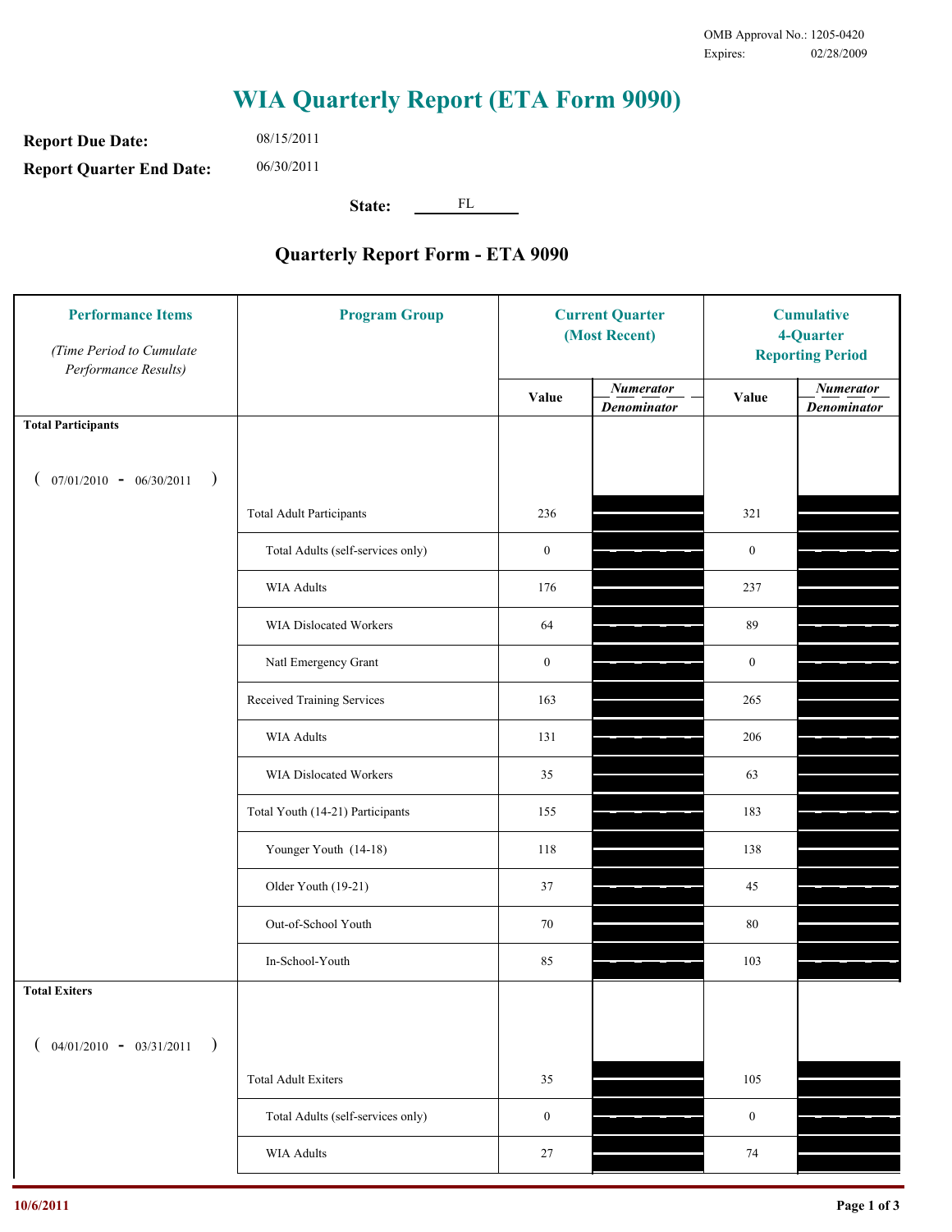OMB Approval No.: 1205-0420
Expires: 02/28/2009

# WIA Quarterly Report (ETA Form 9090)

**Report Due Date:** 08/15/2011

**Report Quarter End Date:** 06/30/2011

**State:** FL

## Quarterly Report Form - ETA 9090

| Performance Items *(Time Period to Cumulate Performance Results)* | Program Group | Current Quarter (Most Recent) Value | Current Quarter *Numerator / Denominator* | Cumulative 4-Quarter Reporting Period Value | Cumulative *Numerator / Denominator* |
|---|---|---|---|---|---|
| **Total Participants** ( 07/01/2010 - 06/30/2011 ) | | | | | |
| | Total Adult Participants | 236 | | 321 | |
| | Total Adults (self-services only) | 0 | | 0 | |
| | WIA Adults | 176 | | 237 | |
| | WIA Dislocated Workers | 64 | | 89 | |
| | Natl Emergency Grant | 0 | | 0 | |
| | Received Training Services | 163 | | 265 | |
| | WIA Adults | 131 | | 206 | |
| | WIA Dislocated Workers | 35 | | 63 | |
| | Total Youth (14-21) Participants | 155 | | 183 | |
| | Younger Youth (14-18) | 118 | | 138 | |
| | Older Youth (19-21) | 37 | | 45 | |
| | Out-of-School Youth | 70 | | 80 | |
| | In-School-Youth | 85 | | 103 | |
| **Total Exiters** ( 04/01/2010 - 03/31/2011 ) | | | | | |
| | Total Adult Exiters | 35 | | 105 | |
| | Total Adults (self-services only) | 0 | | 0 | |
| | WIA Adults | 27 | | 74 | |

10/6/2011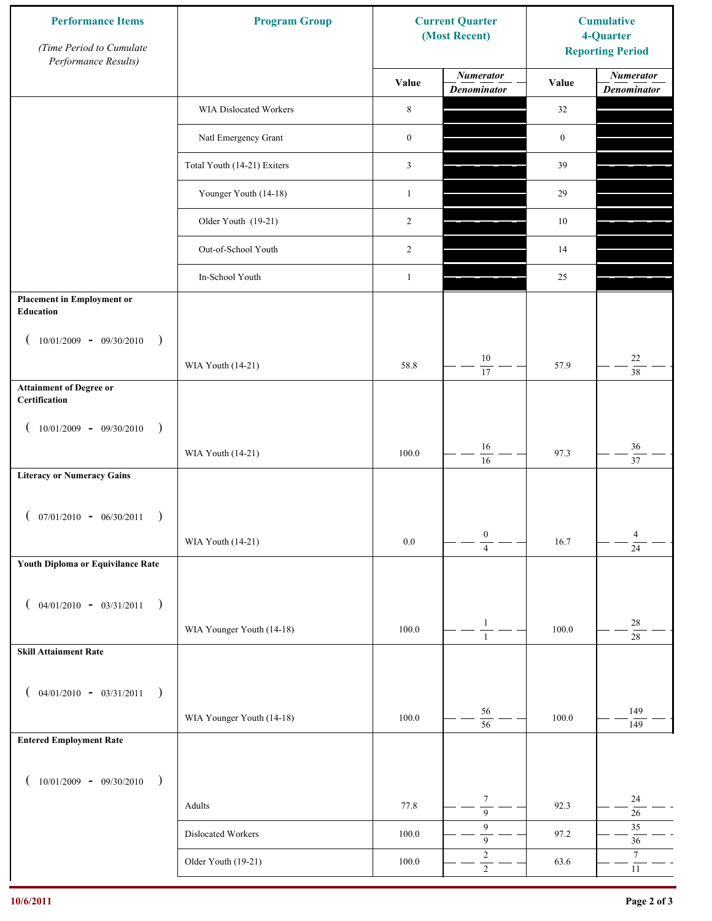| Performance Items (Time Period to Cumulate Performance Results) | Program Group | Current Quarter (Most Recent) Value | Current Quarter Numerator / Denominator | Cumulative 4-Quarter Reporting Period Value | Cumulative Numerator / Denominator |
|---|---|---|---|---|---|
| | WIA Dislocated Workers | 8 | | 32 | |
| | Natl Emergency Grant | 0 | | 0 | |
| | Total Youth (14-21) Exiters | 3 | | 39 | |
| | Younger Youth (14-18) | 1 | | 29 | |
| | Older Youth (19-21) | 2 | | 10 | |
| | Out-of-School Youth | 2 | | 14 | |
| | In-School Youth | 1 | | 25 | |
| **Placement in Employment or Education** ( 10/01/2009 - 09/30/2010 ) | WIA Youth (14-21) | 58.8 | 10 / 17 | 57.9 | 22 / 38 |
| **Attainment of Degree or Certification** ( 10/01/2009 - 09/30/2010 ) | WIA Youth (14-21) | 100.0 | 16 / 16 | 97.3 | 36 / 37 |
| **Literacy or Numeracy Gains** ( 07/01/2010 - 06/30/2011 ) | WIA Youth (14-21) | 0.0 | 0 / 4 | 16.7 | 4 / 24 |
| **Youth Diploma or Equivilance Rate** ( 04/01/2010 - 03/31/2011 ) | WIA Younger Youth (14-18) | 100.0 | 1 / 1 | 100.0 | 28 / 28 |
| **Skill Attainment Rate** ( 04/01/2010 - 03/31/2011 ) | WIA Younger Youth (14-18) | 100.0 | 56 / 56 | 100.0 | 149 / 149 |
| **Entered Employment Rate** ( 10/01/2009 - 09/30/2010 ) | Adults | 77.8 | 7 / 9 | 92.3 | 24 / 26 |
| | Dislocated Workers | 100.0 | 9 / 9 | 97.2 | 35 / 36 |
| | Older Youth (19-21) | 100.0 | 2 / 2 | 63.6 | 7 / 11 |

10/6/2011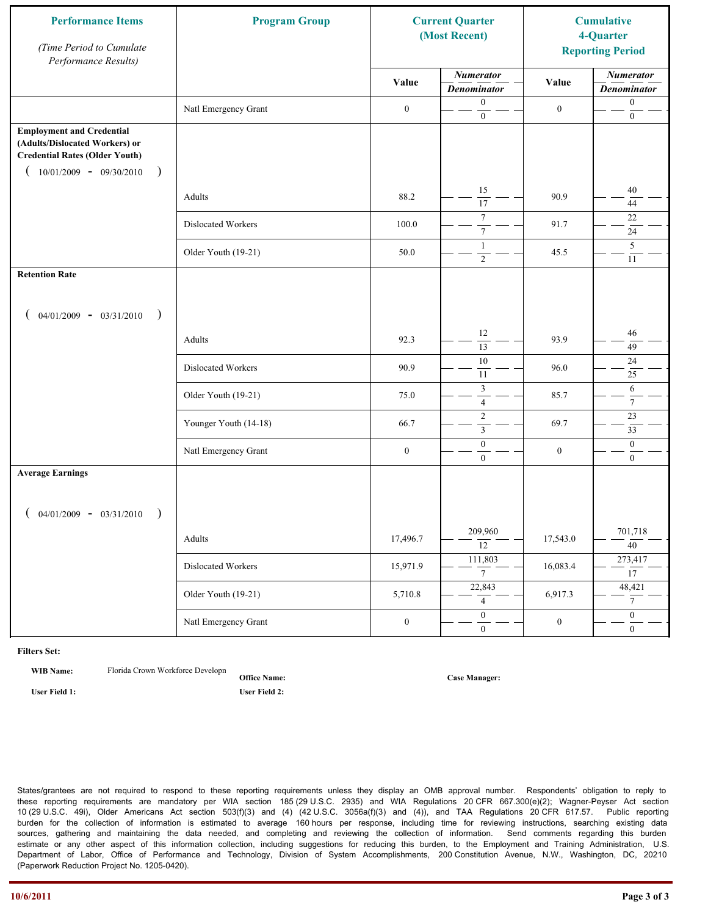| Performance Items<br>*(Time Period to Cumulate Performance Results)* | Program Group | Current Quarter (Most Recent) | | Cumulative 4-Quarter Reporting Period | |
|---|---|---|---|---|---|
| | | Value | *Numerator / Denominator* | Value | *Numerator / Denominator* |
| | Natl Emergency Grant | 0 | 0 / 0 | 0 | 0 / 0 |
| **Employment and Credential (Adults/Dislocated Workers) or Credential Rates (Older Youth)**<br>( 10/01/2009 - 09/30/2010 ) | | | | | |
| | Adults | 88.2 | 15 / 17 | 90.9 | 40 / 44 |
| | Dislocated Workers | 100.0 | 7 / 7 | 91.7 | 22 / 24 |
| | Older Youth (19-21) | 50.0 | 1 / 2 | 45.5 | 5 / 11 |
| **Retention Rate**<br>( 04/01/2009 - 03/31/2010 ) | | | | | |
| | Adults | 92.3 | 12 / 13 | 93.9 | 46 / 49 |
| | Dislocated Workers | 90.9 | 10 / 11 | 96.0 | 24 / 25 |
| | Older Youth (19-21) | 75.0 | 3 / 4 | 85.7 | 6 / 7 |
| | Younger Youth (14-18) | 66.7 | 2 / 3 | 69.7 | 23 / 33 |
| | Natl Emergency Grant | 0 | 0 / 0 | 0 | 0 / 0 |
| **Average Earnings**<br>( 04/01/2009 - 03/31/2010 ) | | | | | |
| | Adults | 17,496.7 | 209,960 / 12 | 17,543.0 | 701,718 / 40 |
| | Dislocated Workers | 15,971.9 | 111,803 / 7 | 16,083.4 | 273,417 / 17 |
| | Older Youth (19-21) | 5,710.8 | 22,843 / 4 | 6,917.3 | 48,421 / 7 |
| | Natl Emergency Grant | 0 | 0 / 0 | 0 | 0 / 0 |

**Filters Set:**

**WIB Name:** Florida Crown Workforce Developn  **Office Name:**  **Case Manager:**

**User Field 1:**  **User Field 2:**

States/grantees are not required to respond to these reporting requirements unless they display an OMB approval number. Respondents' obligation to reply to these reporting requirements are mandatory per WIA section 185 (29 U.S.C. 2935) and WIA Regulations 20 CFR 667.300(e)(2); Wagner-Peyser Act section 10 (29 U.S.C. 49i), Older Americans Act section 503(f)(3) and (4) (42 U.S.C. 3056a(f)(3) and (4)), and TAA Regulations 20 CFR 617.57. Public reporting burden for the collection of information is estimated to average 160 hours per response, including time for reviewing instructions, searching existing data sources, gathering and maintaining the data needed, and completing and reviewing the collection of information. Send comments regarding this burden estimate or any other aspect of this information collection, including suggestions for reducing this burden, to the Employment and Training Administration, U.S. Department of Labor, Office of Performance and Technology, Division of System Accomplishments, 200 Constitution Avenue, N.W., Washington, DC, 20210 (Paperwork Reduction Project No. 1205-0420).

10/6/2011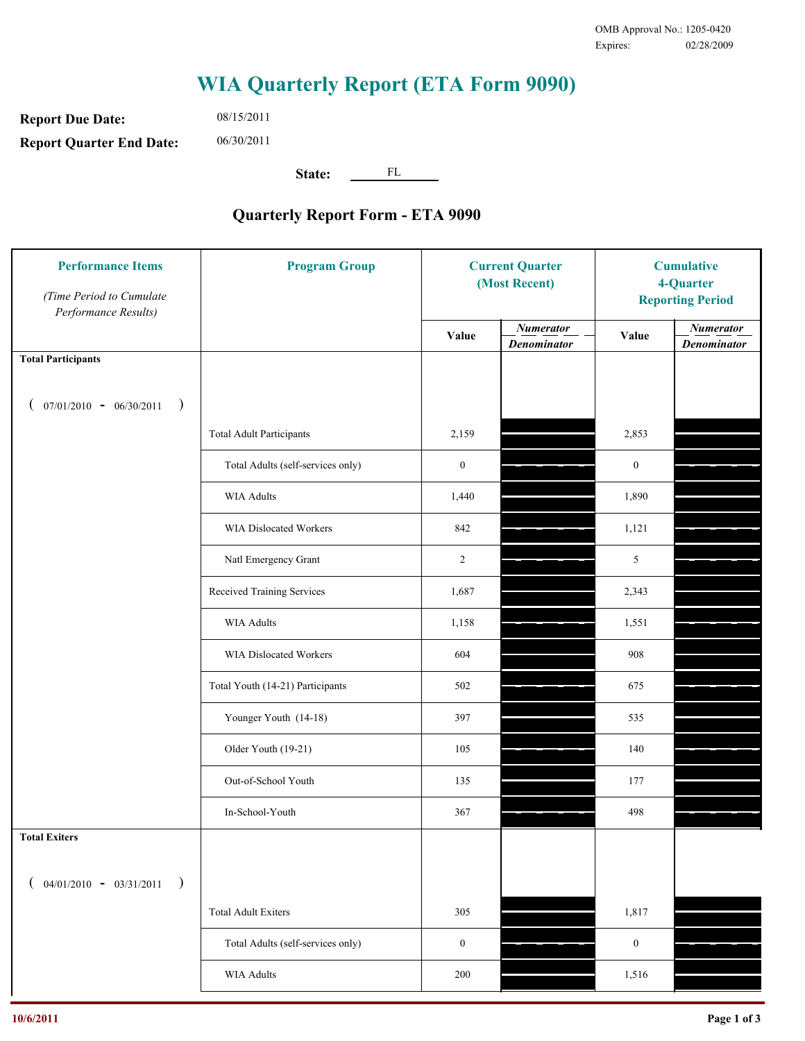OMB Approval No.: 1205-0420
Expires: 02/28/2009

# WIA Quarterly Report (ETA Form 9090)

**Report Due Date:** 08/15/2011

**Report Quarter End Date:** 06/30/2011

**State:** FL

## Quarterly Report Form - ETA 9090

| Performance Items *(Time Period to Cumulate Performance Results)* | Program Group | Current Quarter (Most Recent) Value | Current Quarter *Numerator / Denominator* | Cumulative 4-Quarter Reporting Period Value | Cumulative 4-Quarter *Numerator / Denominator* |
|---|---|---|---|---|---|
| **Total Participants** ( 07/01/2010 - 06/30/2011 ) | | | | | |
| | Total Adult Participants | 2,159 | | 2,853 | |
| | Total Adults (self-services only) | 0 | | 0 | |
| | WIA Adults | 1,440 | | 1,890 | |
| | WIA Dislocated Workers | 842 | | 1,121 | |
| | Natl Emergency Grant | 2 | | 5 | |
| | Received Training Services | 1,687 | | 2,343 | |
| | WIA Adults | 1,158 | | 1,551 | |
| | WIA Dislocated Workers | 604 | | 908 | |
| | Total Youth (14-21) Participants | 502 | | 675 | |
| | Younger Youth (14-18) | 397 | | 535 | |
| | Older Youth (19-21) | 105 | | 140 | |
| | Out-of-School Youth | 135 | | 177 | |
| | In-School-Youth | 367 | | 498 | |
| **Total Exiters** ( 04/01/2010 - 03/31/2011 ) | | | | | |
| | Total Adult Exiters | 305 | | 1,817 | |
| | Total Adults (self-services only) | 0 | | 0 | |
| | WIA Adults | 200 | | 1,516 | |

10/6/2011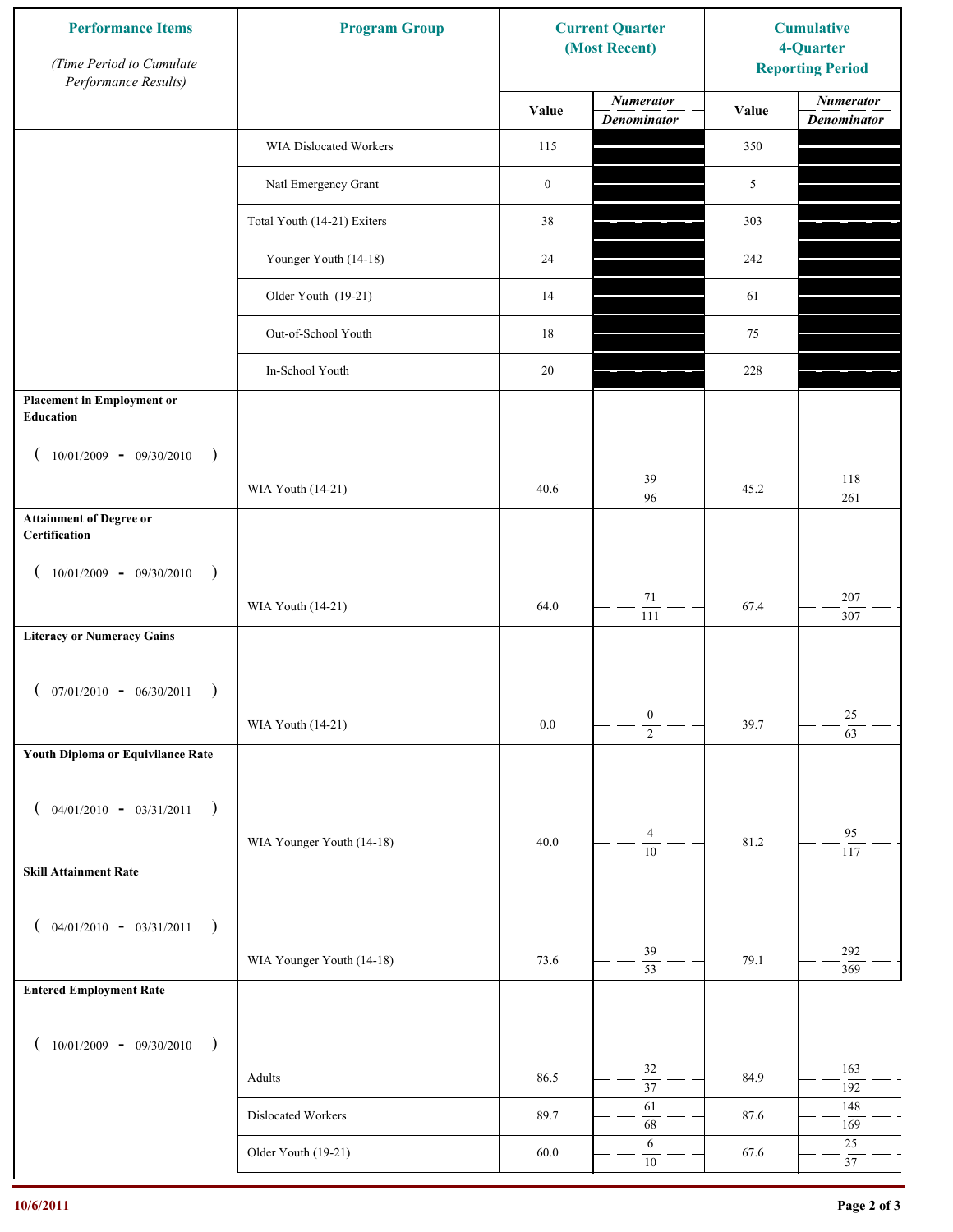| Performance Items (Time Period to Cumulate Performance Results) | Program Group | Current Quarter (Most Recent) Value | Current Quarter Numerator / Denominator | Cumulative 4-Quarter Reporting Period Value | Cumulative Numerator / Denominator |
|---|---|---|---|---|---|
| | WIA Dislocated Workers | 115 | | 350 | |
| | Natl Emergency Grant | 0 | | 5 | |
| | Total Youth (14-21) Exiters | 38 | | 303 | |
| | Younger Youth (14-18) | 24 | | 242 | |
| | Older Youth (19-21) | 14 | | 61 | |
| | Out-of-School Youth | 18 | | 75 | |
| | In-School Youth | 20 | | 228 | |
| **Placement in Employment or Education** ( 10/01/2009 - 09/30/2010 ) | WIA Youth (14-21) | 40.6 | 39 / 96 | 45.2 | 118 / 261 |
| **Attainment of Degree or Certification** ( 10/01/2009 - 09/30/2010 ) | WIA Youth (14-21) | 64.0 | 71 / 111 | 67.4 | 207 / 307 |
| **Literacy or Numeracy Gains** ( 07/01/2010 - 06/30/2011 ) | WIA Youth (14-21) | 0.0 | 0 / 2 | 39.7 | 25 / 63 |
| **Youth Diploma or Equivilance Rate** ( 04/01/2010 - 03/31/2011 ) | WIA Younger Youth (14-18) | 40.0 | 4 / 10 | 81.2 | 95 / 117 |
| **Skill Attainment Rate** ( 04/01/2010 - 03/31/2011 ) | WIA Younger Youth (14-18) | 73.6 | 39 / 53 | 79.1 | 292 / 369 |
| **Entered Employment Rate** ( 10/01/2009 - 09/30/2010 ) | Adults | 86.5 | 32 / 37 | 84.9 | 163 / 192 |
| | Dislocated Workers | 89.7 | 61 / 68 | 87.6 | 148 / 169 |
| | Older Youth (19-21) | 60.0 | 6 / 10 | 67.6 | 25 / 37 |

10/6/2011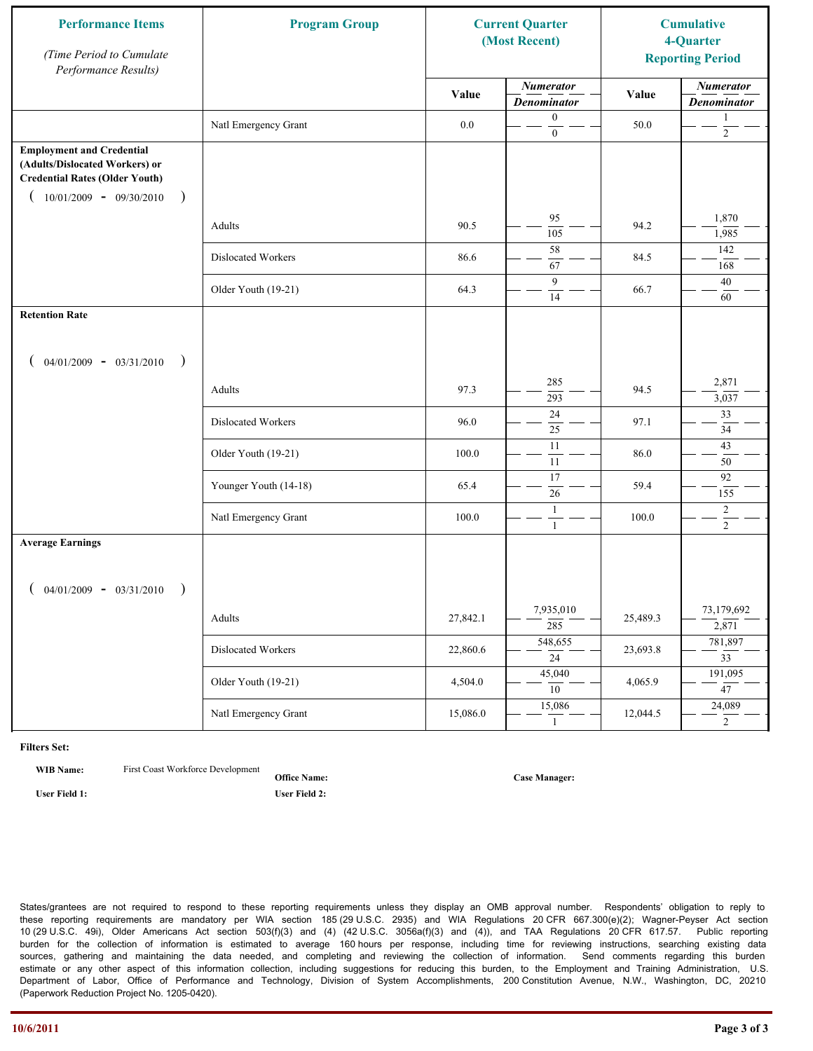| Performance Items (Time Period to Cumulate Performance Results) | Program Group | Current Quarter (Most Recent) | | Cumulative 4-Quarter Reporting Period | |
|---|---|---|---|---|---|
| | | Value | Numerator / Denominator | Value | Numerator / Denominator |
| | Natl Emergency Grant | 0.0 | 0 / 0 | 50.0 | 1 / 2 |
| **Employment and Credential (Adults/Dislocated Workers) or Credential Rates (Older Youth)** ( 10/01/2009 - 09/30/2010 ) | Adults | 90.5 | 95 / 105 | 94.2 | 1,870 / 1,985 |
| | Dislocated Workers | 86.6 | 58 / 67 | 84.5 | 142 / 168 |
| | Older Youth (19-21) | 64.3 | 9 / 14 | 66.7 | 40 / 60 |
| **Retention Rate** ( 04/01/2009 - 03/31/2010 ) | Adults | 97.3 | 285 / 293 | 94.5 | 2,871 / 3,037 |
| | Dislocated Workers | 96.0 | 24 / 25 | 97.1 | 33 / 34 |
| | Older Youth (19-21) | 100.0 | 11 / 11 | 86.0 | 43 / 50 |
| | Younger Youth (14-18) | 65.4 | 17 / 26 | 59.4 | 92 / 155 |
| | Natl Emergency Grant | 100.0 | 1 / 1 | 100.0 | 2 / 2 |
| **Average Earnings** ( 04/01/2009 - 03/31/2010 ) | Adults | 27,842.1 | 7,935,010 / 285 | 25,489.3 | 73,179,692 / 2,871 |
| | Dislocated Workers | 22,860.6 | 548,655 / 24 | 23,693.8 | 781,897 / 33 |
| | Older Youth (19-21) | 4,504.0 | 45,040 / 10 | 4,065.9 | 191,095 / 47 |
| | Natl Emergency Grant | 15,086.0 | 15,086 / 1 | 12,044.5 | 24,089 / 2 |

**Filters Set:**

**WIB Name:** First Coast Workforce Development

**Office Name:**

**Case Manager:**

**User Field 1:**

**User Field 2:**

States/grantees are not required to respond to these reporting requirements unless they display an OMB approval number. Respondents' obligation to reply to these reporting requirements are mandatory per WIA section 185 (29 U.S.C. 2935) and WIA Regulations 20 CFR 667.300(e)(2); Wagner-Peyser Act section 10 (29 U.S.C. 49i), Older Americans Act section 503(f)(3) and (4) (42 U.S.C. 3056a(f)(3) and (4)), and TAA Regulations 20 CFR 617.57. Public reporting burden for the collection of information is estimated to average 160 hours per response, including time for reviewing instructions, searching existing data sources, gathering and maintaining the data needed, and completing and reviewing the collection of information. Send comments regarding this burden estimate or any other aspect of this information collection, including suggestions for reducing this burden, to the Employment and Training Administration, U.S. Department of Labor, Office of Performance and Technology, Division of System Accomplishments, 200 Constitution Avenue, N.W., Washington, DC, 20210 (Paperwork Reduction Project No. 1205-0420).

10/6/2011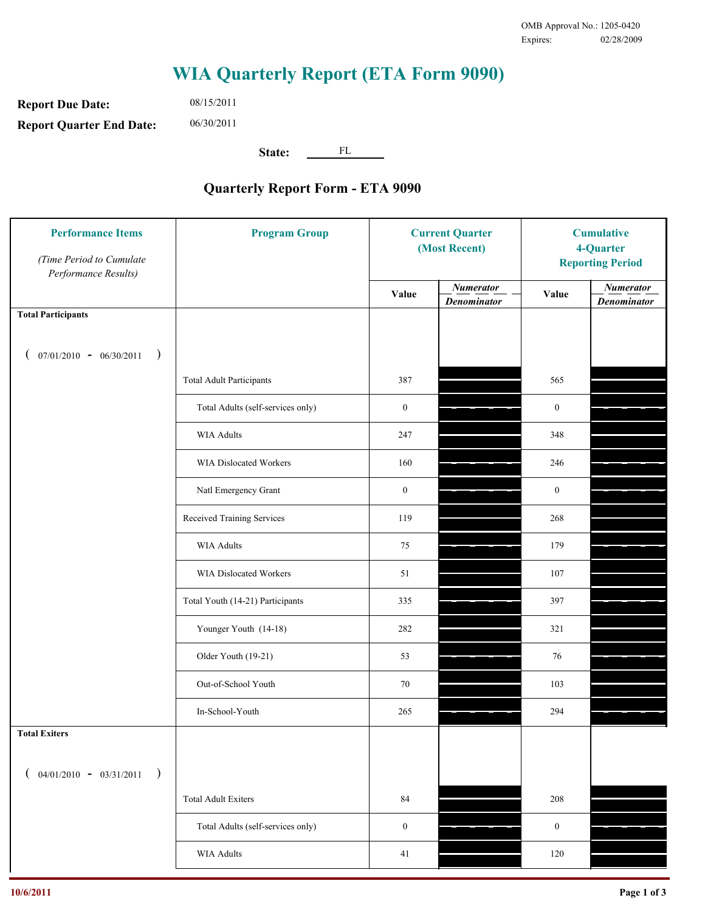OMB Approval No.: 1205-0420
Expires: 02/28/2009

# WIA Quarterly Report (ETA Form 9090)

**Report Due Date:** 08/15/2011

**Report Quarter End Date:** 06/30/2011

**State:** FL

## Quarterly Report Form - ETA 9090

| Performance Items *(Time Period to Cumulate Performance Results)* | Program Group | Current Quarter (Most Recent) Value | Current Quarter *Numerator / Denominator* | Cumulative 4-Quarter Reporting Period Value | Cumulative *Numerator / Denominator* |
|---|---|---|---|---|---|
| **Total Participants** ( 07/01/2010 - 06/30/2011 ) | | | | | |
| | Total Adult Participants | 387 | | 565 | |
| | Total Adults (self-services only) | 0 | | 0 | |
| | WIA Adults | 247 | | 348 | |
| | WIA Dislocated Workers | 160 | | 246 | |
| | Natl Emergency Grant | 0 | | 0 | |
| | Received Training Services | 119 | | 268 | |
| | WIA Adults | 75 | | 179 | |
| | WIA Dislocated Workers | 51 | | 107 | |
| | Total Youth (14-21) Participants | 335 | | 397 | |
| | Younger Youth (14-18) | 282 | | 321 | |
| | Older Youth (19-21) | 53 | | 76 | |
| | Out-of-School Youth | 70 | | 103 | |
| | In-School-Youth | 265 | | 294 | |
| **Total Exiters** ( 04/01/2010 - 03/31/2011 ) | | | | | |
| | Total Adult Exiters | 84 | | 208 | |
| | Total Adults (self-services only) | 0 | | 0 | |
| | WIA Adults | 41 | | 120 | |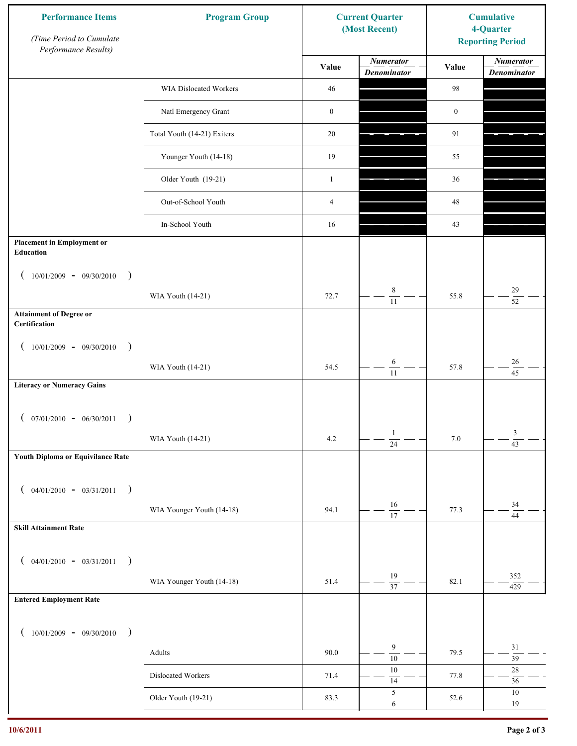| Performance Items (Time Period to Cumulate Performance Results) | Program Group | Current Quarter (Most Recent) | | Cumulative 4-Quarter Reporting Period | |
|---|---|---|---|---|---|
| | | Value | Numerator / Denominator | Value | Numerator / Denominator |
| | WIA Dislocated Workers | 46 | | 98 | |
| | Natl Emergency Grant | 0 | | 0 | |
| | Total Youth (14-21) Exiters | 20 | | 91 | |
| | Younger Youth (14-18) | 19 | | 55 | |
| | Older Youth (19-21) | 1 | | 36 | |
| | Out-of-School Youth | 4 | | 48 | |
| | In-School Youth | 16 | | 43 | |
| **Placement in Employment or Education** ( 10/01/2009 - 09/30/2010 ) | WIA Youth (14-21) | 72.7 | 8 / 11 | 55.8 | 29 / 52 |
| **Attainment of Degree or Certification** ( 10/01/2009 - 09/30/2010 ) | WIA Youth (14-21) | 54.5 | 6 / 11 | 57.8 | 26 / 45 |
| **Literacy or Numeracy Gains** ( 07/01/2010 - 06/30/2011 ) | WIA Youth (14-21) | 4.2 | 1 / 24 | 7.0 | 3 / 43 |
| **Youth Diploma or Equivilance Rate** ( 04/01/2010 - 03/31/2011 ) | WIA Younger Youth (14-18) | 94.1 | 16 / 17 | 77.3 | 34 / 44 |
| **Skill Attainment Rate** ( 04/01/2010 - 03/31/2011 ) | WIA Younger Youth (14-18) | 51.4 | 19 / 37 | 82.1 | 352 / 429 |
| **Entered Employment Rate** ( 10/01/2009 - 09/30/2010 ) | Adults | 90.0 | 9 / 10 | 79.5 | 31 / 39 |
| | Dislocated Workers | 71.4 | 10 / 14 | 77.8 | 28 / 36 |
| | Older Youth (19-21) | 83.3 | 5 / 6 | 52.6 | 10 / 19 |

10/6/2011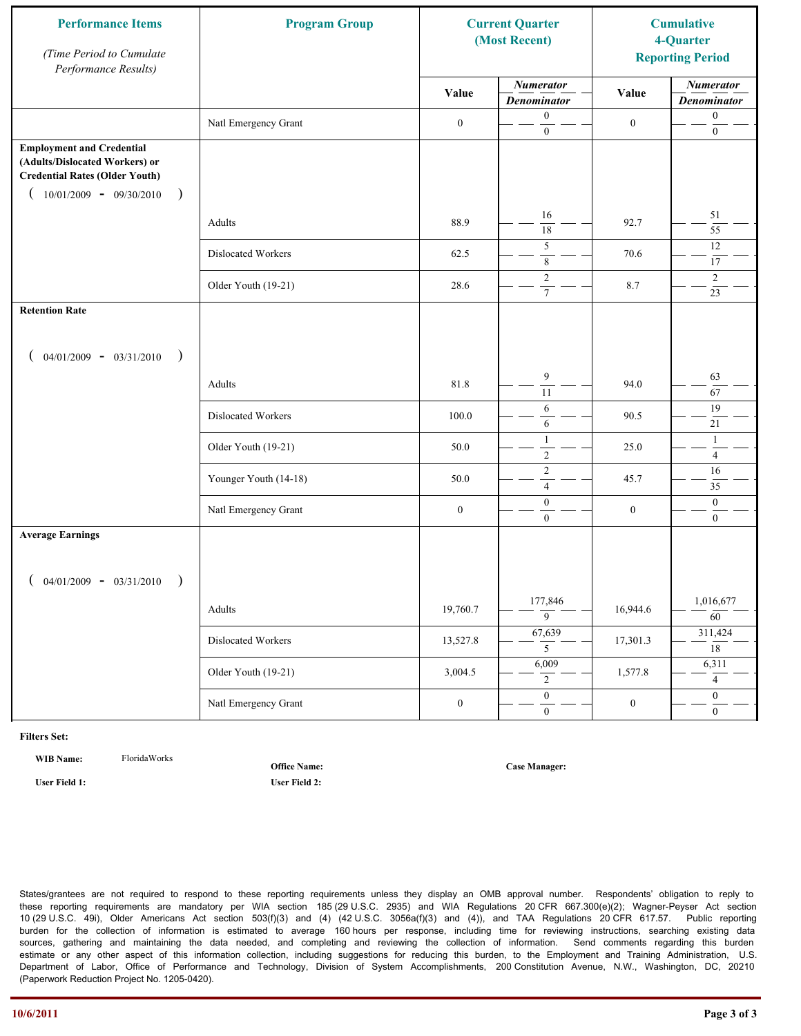| Performance Items *(Time Period to Cumulate Performance Results)* | Program Group | Current Quarter (Most Recent) | | Cumulative 4-Quarter Reporting Period | |
|---|---|---|---|---|---|
| | | Value | *Numerator* / *Denominator* | Value | *Numerator* / *Denominator* |
| | Natl Emergency Grant | 0 | 0 / 0 | 0 | 0 / 0 |
| **Employment and Credential (Adults/Dislocated Workers) or Credential Rates (Older Youth)** ( 10/01/2009 - 09/30/2010 ) | | | | | |
| | Adults | 88.9 | 16 / 18 | 92.7 | 51 / 55 |
| | Dislocated Workers | 62.5 | 5 / 8 | 70.6 | 12 / 17 |
| | Older Youth (19-21) | 28.6 | 2 / 7 | 8.7 | 2 / 23 |
| **Retention Rate** ( 04/01/2009 - 03/31/2010 ) | | | | | |
| | Adults | 81.8 | 9 / 11 | 94.0 | 63 / 67 |
| | Dislocated Workers | 100.0 | 6 / 6 | 90.5 | 19 / 21 |
| | Older Youth (19-21) | 50.0 | 1 / 2 | 25.0 | 1 / 4 |
| | Younger Youth (14-18) | 50.0 | 2 / 4 | 45.7 | 16 / 35 |
| | Natl Emergency Grant | 0 | 0 / 0 | 0 | 0 / 0 |
| **Average Earnings** ( 04/01/2009 - 03/31/2010 ) | | | | | |
| | Adults | 19,760.7 | 177,846 / 9 | 16,944.6 | 1,016,677 / 60 |
| | Dislocated Workers | 13,527.8 | 67,639 / 5 | 17,301.3 | 311,424 / 18 |
| | Older Youth (19-21) | 3,004.5 | 6,009 / 2 | 1,577.8 | 6,311 / 4 |
| | Natl Emergency Grant | 0 | 0 / 0 | 0 | 0 / 0 |

**Filters Set:**

**WIB Name:** FloridaWorks

**Office Name:**

**Case Manager:**

**User Field 1:**

**User Field 2:**

States/grantees are not required to respond to these reporting requirements unless they display an OMB approval number. Respondents' obligation to reply to these reporting requirements are mandatory per WIA section 185 (29 U.S.C. 2935) and WIA Regulations 20 CFR 667.300(e)(2); Wagner-Peyser Act section 10 (29 U.S.C. 49i), Older Americans Act section 503(f)(3) and (4) (42 U.S.C. 3056a(f)(3) and (4)), and TAA Regulations 20 CFR 617.57. Public reporting burden for the collection of information is estimated to average 160 hours per response, including time for reviewing instructions, searching existing data sources, gathering and maintaining the data needed, and completing and reviewing the collection of information. Send comments regarding this burden estimate or any other aspect of this information collection, including suggestions for reducing this burden, to the Employment and Training Administration, U.S. Department of Labor, Office of Performance and Technology, Division of System Accomplishments, 200 Constitution Avenue, N.W., Washington, DC, 20210 (Paperwork Reduction Project No. 1205-0420).

10/6/2011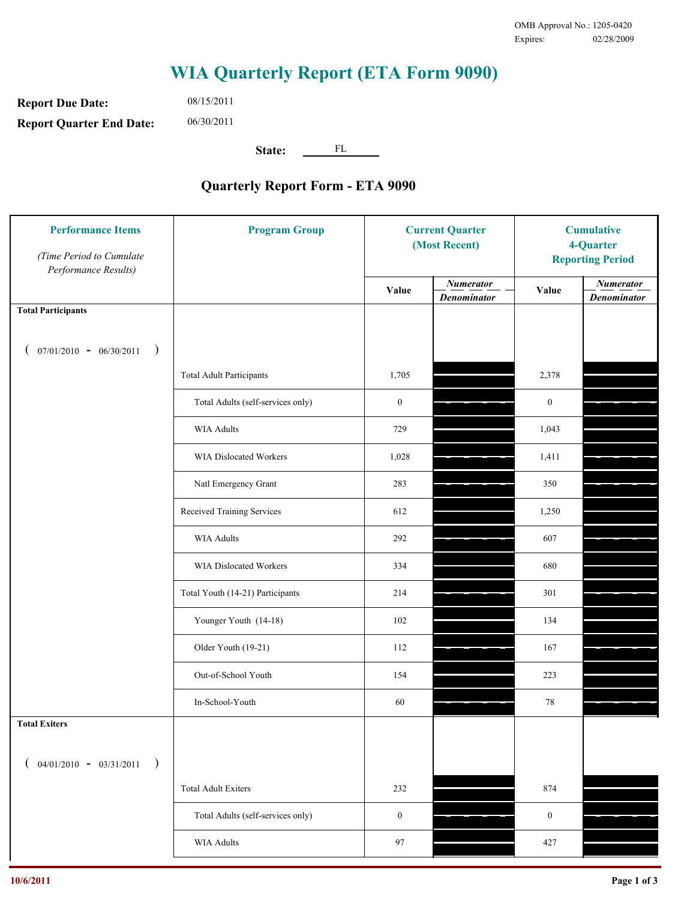OMB Approval No.: 1205-0420
Expires: 02/28/2009

# WIA Quarterly Report (ETA Form 9090)

**Report Due Date:** 08/15/2011

**Report Quarter End Date:** 06/30/2011

**State:** FL

## Quarterly Report Form - ETA 9090

| Performance Items (Time Period to Cumulate Performance Results) | Program Group | Current Quarter (Most Recent) Value | Current Quarter Numerator / Denominator | Cumulative 4-Quarter Reporting Period Value | Cumulative 4-Quarter Numerator / Denominator |
|---|---|---|---|---|---|
| **Total Participants** ( 07/01/2010 - 06/30/2011 ) | | | | | |
| | Total Adult Participants | 1,705 | | 2,378 | |
| | Total Adults (self-services only) | 0 | | 0 | |
| | WIA Adults | 729 | | 1,043 | |
| | WIA Dislocated Workers | 1,028 | | 1,411 | |
| | Natl Emergency Grant | 283 | | 350 | |
| | Received Training Services | 612 | | 1,250 | |
| | WIA Adults | 292 | | 607 | |
| | WIA Dislocated Workers | 334 | | 680 | |
| | Total Youth (14-21) Participants | 214 | | 301 | |
| | Younger Youth (14-18) | 102 | | 134 | |
| | Older Youth (19-21) | 112 | | 167 | |
| | Out-of-School Youth | 154 | | 223 | |
| | In-School-Youth | 60 | | 78 | |
| **Total Exiters** ( 04/01/2010 - 03/31/2011 ) | | | | | |
| | Total Adult Exiters | 232 | | 874 | |
| | Total Adults (self-services only) | 0 | | 0 | |
| | WIA Adults | 97 | | 427 | |

10/6/2011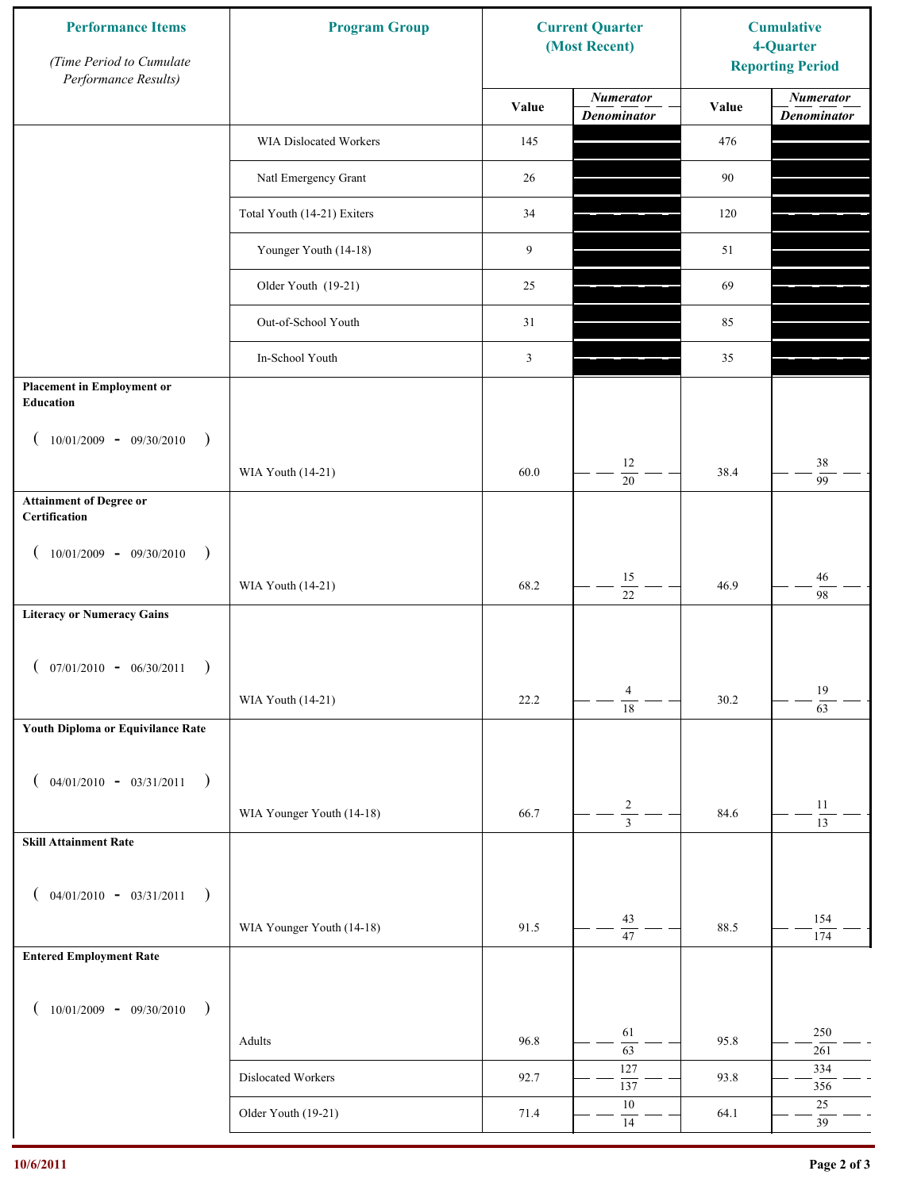| Performance Items *(Time Period to Cumulate Performance Results)* | Program Group | Current Quarter (Most Recent) Value | Current Quarter Numerator / Denominator | Cumulative 4-Quarter Reporting Period Value | Cumulative Numerator / Denominator |
|---|---|---|---|---|---|
| | WIA Dislocated Workers | 145 | | 476 | |
| | Natl Emergency Grant | 26 | | 90 | |
| | Total Youth (14-21) Exiters | 34 | | 120 | |
| | Younger Youth (14-18) | 9 | | 51 | |
| | Older Youth (19-21) | 25 | | 69 | |
| | Out-of-School Youth | 31 | | 85 | |
| | In-School Youth | 3 | | 35 | |
| **Placement in Employment or Education** (10/01/2009 - 09/30/2010) | WIA Youth (14-21) | 60.0 | 12 / 20 | 38.4 | 38 / 99 |
| **Attainment of Degree or Certification** (10/01/2009 - 09/30/2010) | WIA Youth (14-21) | 68.2 | 15 / 22 | 46.9 | 46 / 98 |
| **Literacy or Numeracy Gains** (07/01/2010 - 06/30/2011) | WIA Youth (14-21) | 22.2 | 4 / 18 | 30.2 | 19 / 63 |
| **Youth Diploma or Equivilance Rate** (04/01/2010 - 03/31/2011) | WIA Younger Youth (14-18) | 66.7 | 2 / 3 | 84.6 | 11 / 13 |
| **Skill Attainment Rate** (04/01/2010 - 03/31/2011) | WIA Younger Youth (14-18) | 91.5 | 43 / 47 | 88.5 | 154 / 174 |
| **Entered Employment Rate** (10/01/2009 - 09/30/2010) | Adults | 96.8 | 61 / 63 | 95.8 | 250 / 261 |
| | Dislocated Workers | 92.7 | 127 / 137 | 93.8 | 334 / 356 |
| | Older Youth (19-21) | 71.4 | 10 / 14 | 64.1 | 25 / 39 |

10/6/2011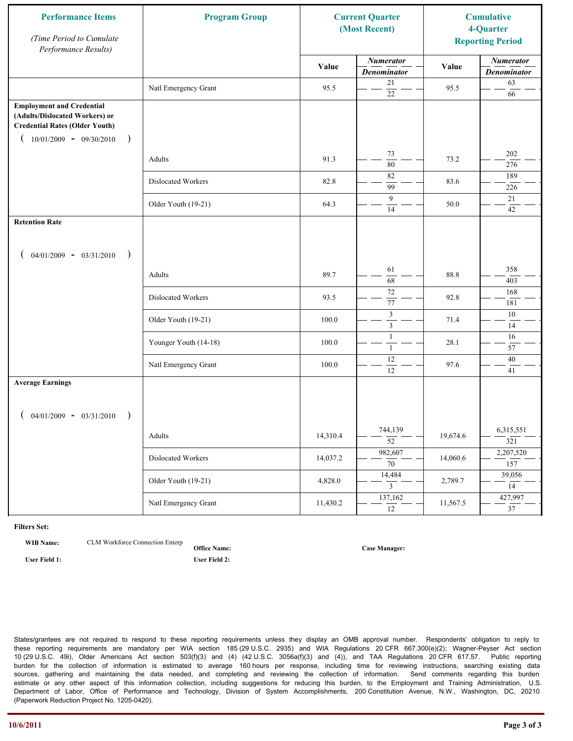| Performance Items *(Time Period to Cumulate Performance Results)* | Program Group | Current Quarter (Most Recent) | | Cumulative 4-Quarter Reporting Period | |
|---|---|---|---|---|---|
| | | Value | *Numerator* / *Denominator* | Value | *Numerator* / *Denominator* |
| | Natl Emergency Grant | 95.5 | 21 / 22 | 95.5 | 63 / 66 |
| **Employment and Credential (Adults/Dislocated Workers) or Credential Rates (Older Youth)** ( 10/01/2009 - 09/30/2010 ) | | | | | |
| | Adults | 91.3 | 73 / 80 | 73.2 | 202 / 276 |
| | Dislocated Workers | 82.8 | 82 / 99 | 83.6 | 189 / 226 |
| | Older Youth (19-21) | 64.3 | 9 / 14 | 50.0 | 21 / 42 |
| **Retention Rate** ( 04/01/2009 - 03/31/2010 ) | | | | | |
| | Adults | 89.7 | 61 / 68 | 88.8 | 358 / 403 |
| | Dislocated Workers | 93.5 | 72 / 77 | 92.8 | 168 / 181 |
| | Older Youth (19-21) | 100.0 | 3 / 3 | 71.4 | 10 / 14 |
| | Younger Youth (14-18) | 100.0 | 1 / 1 | 28.1 | 16 / 57 |
| | Natl Emergency Grant | 100.0 | 12 / 12 | 97.6 | 40 / 41 |
| **Average Earnings** ( 04/01/2009 - 03/31/2010 ) | | | | | |
| | Adults | 14,310.4 | 744,139 / 52 | 19,674.6 | 6,315,551 / 321 |
| | Dislocated Workers | 14,037.2 | 982,607 / 70 | 14,060.6 | 2,207,520 / 157 |
| | Older Youth (19-21) | 4,828.0 | 14,484 / 3 | 2,789.7 | 39,056 / 14 |
| | Natl Emergency Grant | 11,430.2 | 137,162 / 12 | 11,567.5 | 427,997 / 37 |

**Filters Set:**

**WIB Name:** CLM Workforce Connection Enterp **Office Name:** **Case Manager:**

**User Field 1:** **User Field 2:**

States/grantees are not required to respond to these reporting requirements unless they display an OMB approval number. Respondents' obligation to reply to these reporting requirements are mandatory per WIA section 185 (29 U.S.C. 2935) and WIA Regulations 20 CFR 667.300(e)(2); Wagner-Peyser Act section 10 (29 U.S.C. 49i), Older Americans Act section 503(f)(3) and (4) (42 U.S.C. 3056a(f)(3) and (4)), and TAA Regulations 20 CFR 617.57. Public reporting burden for the collection of information is estimated to average 160 hours per response, including time for reviewing instructions, searching existing data sources, gathering and maintaining the data needed, and completing and reviewing the collection of information. Send comments regarding this burden estimate or any other aspect of this information collection, including suggestions for reducing this burden, to the Employment and Training Administration, U.S. Department of Labor, Office of Performance and Technology, Division of System Accomplishments, 200 Constitution Avenue, N.W., Washington, DC, 20210 (Paperwork Reduction Project No. 1205-0420).

10/6/2011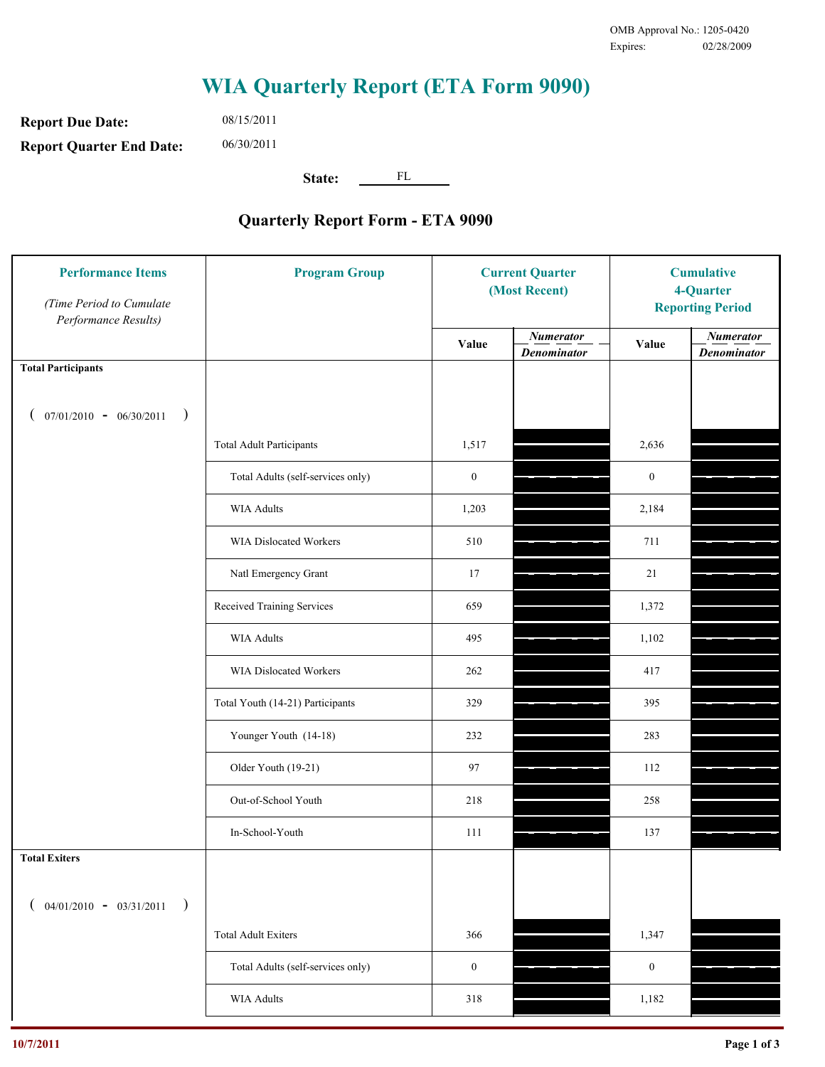OMB Approval No.: 1205-0420
Expires: 02/28/2009

# WIA Quarterly Report (ETA Form 9090)

**Report Due Date:** 08/15/2011

**Report Quarter End Date:** 06/30/2011

**State:** FL

## Quarterly Report Form - ETA 9090

| Performance Items *(Time Period to Cumulate Performance Results)* | Program Group | Current Quarter (Most Recent) Value | Current Quarter *Numerator / Denominator* | Cumulative 4-Quarter Reporting Period Value | Cumulative *Numerator / Denominator* |
|---|---|---|---|---|---|
| **Total Participants** ( 07/01/2010 - 06/30/2011 ) | | | | | |
| | Total Adult Participants | 1,517 | | 2,636 | |
| | Total Adults (self-services only) | 0 | | 0 | |
| | WIA Adults | 1,203 | | 2,184 | |
| | WIA Dislocated Workers | 510 | | 711 | |
| | Natl Emergency Grant | 17 | | 21 | |
| | Received Training Services | 659 | | 1,372 | |
| | WIA Adults | 495 | | 1,102 | |
| | WIA Dislocated Workers | 262 | | 417 | |
| | Total Youth (14-21) Participants | 329 | | 395 | |
| | Younger Youth (14-18) | 232 | | 283 | |
| | Older Youth (19-21) | 97 | | 112 | |
| | Out-of-School Youth | 218 | | 258 | |
| | In-School-Youth | 111 | | 137 | |
| **Total Exiters** ( 04/01/2010 - 03/31/2011 ) | | | | | |
| | Total Adult Exiters | 366 | | 1,347 | |
| | Total Adults (self-services only) | 0 | | 0 | |
| | WIA Adults | 318 | | 1,182 | |

10/7/2011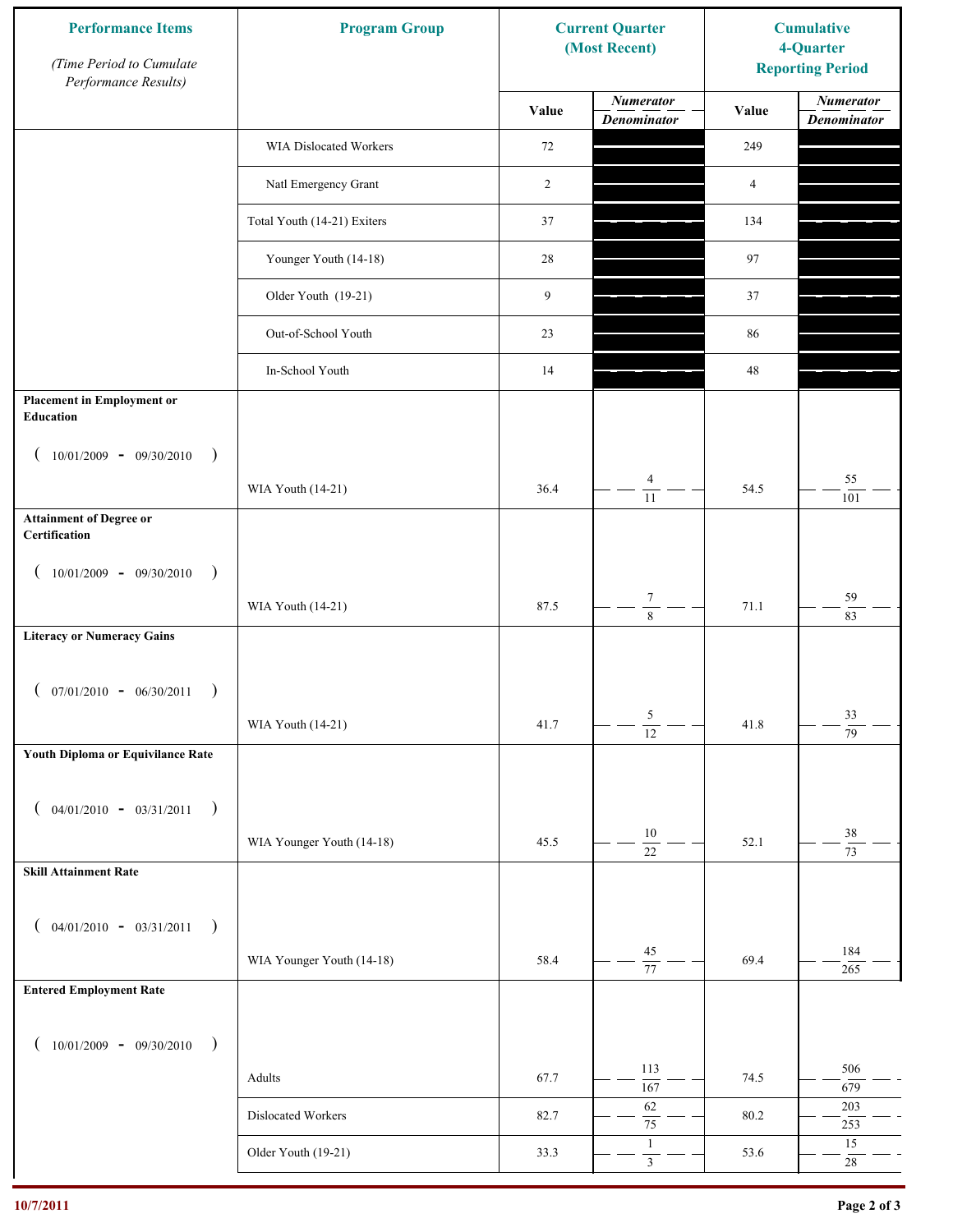| Performance Items (Time Period to Cumulate Performance Results) | Program Group | Current Quarter (Most Recent) Value | Current Quarter Numerator / Denominator | Cumulative 4-Quarter Reporting Period Value | Cumulative 4-Quarter Numerator / Denominator |
|---|---|---|---|---|---|
| | WIA Dislocated Workers | 72 | | 249 | |
| | Natl Emergency Grant | 2 | | 4 | |
| | Total Youth (14-21) Exiters | 37 | | 134 | |
| | Younger Youth (14-18) | 28 | | 97 | |
| | Older Youth (19-21) | 9 | | 37 | |
| | Out-of-School Youth | 23 | | 86 | |
| | In-School Youth | 14 | | 48 | |
| **Placement in Employment or Education** ( 10/01/2009 - 09/30/2010 ) | WIA Youth (14-21) | 36.4 | 4 / 11 | 54.5 | 55 / 101 |
| **Attainment of Degree or Certification** ( 10/01/2009 - 09/30/2010 ) | WIA Youth (14-21) | 87.5 | 7 / 8 | 71.1 | 59 / 83 |
| **Literacy or Numeracy Gains** ( 07/01/2010 - 06/30/2011 ) | WIA Youth (14-21) | 41.7 | 5 / 12 | 41.8 | 33 / 79 |
| **Youth Diploma or Equivilance Rate** ( 04/01/2010 - 03/31/2011 ) | WIA Younger Youth (14-18) | 45.5 | 10 / 22 | 52.1 | 38 / 73 |
| **Skill Attainment Rate** ( 04/01/2010 - 03/31/2011 ) | WIA Younger Youth (14-18) | 58.4 | 45 / 77 | 69.4 | 184 / 265 |
| **Entered Employment Rate** ( 10/01/2009 - 09/30/2010 ) | Adults | 67.7 | 113 / 167 | 74.5 | 506 / 679 |
| | Dislocated Workers | 82.7 | 62 / 75 | 80.2 | 203 / 253 |
| | Older Youth (19-21) | 33.3 | 1 / 3 | 53.6 | 15 / 28 |

10/7/2011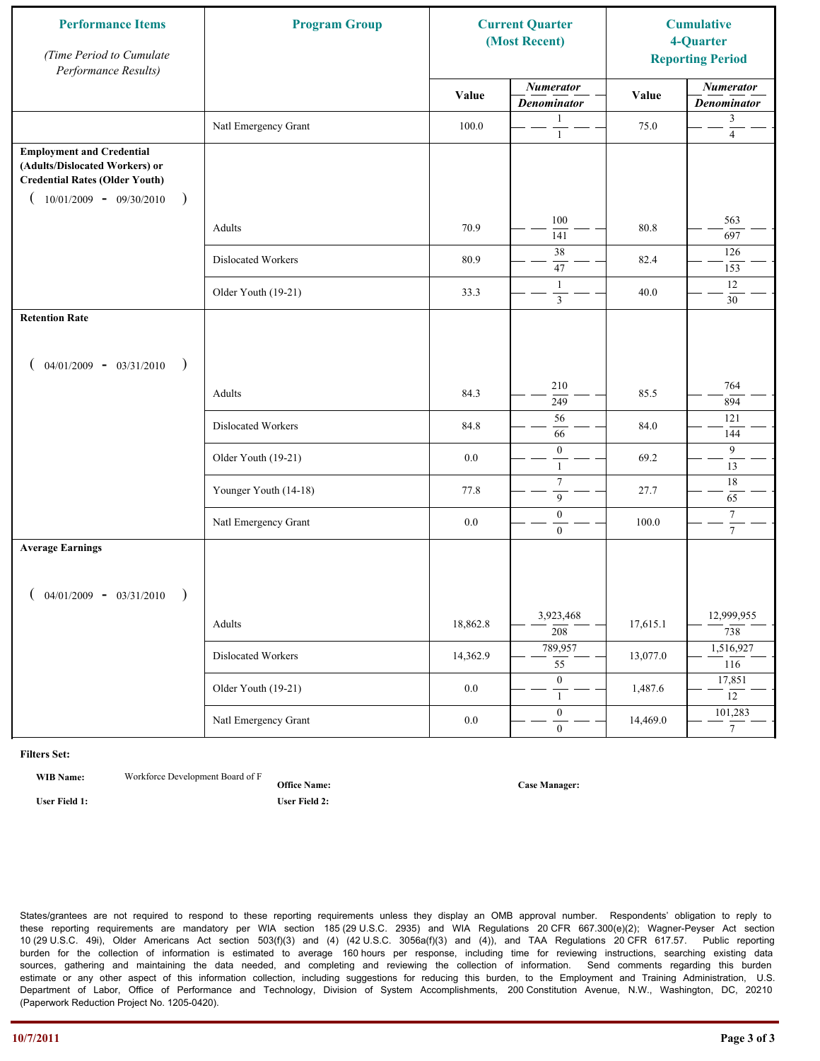| Performance Items *(Time Period to Cumulate Performance Results)* | Program Group | Current Quarter (Most Recent) | | Cumulative 4-Quarter Reporting Period | |
|---|---|---|---|---|---|
| | | Value | *Numerator* / *Denominator* | Value | *Numerator* / *Denominator* |
| | Natl Emergency Grant | 100.0 | 1 / 1 | 75.0 | 3 / 4 |
| **Employment and Credential (Adults/Dislocated Workers) or Credential Rates (Older Youth)** ( 10/01/2009 - 09/30/2010 ) | | | | | |
| | Adults | 70.9 | 100 / 141 | 80.8 | 563 / 697 |
| | Dislocated Workers | 80.9 | 38 / 47 | 82.4 | 126 / 153 |
| | Older Youth (19-21) | 33.3 | 1 / 3 | 40.0 | 12 / 30 |
| **Retention Rate** ( 04/01/2009 - 03/31/2010 ) | | | | | |
| | Adults | 84.3 | 210 / 249 | 85.5 | 764 / 894 |
| | Dislocated Workers | 84.8 | 56 / 66 | 84.0 | 121 / 144 |
| | Older Youth (19-21) | 0.0 | 0 / 1 | 69.2 | 9 / 13 |
| | Younger Youth (14-18) | 77.8 | 7 / 9 | 27.7 | 18 / 65 |
| | Natl Emergency Grant | 0.0 | 0 / 0 | 100.0 | 7 / 7 |
| **Average Earnings** ( 04/01/2009 - 03/31/2010 ) | | | | | |
| | Adults | 18,862.8 | 3,923,468 / 208 | 17,615.1 | 12,999,955 / 738 |
| | Dislocated Workers | 14,362.9 | 789,957 / 55 | 13,077.0 | 1,516,927 / 116 |
| | Older Youth (19-21) | 0.0 | 0 / 1 | 1,487.6 | 17,851 / 12 |
| | Natl Emergency Grant | 0.0 | 0 / 0 | 14,469.0 | 101,283 / 7 |

**Filters Set:**

**WIB Name:** Workforce Development Board of F

**Office Name:**

**Case Manager:**

**User Field 1:**

**User Field 2:**

States/grantees are not required to respond to these reporting requirements unless they display an OMB approval number. Respondents' obligation to reply to these reporting requirements are mandatory per WIA section 185 (29 U.S.C. 2935) and WIA Regulations 20 CFR 667.300(e)(2); Wagner-Peyser Act section 10 (29 U.S.C. 49i), Older Americans Act section 503(f)(3) and (4) (42 U.S.C. 3056a(f)(3) and (4)), and TAA Regulations 20 CFR 617.57. Public reporting burden for the collection of information is estimated to average 160 hours per response, including time for reviewing instructions, searching existing data sources, gathering and maintaining the data needed, and completing and reviewing the collection of information. Send comments regarding this burden estimate or any other aspect of this information collection, including suggestions for reducing this burden, to the Employment and Training Administration, U.S. Department of Labor, Office of Performance and Technology, Division of System Accomplishments, 200 Constitution Avenue, N.W., Washington, DC, 20210 (Paperwork Reduction Project No. 1205-0420).

10/7/2011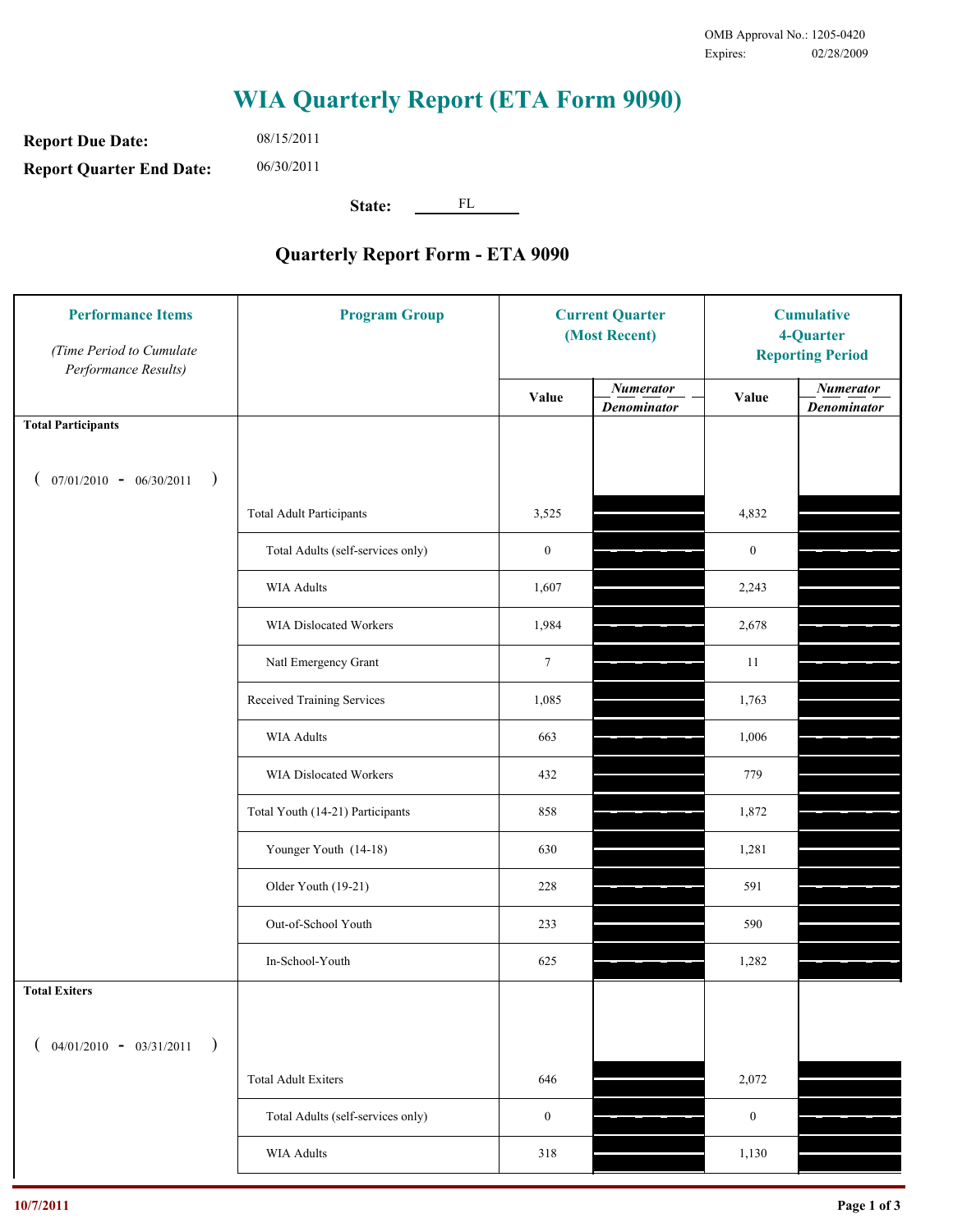OMB Approval No.: 1205-0420
Expires: 02/28/2009

# WIA Quarterly Report (ETA Form 9090)

**Report Due Date:** 08/15/2011

**Report Quarter End Date:** 06/30/2011

**State:** FL

## Quarterly Report Form - ETA 9090

| Performance Items *(Time Period to Cumulate Performance Results)* | Program Group | Current Quarter (Most Recent) Value | Current Quarter *Numerator / Denominator* | Cumulative 4-Quarter Reporting Period Value | Cumulative 4-Quarter Reporting Period *Numerator / Denominator* |
|---|---|---|---|---|---|
| **Total Participants** ( 07/01/2010 - 06/30/2011 ) | | | | | |
| | Total Adult Participants | 3,525 | | 4,832 | |
| | Total Adults (self-services only) | 0 | | 0 | |
| | WIA Adults | 1,607 | | 2,243 | |
| | WIA Dislocated Workers | 1,984 | | 2,678 | |
| | Natl Emergency Grant | 7 | | 11 | |
| | Received Training Services | 1,085 | | 1,763 | |
| | WIA Adults | 663 | | 1,006 | |
| | WIA Dislocated Workers | 432 | | 779 | |
| | Total Youth (14-21) Participants | 858 | | 1,872 | |
| | Younger Youth (14-18) | 630 | | 1,281 | |
| | Older Youth (19-21) | 228 | | 591 | |
| | Out-of-School Youth | 233 | | 590 | |
| | In-School-Youth | 625 | | 1,282 | |
| **Total Exiters** ( 04/01/2010 - 03/31/2011 ) | | | | | |
| | Total Adult Exiters | 646 | | 2,072 | |
| | Total Adults (self-services only) | 0 | | 0 | |
| | WIA Adults | 318 | | 1,130 | |

10/7/2011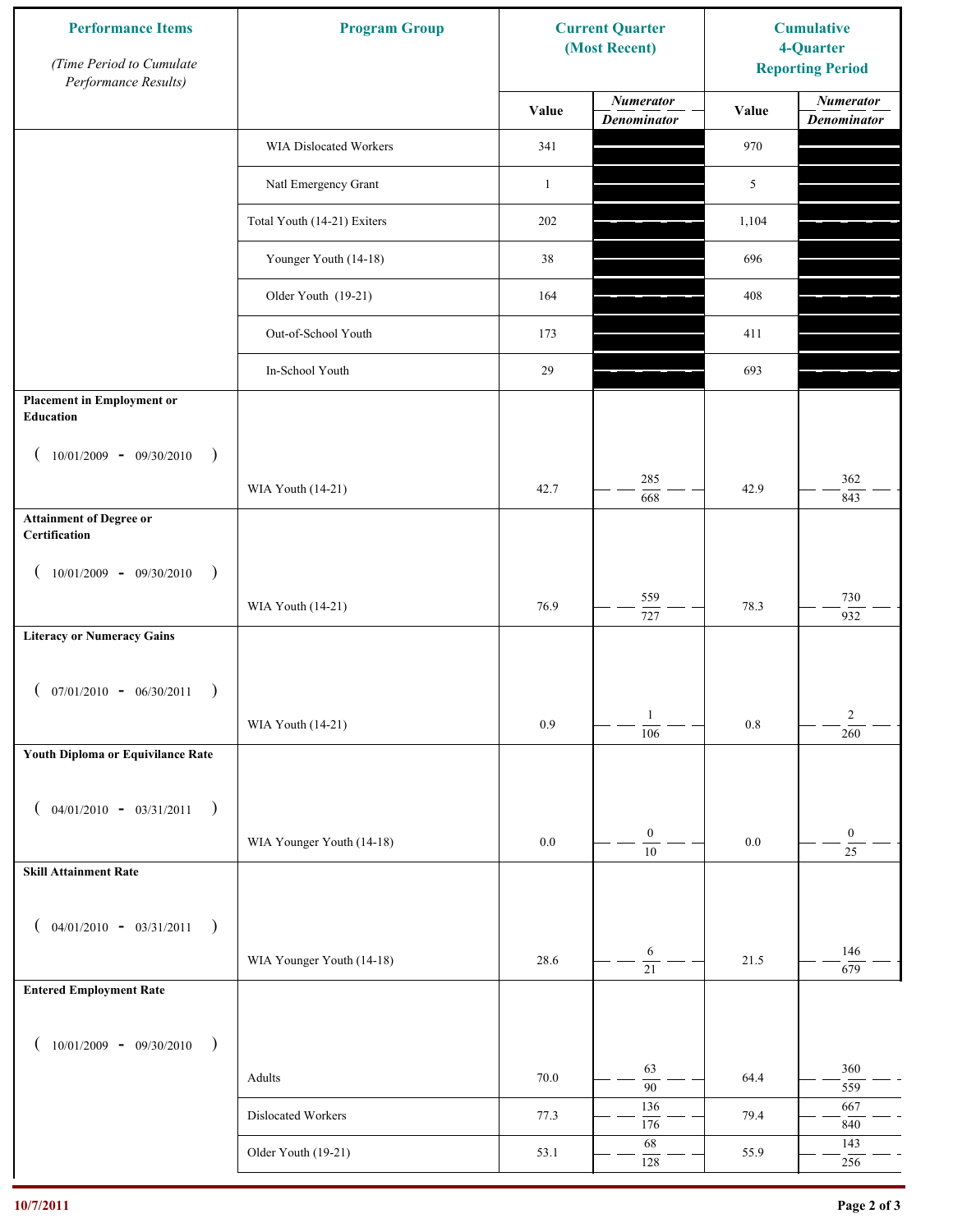| Performance Items *(Time Period to Cumulate Performance Results)* | Program Group | Current Quarter (Most Recent) | | Cumulative 4-Quarter Reporting Period | |
|---|---|---|---|---|---|
| | | Value | *Numerator* / *Denominator* | Value | *Numerator* / *Denominator* |
| | WIA Dislocated Workers | 341 | | 970 | |
| | Natl Emergency Grant | 1 | | 5 | |
| | Total Youth (14-21) Exiters | 202 | | 1,104 | |
| | Younger Youth (14-18) | 38 | | 696 | |
| | Older Youth (19-21) | 164 | | 408 | |
| | Out-of-School Youth | 173 | | 411 | |
| | In-School Youth | 29 | | 693 | |
| **Placement in Employment or Education** ( 10/01/2009 - 09/30/2010 ) | WIA Youth (14-21) | 42.7 | 285 / 668 | 42.9 | 362 / 843 |
| **Attainment of Degree or Certification** ( 10/01/2009 - 09/30/2010 ) | WIA Youth (14-21) | 76.9 | 559 / 727 | 78.3 | 730 / 932 |
| **Literacy or Numeracy Gains** ( 07/01/2010 - 06/30/2011 ) | WIA Youth (14-21) | 0.9 | 1 / 106 | 0.8 | 2 / 260 |
| **Youth Diploma or Equivilance Rate** ( 04/01/2010 - 03/31/2011 ) | WIA Younger Youth (14-18) | 0.0 | 0 / 10 | 0.0 | 0 / 25 |
| **Skill Attainment Rate** ( 04/01/2010 - 03/31/2011 ) | WIA Younger Youth (14-18) | 28.6 | 6 / 21 | 21.5 | 146 / 679 |
| **Entered Employment Rate** ( 10/01/2009 - 09/30/2010 ) | Adults | 70.0 | 63 / 90 | 64.4 | 360 / 559 |
| | Dislocated Workers | 77.3 | 136 / 176 | 79.4 | 667 / 840 |
| | Older Youth (19-21) | 53.1 | 68 / 128 | 55.9 | 143 / 256 |

10/7/2011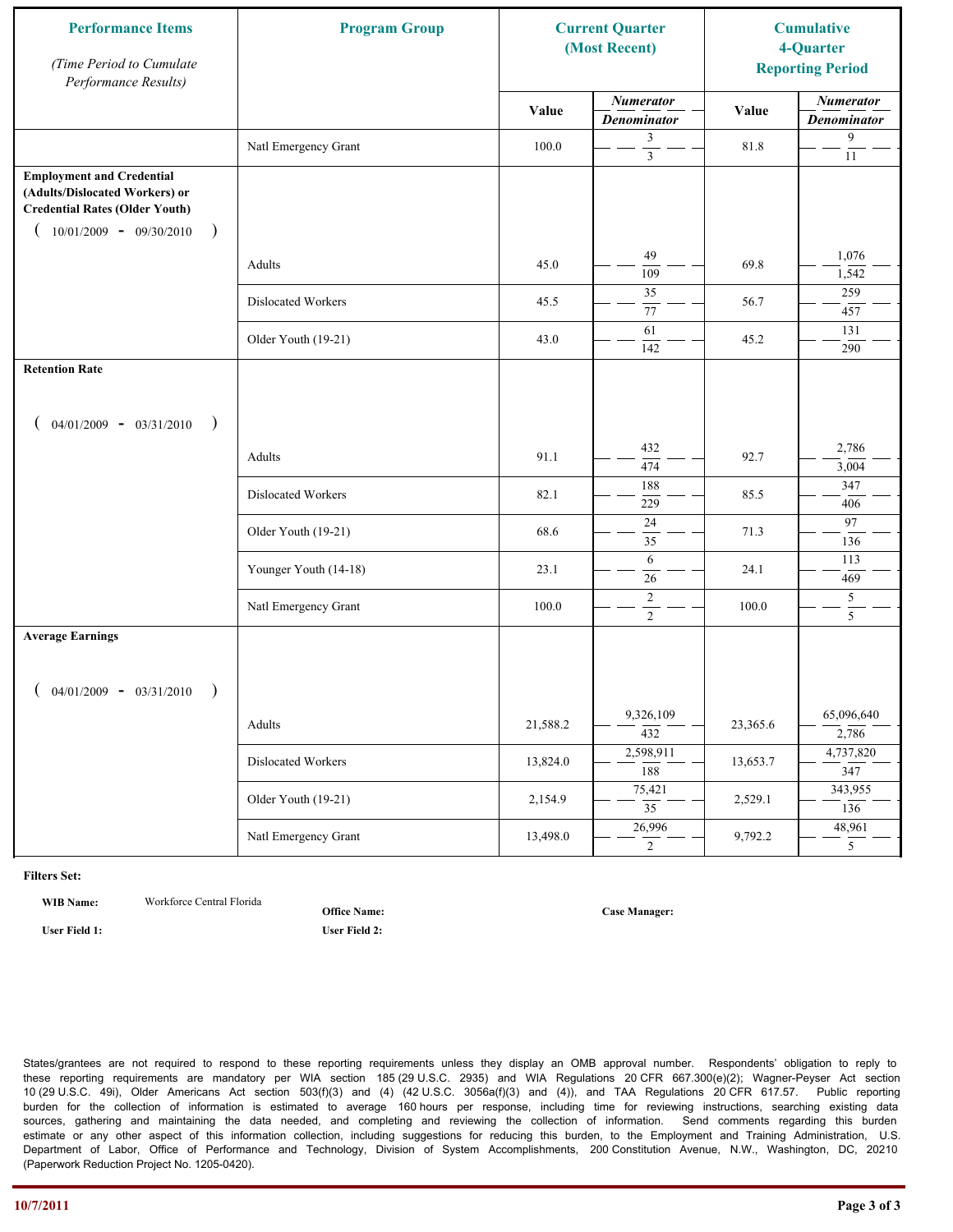| Performance Items *(Time Period to Cumulate Performance Results)* | Program Group | Current Quarter (Most Recent) | | Cumulative 4-Quarter Reporting Period | |
|---|---|---|---|---|---|
| | | Value | *Numerator* / *Denominator* | Value | *Numerator* / *Denominator* |
| | Natl Emergency Grant | 100.0 | 3 / 3 | 81.8 | 9 / 11 |
| **Employment and Credential (Adults/Dislocated Workers) or Credential Rates (Older Youth)** ( 10/01/2009 - 09/30/2010 ) | | | | | |
| | Adults | 45.0 | 49 / 109 | 69.8 | 1,076 / 1,542 |
| | Dislocated Workers | 45.5 | 35 / 77 | 56.7 | 259 / 457 |
| | Older Youth (19-21) | 43.0 | 61 / 142 | 45.2 | 131 / 290 |
| **Retention Rate** ( 04/01/2009 - 03/31/2010 ) | | | | | |
| | Adults | 91.1 | 432 / 474 | 92.7 | 2,786 / 3,004 |
| | Dislocated Workers | 82.1 | 188 / 229 | 85.5 | 347 / 406 |
| | Older Youth (19-21) | 68.6 | 24 / 35 | 71.3 | 97 / 136 |
| | Younger Youth (14-18) | 23.1 | 6 / 26 | 24.1 | 113 / 469 |
| | Natl Emergency Grant | 100.0 | 2 / 2 | 100.0 | 5 / 5 |
| **Average Earnings** ( 04/01/2009 - 03/31/2010 ) | | | | | |
| | Adults | 21,588.2 | 9,326,109 / 432 | 23,365.6 | 65,096,640 / 2,786 |
| | Dislocated Workers | 13,824.0 | 2,598,911 / 188 | 13,653.7 | 4,737,820 / 347 |
| | Older Youth (19-21) | 2,154.9 | 75,421 / 35 | 2,529.1 | 343,955 / 136 |
| | Natl Emergency Grant | 13,498.0 | 26,996 / 2 | 9,792.2 | 48,961 / 5 |

**Filters Set:**

**WIB Name:** Workforce Central Florida

**Office Name:**

**Case Manager:**

**User Field 1:**

**User Field 2:**

States/grantees are not required to respond to these reporting requirements unless they display an OMB approval number. Respondents' obligation to reply to these reporting requirements are mandatory per WIA section 185 (29 U.S.C. 2935) and WIA Regulations 20 CFR 667.300(e)(2); Wagner-Peyser Act section 10 (29 U.S.C. 49i), Older Americans Act section 503(f)(3) and (4) (42 U.S.C. 3056a(f)(3) and (4)), and TAA Regulations 20 CFR 617.57. Public reporting burden for the collection of information is estimated to average 160 hours per response, including time for reviewing instructions, searching existing data sources, gathering and maintaining the data needed, and completing and reviewing the collection of information. Send comments regarding this burden estimate or any other aspect of this information collection, including suggestions for reducing this burden, to the Employment and Training Administration, U.S. Department of Labor, Office of Performance and Technology, Division of System Accomplishments, 200 Constitution Avenue, N.W., Washington, DC, 20210 (Paperwork Reduction Project No. 1205-0420).

10/7/2011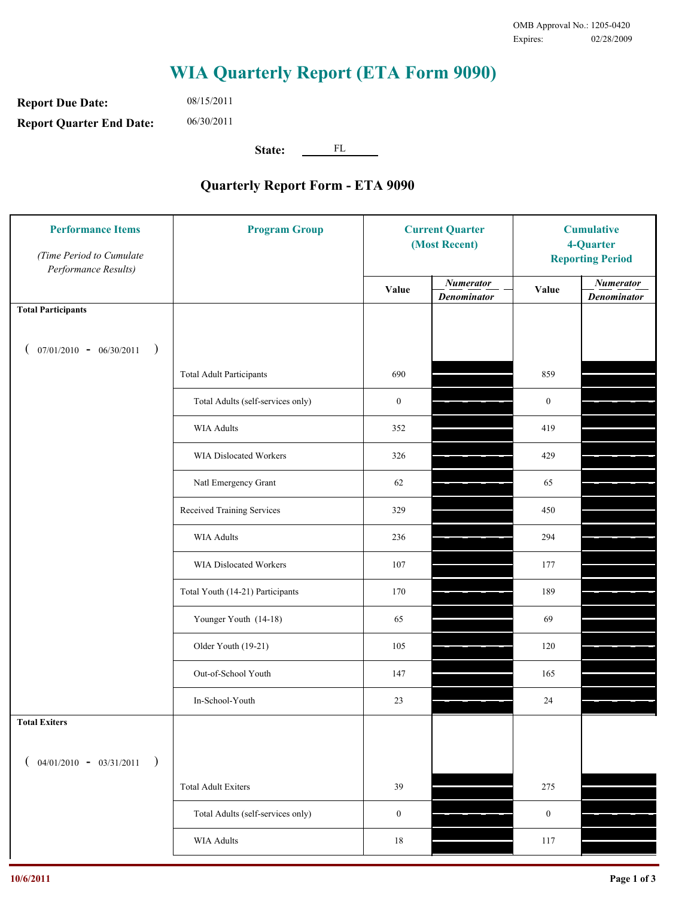OMB Approval No.: 1205-0420
Expires: 02/28/2009

# WIA Quarterly Report (ETA Form 9090)

**Report Due Date:** 08/15/2011

**Report Quarter End Date:** 06/30/2011

**State:** FL

## Quarterly Report Form - ETA 9090

| Performance Items *(Time Period to Cumulate Performance Results)* | Program Group | Current Quarter (Most Recent) Value | Current Quarter *Numerator / Denominator* | Cumulative 4-Quarter Reporting Period Value | Cumulative 4-Quarter *Numerator / Denominator* |
|---|---|---|---|---|---|
| **Total Participants** ( 07/01/2010 - 06/30/2011 ) | | | | | |
| | Total Adult Participants | 690 | | 859 | |
| | Total Adults (self-services only) | 0 | | 0 | |
| | WIA Adults | 352 | | 419 | |
| | WIA Dislocated Workers | 326 | | 429 | |
| | Natl Emergency Grant | 62 | | 65 | |
| | Received Training Services | 329 | | 450 | |
| | WIA Adults | 236 | | 294 | |
| | WIA Dislocated Workers | 107 | | 177 | |
| | Total Youth (14-21) Participants | 170 | | 189 | |
| | Younger Youth (14-18) | 65 | | 69 | |
| | Older Youth (19-21) | 105 | | 120 | |
| | Out-of-School Youth | 147 | | 165 | |
| | In-School-Youth | 23 | | 24 | |
| **Total Exiters** ( 04/01/2010 - 03/31/2011 ) | | | | | |
| | Total Adult Exiters | 39 | | 275 | |
| | Total Adults (self-services only) | 0 | | 0 | |
| | WIA Adults | 18 | | 117 | |

10/6/2011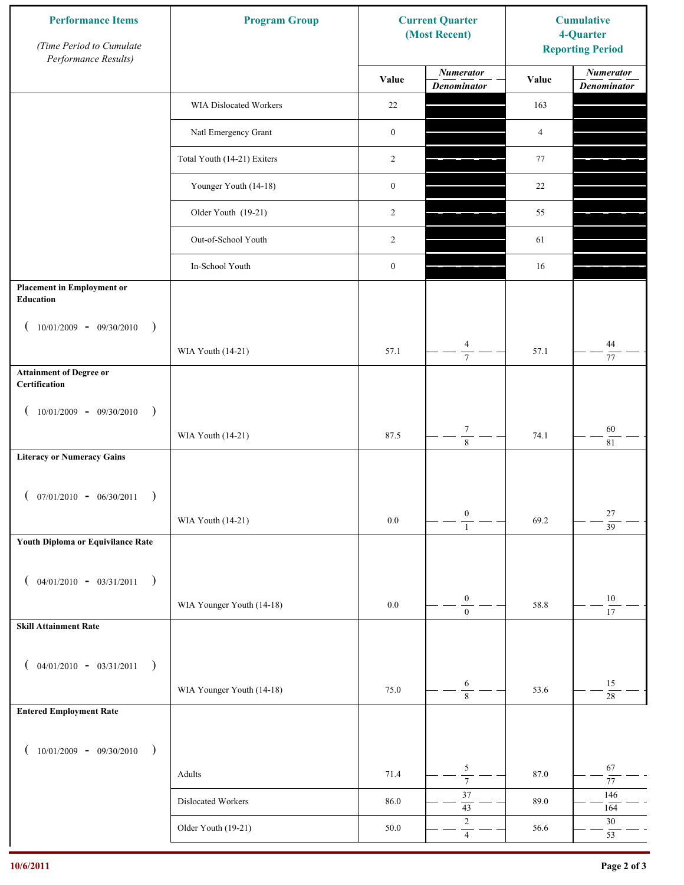| Performance Items<br>*(Time Period to Cumulate Performance Results)* | Program Group | Current Quarter (Most Recent) | | Cumulative 4-Quarter Reporting Period | |
|---|---|---|---|---|---|
| | | Value | *Numerator* / *Denominator* | Value | *Numerator* / *Denominator* |
| | WIA Dislocated Workers | 22 | | 163 | |
| | Natl Emergency Grant | 0 | | 4 | |
| | Total Youth (14-21) Exiters | 2 | | 77 | |
| | Younger Youth (14-18) | 0 | | 22 | |
| | Older Youth (19-21) | 2 | | 55 | |
| | Out-of-School Youth | 2 | | 61 | |
| | In-School Youth | 0 | | 16 | |
| **Placement in Employment or Education** ( 10/01/2009 - 09/30/2010 ) | WIA Youth (14-21) | 57.1 | 4 / 7 | 57.1 | 44 / 77 |
| **Attainment of Degree or Certification** ( 10/01/2009 - 09/30/2010 ) | WIA Youth (14-21) | 87.5 | 7 / 8 | 74.1 | 60 / 81 |
| **Literacy or Numeracy Gains** ( 07/01/2010 - 06/30/2011 ) | WIA Youth (14-21) | 0.0 | 0 / 1 | 69.2 | 27 / 39 |
| **Youth Diploma or Equivilance Rate** ( 04/01/2010 - 03/31/2011 ) | WIA Younger Youth (14-18) | 0.0 | 0 / 0 | 58.8 | 10 / 17 |
| **Skill Attainment Rate** ( 04/01/2010 - 03/31/2011 ) | WIA Younger Youth (14-18) | 75.0 | 6 / 8 | 53.6 | 15 / 28 |
| **Entered Employment Rate** ( 10/01/2009 - 09/30/2010 ) | Adults | 71.4 | 5 / 7 | 87.0 | 67 / 77 |
| | Dislocated Workers | 86.0 | 37 / 43 | 89.0 | 146 / 164 |
| | Older Youth (19-21) | 50.0 | 2 / 4 | 56.6 | 30 / 53 |

10/6/2011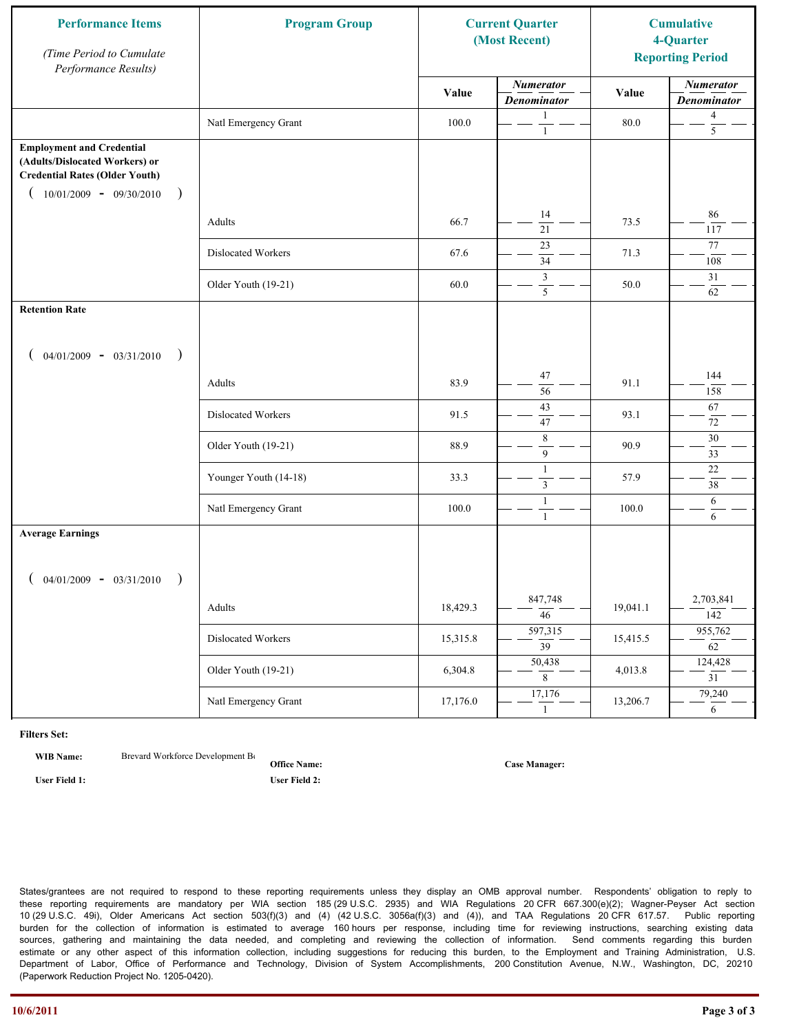| Performance Items *(Time Period to Cumulate Performance Results)* | Program Group | Current Quarter (Most Recent) | | Cumulative 4-Quarter Reporting Period | |
|---|---|---|---|---|---|
| | | Value | *Numerator* / *Denominator* | Value | *Numerator* / *Denominator* |
| | Natl Emergency Grant | 100.0 | 1 / 1 | 80.0 | 4 / 5 |
| **Employment and Credential (Adults/Dislocated Workers) or Credential Rates (Older Youth)** ( 10/01/2009 - 09/30/2010 ) | | | | | |
| | Adults | 66.7 | 14 / 21 | 73.5 | 86 / 117 |
| | Dislocated Workers | 67.6 | 23 / 34 | 71.3 | 77 / 108 |
| | Older Youth (19-21) | 60.0 | 3 / 5 | 50.0 | 31 / 62 |
| **Retention Rate** ( 04/01/2009 - 03/31/2010 ) | | | | | |
| | Adults | 83.9 | 47 / 56 | 91.1 | 144 / 158 |
| | Dislocated Workers | 91.5 | 43 / 47 | 93.1 | 67 / 72 |
| | Older Youth (19-21) | 88.9 | 8 / 9 | 90.9 | 30 / 33 |
| | Younger Youth (14-18) | 33.3 | 1 / 3 | 57.9 | 22 / 38 |
| | Natl Emergency Grant | 100.0 | 1 / 1 | 100.0 | 6 / 6 |
| **Average Earnings** ( 04/01/2009 - 03/31/2010 ) | | | | | |
| | Adults | 18,429.3 | 847,748 / 46 | 19,041.1 | 2,703,841 / 142 |
| | Dislocated Workers | 15,315.8 | 597,315 / 39 | 15,415.5 | 955,762 / 62 |
| | Older Youth (19-21) | 6,304.8 | 50,438 / 8 | 4,013.8 | 124,428 / 31 |
| | Natl Emergency Grant | 17,176.0 | 17,176 / 1 | 13,206.7 | 79,240 / 6 |

**Filters Set:**

**WIB Name:** Brevard Workforce Development Bo **Office Name:** **Case Manager:**

**User Field 1:** **User Field 2:**

States/grantees are not required to respond to these reporting requirements unless they display an OMB approval number. Respondents' obligation to reply to these reporting requirements are mandatory per WIA section 185 (29 U.S.C. 2935) and WIA Regulations 20 CFR 667.300(e)(2); Wagner-Peyser Act section 10 (29 U.S.C. 49i), Older Americans Act section 503(f)(3) and (4) (42 U.S.C. 3056a(f)(3) and (4)), and TAA Regulations 20 CFR 617.57. Public reporting burden for the collection of information is estimated to average 160 hours per response, including time for reviewing instructions, searching existing data sources, gathering and maintaining the data needed, and completing and reviewing the collection of information. Send comments regarding this burden estimate or any other aspect of this information collection, including suggestions for reducing this burden, to the Employment and Training Administration, U.S. Department of Labor, Office of Performance and Technology, Division of System Accomplishments, 200 Constitution Avenue, N.W., Washington, DC, 20210 (Paperwork Reduction Project No. 1205-0420).

10/6/2011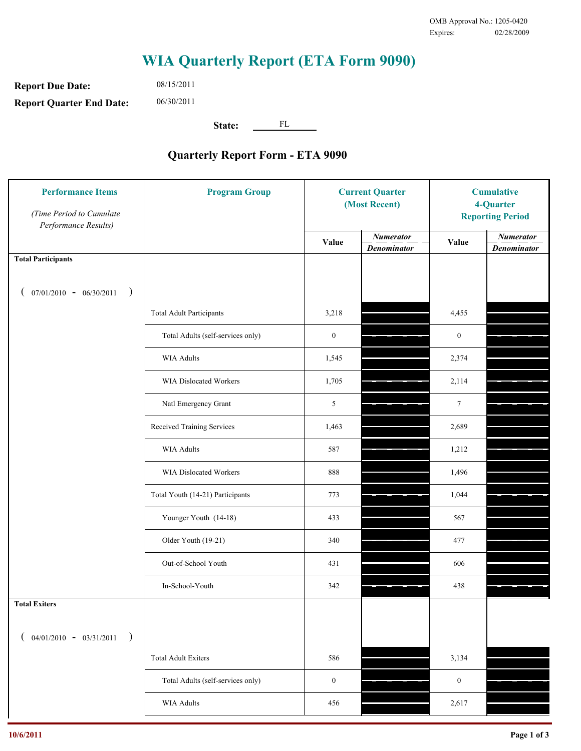OMB Approval No.: 1205-0420
Expires: 02/28/2009

# WIA Quarterly Report (ETA Form 9090)

**Report Due Date:** 08/15/2011

**Report Quarter End Date:** 06/30/2011

**State:** FL

## Quarterly Report Form - ETA 9090

| Performance Items *(Time Period to Cumulate Performance Results)* | Program Group | Current Quarter (Most Recent) Value | Current Quarter *Numerator / Denominator* | Cumulative 4-Quarter Reporting Period Value | Cumulative *Numerator / Denominator* |
|---|---|---|---|---|---|
| **Total Participants** ( 07/01/2010 - 06/30/2011 ) | | | | | |
| | Total Adult Participants | 3,218 | | 4,455 | |
| | Total Adults (self-services only) | 0 | | 0 | |
| | WIA Adults | 1,545 | | 2,374 | |
| | WIA Dislocated Workers | 1,705 | | 2,114 | |
| | Natl Emergency Grant | 5 | | 7 | |
| | Received Training Services | 1,463 | | 2,689 | |
| | WIA Adults | 587 | | 1,212 | |
| | WIA Dislocated Workers | 888 | | 1,496 | |
| | Total Youth (14-21) Participants | 773 | | 1,044 | |
| | Younger Youth (14-18) | 433 | | 567 | |
| | Older Youth (19-21) | 340 | | 477 | |
| | Out-of-School Youth | 431 | | 606 | |
| | In-School-Youth | 342 | | 438 | |
| **Total Exiters** ( 04/01/2010 - 03/31/2011 ) | | | | | |
| | Total Adult Exiters | 586 | | 3,134 | |
| | Total Adults (self-services only) | 0 | | 0 | |
| | WIA Adults | 456 | | 2,617 | |

10/6/2011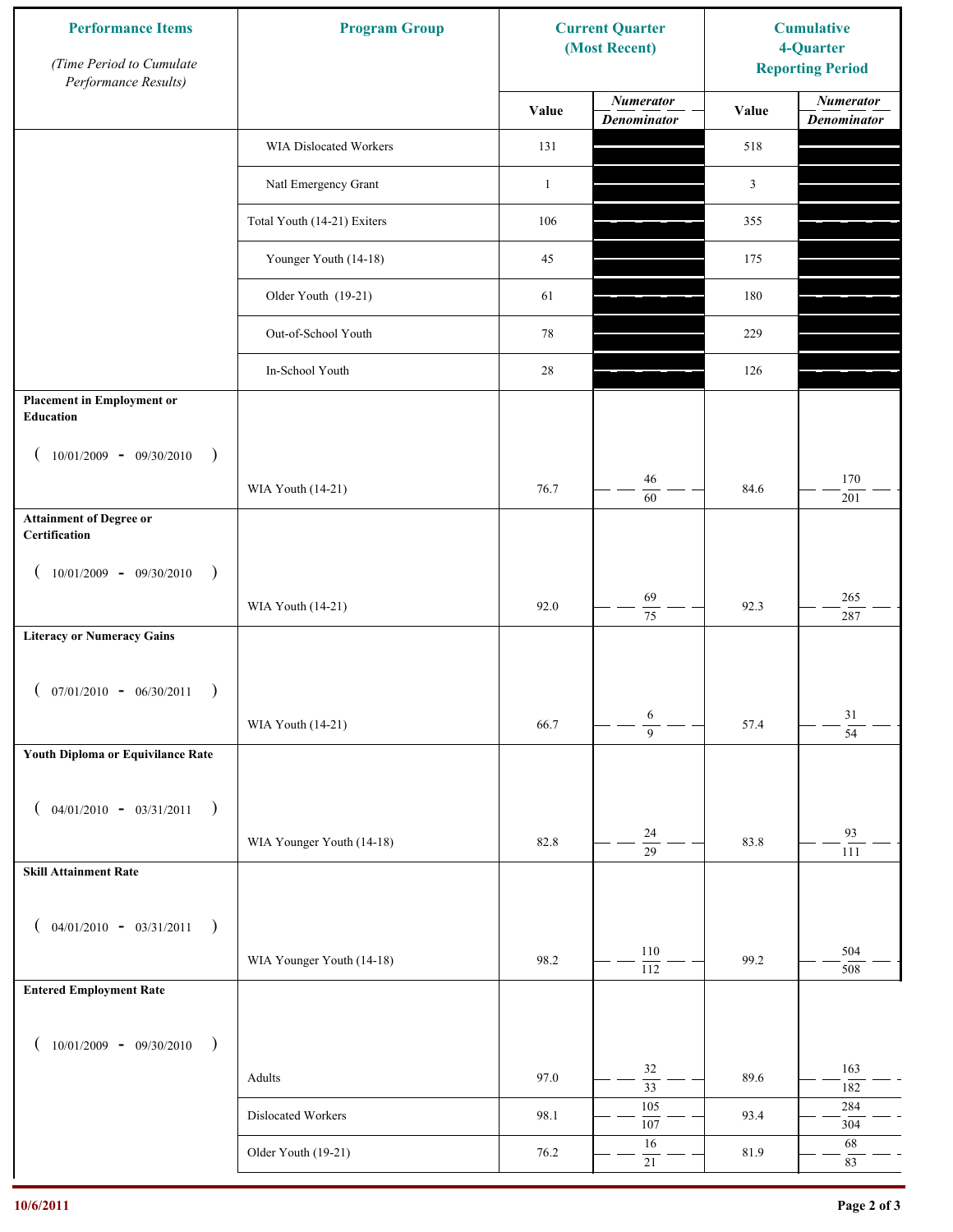| Performance Items<br>*(Time Period to Cumulate Performance Results)* | Program Group | Current Quarter (Most Recent) | | Cumulative 4-Quarter Reporting Period | |
|---|---|---|---|---|---|
| | | Value | *Numerator / Denominator* | Value | *Numerator / Denominator* |
| | WIA Dislocated Workers | 131 | | 518 | |
| | Natl Emergency Grant | 1 | | 3 | |
| | Total Youth (14-21) Exiters | 106 | | 355 | |
| | Younger Youth (14-18) | 45 | | 175 | |
| | Older Youth (19-21) | 61 | | 180 | |
| | Out-of-School Youth | 78 | | 229 | |
| | In-School Youth | 28 | | 126 | |
| **Placement in Employment or Education** ( 10/01/2009 - 09/30/2010 ) | WIA Youth (14-21) | 76.7 | 46 / 60 | 84.6 | 170 / 201 |
| **Attainment of Degree or Certification** ( 10/01/2009 - 09/30/2010 ) | WIA Youth (14-21) | 92.0 | 69 / 75 | 92.3 | 265 / 287 |
| **Literacy or Numeracy Gains** ( 07/01/2010 - 06/30/2011 ) | WIA Youth (14-21) | 66.7 | 6 / 9 | 57.4 | 31 / 54 |
| **Youth Diploma or Equivilance Rate** ( 04/01/2010 - 03/31/2011 ) | WIA Younger Youth (14-18) | 82.8 | 24 / 29 | 83.8 | 93 / 111 |
| **Skill Attainment Rate** ( 04/01/2010 - 03/31/2011 ) | WIA Younger Youth (14-18) | 98.2 | 110 / 112 | 99.2 | 504 / 508 |
| **Entered Employment Rate** ( 10/01/2009 - 09/30/2010 ) | Adults | 97.0 | 32 / 33 | 89.6 | 163 / 182 |
| | Dislocated Workers | 98.1 | 105 / 107 | 93.4 | 284 / 304 |
| | Older Youth (19-21) | 76.2 | 16 / 21 | 81.9 | 68 / 83 |

10/6/2011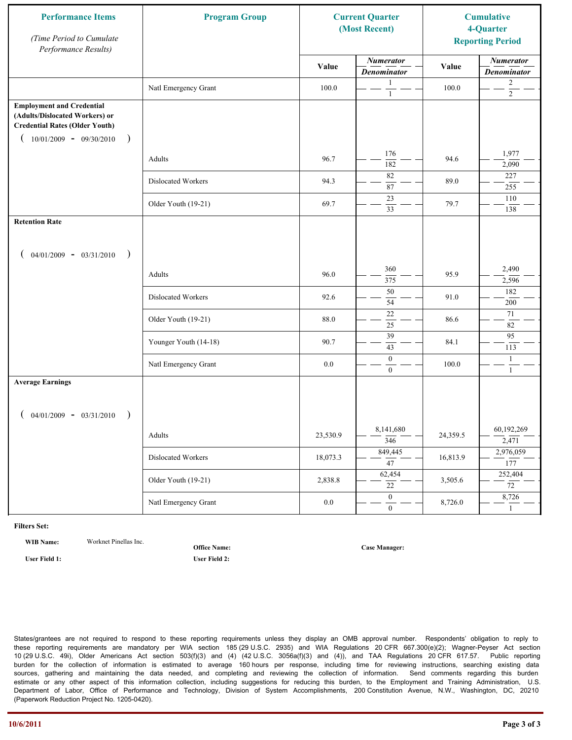| Performance Items (Time Period to Cumulate Performance Results) | Program Group | Current Quarter (Most Recent) | | Cumulative 4-Quarter Reporting Period | |
|---|---|---|---|---|---|
| | | Value | Numerator / Denominator | Value | Numerator / Denominator |
| | Natl Emergency Grant | 100.0 | 1 / 1 | 100.0 | 2 / 2 |
| **Employment and Credential (Adults/Dislocated Workers) or Credential Rates (Older Youth)** ( 10/01/2009 - 09/30/2010 ) | Adults | 96.7 | 176 / 182 | 94.6 | 1,977 / 2,090 |
| | Dislocated Workers | 94.3 | 82 / 87 | 89.0 | 227 / 255 |
| | Older Youth (19-21) | 69.7 | 23 / 33 | 79.7 | 110 / 138 |
| **Retention Rate** ( 04/01/2009 - 03/31/2010 ) | Adults | 96.0 | 360 / 375 | 95.9 | 2,490 / 2,596 |
| | Dislocated Workers | 92.6 | 50 / 54 | 91.0 | 182 / 200 |
| | Older Youth (19-21) | 88.0 | 22 / 25 | 86.6 | 71 / 82 |
| | Younger Youth (14-18) | 90.7 | 39 / 43 | 84.1 | 95 / 113 |
| | Natl Emergency Grant | 0.0 | 0 / 0 | 100.0 | 1 / 1 |
| **Average Earnings** ( 04/01/2009 - 03/31/2010 ) | Adults | 23,530.9 | 8,141,680 / 346 | 24,359.5 | 60,192,269 / 2,471 |
| | Dislocated Workers | 18,073.3 | 849,445 / 47 | 16,813.9 | 2,976,059 / 177 |
| | Older Youth (19-21) | 2,838.8 | 62,454 / 22 | 3,505.6 | 252,404 / 72 |
| | Natl Emergency Grant | 0.0 | 0 / 0 | 8,726.0 | 8,726 / 1 |

**Filters Set:**

**WIB Name:** Worknet Pinellas Inc.

**Office Name:**

**Case Manager:**

**User Field 1:**

**User Field 2:**

States/grantees are not required to respond to these reporting requirements unless they display an OMB approval number. Respondents' obligation to reply to these reporting requirements are mandatory per WIA section 185 (29 U.S.C. 2935) and WIA Regulations 20 CFR 667.300(e)(2); Wagner-Peyser Act section 10 (29 U.S.C. 49i), Older Americans Act section 503(f)(3) and (4) (42 U.S.C. 3056a(f)(3) and (4)), and TAA Regulations 20 CFR 617.57. Public reporting burden for the collection of information is estimated to average 160 hours per response, including time for reviewing instructions, searching existing data sources, gathering and maintaining the data needed, and completing and reviewing the collection of information. Send comments regarding this burden estimate or any other aspect of this information collection, including suggestions for reducing this burden, to the Employment and Training Administration, U.S. Department of Labor, Office of Performance and Technology, Division of System Accomplishments, 200 Constitution Avenue, N.W., Washington, DC, 20210 (Paperwork Reduction Project No. 1205-0420).

10/6/2011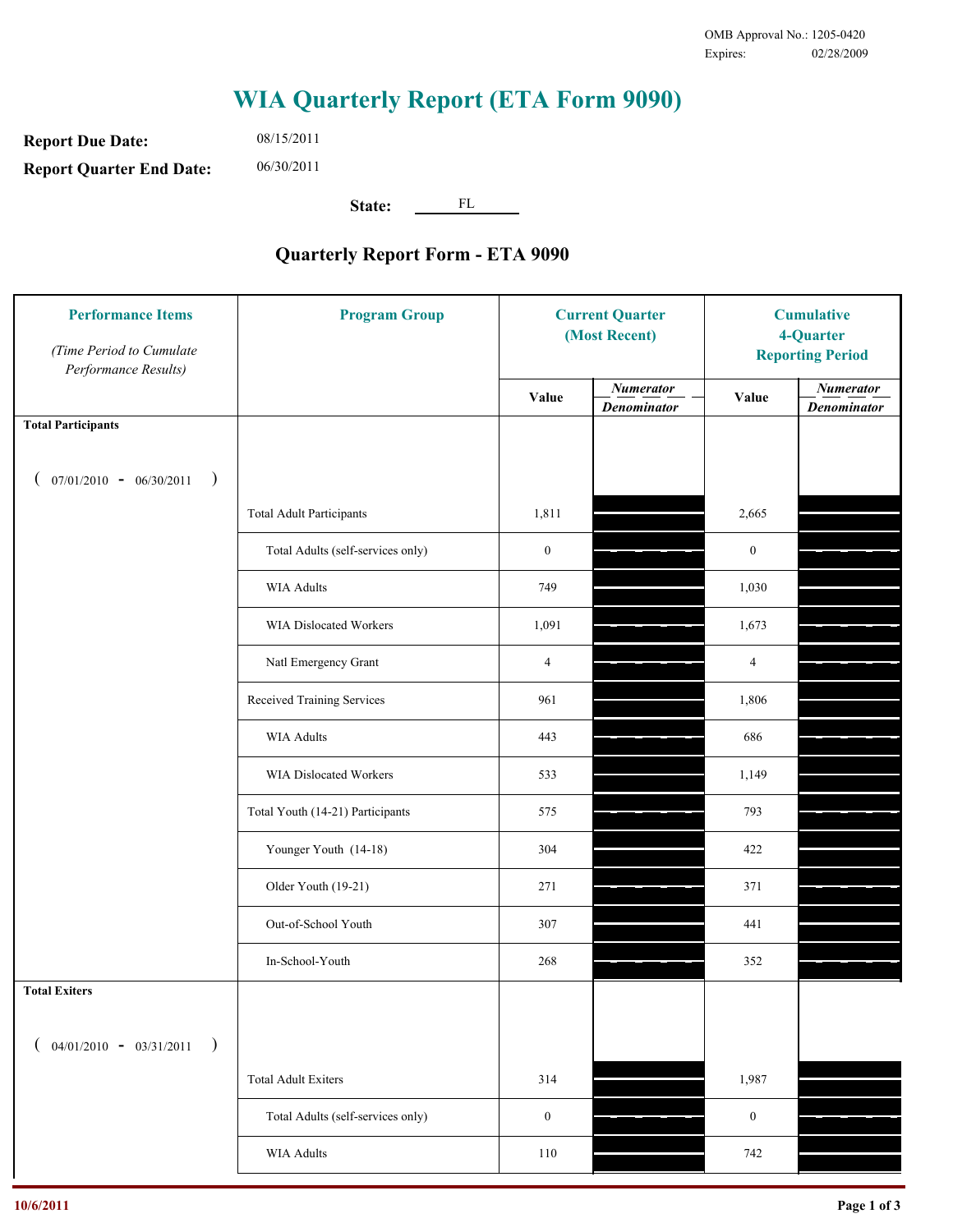OMB Approval No.: 1205-0420
Expires: 02/28/2009

# WIA Quarterly Report (ETA Form 9090)

**Report Due Date:** 08/15/2011

**Report Quarter End Date:** 06/30/2011

**State:** FL

## Quarterly Report Form - ETA 9090

| Performance Items *(Time Period to Cumulate Performance Results)* | Program Group | Current Quarter (Most Recent) Value | Current Quarter Numerator / Denominator | Cumulative 4-Quarter Reporting Period Value | Cumulative Numerator / Denominator |
|---|---|---|---|---|---|
| **Total Participants** ( 07/01/2010 - 06/30/2011 ) | | | | | |
| | Total Adult Participants | 1,811 | | 2,665 | |
| | Total Adults (self-services only) | 0 | | 0 | |
| | WIA Adults | 749 | | 1,030 | |
| | WIA Dislocated Workers | 1,091 | | 1,673 | |
| | Natl Emergency Grant | 4 | | 4 | |
| | Received Training Services | 961 | | 1,806 | |
| | WIA Adults | 443 | | 686 | |
| | WIA Dislocated Workers | 533 | | 1,149 | |
| | Total Youth (14-21) Participants | 575 | | 793 | |
| | Younger Youth (14-18) | 304 | | 422 | |
| | Older Youth (19-21) | 271 | | 371 | |
| | Out-of-School Youth | 307 | | 441 | |
| | In-School-Youth | 268 | | 352 | |
| **Total Exiters** ( 04/01/2010 - 03/31/2011 ) | | | | | |
| | Total Adult Exiters | 314 | | 1,987 | |
| | Total Adults (self-services only) | 0 | | 0 | |
| | WIA Adults | 110 | | 742 | |

10/6/2011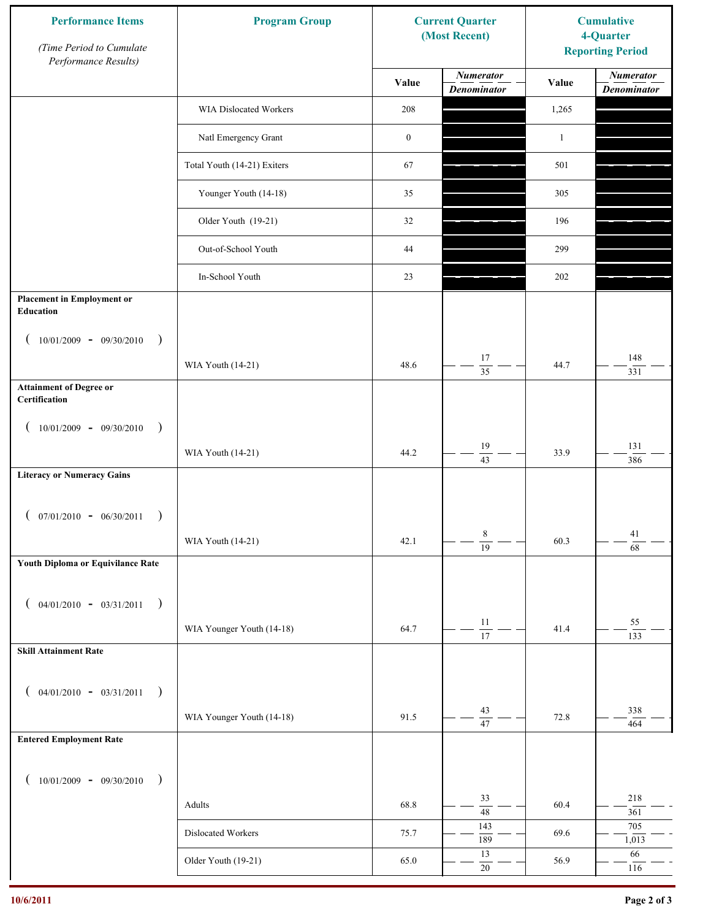| Performance Items (Time Period to Cumulate Performance Results) | Program Group | Current Quarter (Most Recent) | | Cumulative 4-Quarter Reporting Period | |
|---|---|---|---|---|---|
| | | Value | Numerator / Denominator | Value | Numerator / Denominator |
| | WIA Dislocated Workers | 208 | | 1,265 | |
| | Natl Emergency Grant | 0 | | 1 | |
| | Total Youth (14-21) Exiters | 67 | | 501 | |
| | Younger Youth (14-18) | 35 | | 305 | |
| | Older Youth (19-21) | 32 | | 196 | |
| | Out-of-School Youth | 44 | | 299 | |
| | In-School Youth | 23 | | 202 | |
| **Placement in Employment or Education** ( 10/01/2009 - 09/30/2010 ) | WIA Youth (14-21) | 48.6 | 17 / 35 | 44.7 | 148 / 331 |
| **Attainment of Degree or Certification** ( 10/01/2009 - 09/30/2010 ) | WIA Youth (14-21) | 44.2 | 19 / 43 | 33.9 | 131 / 386 |
| **Literacy or Numeracy Gains** ( 07/01/2010 - 06/30/2011 ) | WIA Youth (14-21) | 42.1 | 8 / 19 | 60.3 | 41 / 68 |
| **Youth Diploma or Equivilance Rate** ( 04/01/2010 - 03/31/2011 ) | WIA Younger Youth (14-18) | 64.7 | 11 / 17 | 41.4 | 55 / 133 |
| **Skill Attainment Rate** ( 04/01/2010 - 03/31/2011 ) | WIA Younger Youth (14-18) | 91.5 | 43 / 47 | 72.8 | 338 / 464 |
| **Entered Employment Rate** ( 10/01/2009 - 09/30/2010 ) | Adults | 68.8 | 33 / 48 | 60.4 | 218 / 361 |
| | Dislocated Workers | 75.7 | 143 / 189 | 69.6 | 705 / 1,013 |
| | Older Youth (19-21) | 65.0 | 13 / 20 | 56.9 | 66 / 116 |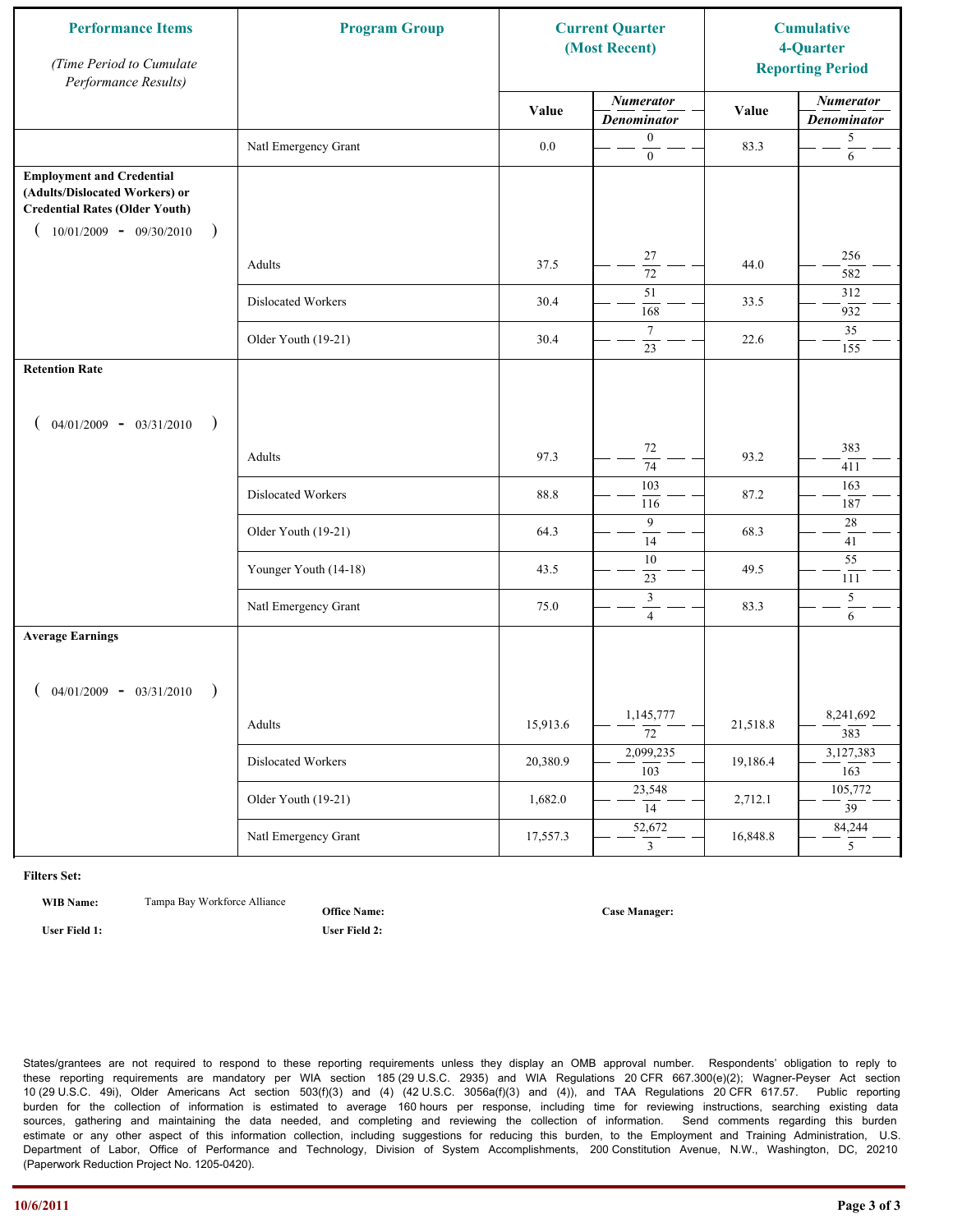| Performance Items *(Time Period to Cumulate Performance Results)* | Program Group | Current Quarter (Most Recent) | | Cumulative 4-Quarter Reporting Period | |
|---|---|---|---|---|---|
| | | Value | *Numerator* / *Denominator* | Value | *Numerator* / *Denominator* |
| | Natl Emergency Grant | 0.0 | 0 / 0 | 83.3 | 5 / 6 |
| **Employment and Credential (Adults/Dislocated Workers) or Credential Rates (Older Youth)** ( 10/01/2009 - 09/30/2010 ) | | | | | |
| | Adults | 37.5 | 27 / 72 | 44.0 | 256 / 582 |
| | Dislocated Workers | 30.4 | 51 / 168 | 33.5 | 312 / 932 |
| | Older Youth (19-21) | 30.4 | 7 / 23 | 22.6 | 35 / 155 |
| **Retention Rate** ( 04/01/2009 - 03/31/2010 ) | | | | | |
| | Adults | 97.3 | 72 / 74 | 93.2 | 383 / 411 |
| | Dislocated Workers | 88.8 | 103 / 116 | 87.2 | 163 / 187 |
| | Older Youth (19-21) | 64.3 | 9 / 14 | 68.3 | 28 / 41 |
| | Younger Youth (14-18) | 43.5 | 10 / 23 | 49.5 | 55 / 111 |
| | Natl Emergency Grant | 75.0 | 3 / 4 | 83.3 | 5 / 6 |
| **Average Earnings** ( 04/01/2009 - 03/31/2010 ) | | | | | |
| | Adults | 15,913.6 | 1,145,777 / 72 | 21,518.8 | 8,241,692 / 383 |
| | Dislocated Workers | 20,380.9 | 2,099,235 / 103 | 19,186.4 | 3,127,383 / 163 |
| | Older Youth (19-21) | 1,682.0 | 23,548 / 14 | 2,712.1 | 105,772 / 39 |
| | Natl Emergency Grant | 17,557.3 | 52,672 / 3 | 16,848.8 | 84,244 / 5 |

**Filters Set:**

**WIB Name:** Tampa Bay Workforce Alliance

**Office Name:**

**Case Manager:**

**User Field 1:**

**User Field 2:**

States/grantees are not required to respond to these reporting requirements unless they display an OMB approval number. Respondents' obligation to reply to these reporting requirements are mandatory per WIA section 185 (29 U.S.C. 2935) and WIA Regulations 20 CFR 667.300(e)(2); Wagner-Peyser Act section 10 (29 U.S.C. 49i), Older Americans Act section 503(f)(3) and (4) (42 U.S.C. 3056a(f)(3) and (4)), and TAA Regulations 20 CFR 617.57. Public reporting burden for the collection of information is estimated to average 160 hours per response, including time for reviewing instructions, searching existing data sources, gathering and maintaining the data needed, and completing and reviewing the collection of information. Send comments regarding this burden estimate or any other aspect of this information collection, including suggestions for reducing this burden, to the Employment and Training Administration, U.S. Department of Labor, Office of Performance and Technology, Division of System Accomplishments, 200 Constitution Avenue, N.W., Washington, DC, 20210 (Paperwork Reduction Project No. 1205-0420).

10/6/2011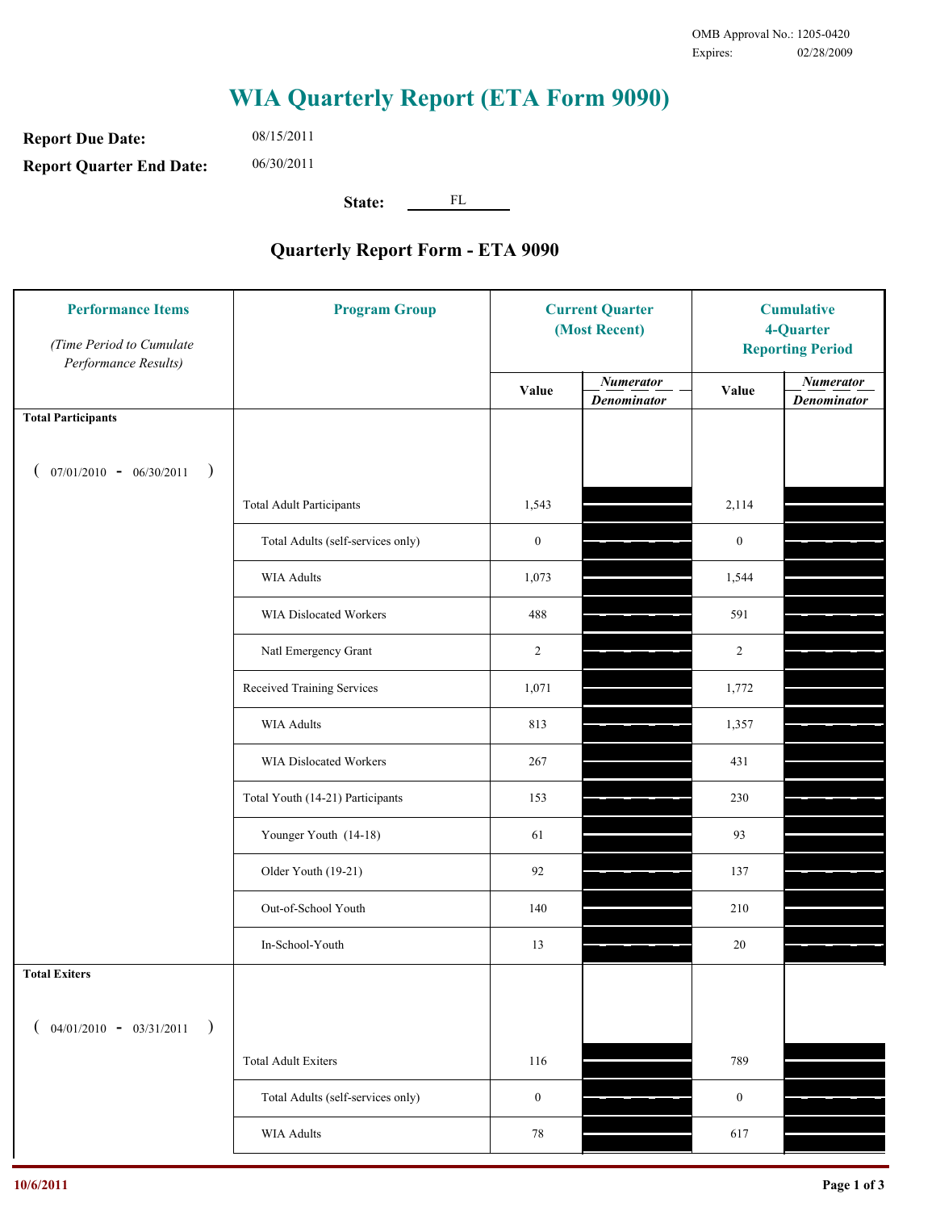OMB Approval No.: 1205-0420
Expires: 02/28/2009

# WIA Quarterly Report (ETA Form 9090)

**Report Due Date:** 08/15/2011

**Report Quarter End Date:** 06/30/2011

**State:** FL

## Quarterly Report Form - ETA 9090

| Performance Items *(Time Period to Cumulate Performance Results)* | Program Group | Current Quarter (Most Recent) Value | Current Quarter *Numerator / Denominator* | Cumulative 4-Quarter Reporting Period Value | Cumulative 4-Quarter *Numerator / Denominator* |
|---|---|---|---|---|---|
| **Total Participants** ( 07/01/2010 - 06/30/2011 ) | | | | | |
| | Total Adult Participants | 1,543 | | 2,114 | |
| | Total Adults (self-services only) | 0 | | 0 | |
| | WIA Adults | 1,073 | | 1,544 | |
| | WIA Dislocated Workers | 488 | | 591 | |
| | Natl Emergency Grant | 2 | | 2 | |
| | Received Training Services | 1,071 | | 1,772 | |
| | WIA Adults | 813 | | 1,357 | |
| | WIA Dislocated Workers | 267 | | 431 | |
| | Total Youth (14-21) Participants | 153 | | 230 | |
| | Younger Youth (14-18) | 61 | | 93 | |
| | Older Youth (19-21) | 92 | | 137 | |
| | Out-of-School Youth | 140 | | 210 | |
| | In-School-Youth | 13 | | 20 | |
| **Total Exiters** ( 04/01/2010 - 03/31/2011 ) | | | | | |
| | Total Adult Exiters | 116 | | 789 | |
| | Total Adults (self-services only) | 0 | | 0 | |
| | WIA Adults | 78 | | 617 | |

10/6/2011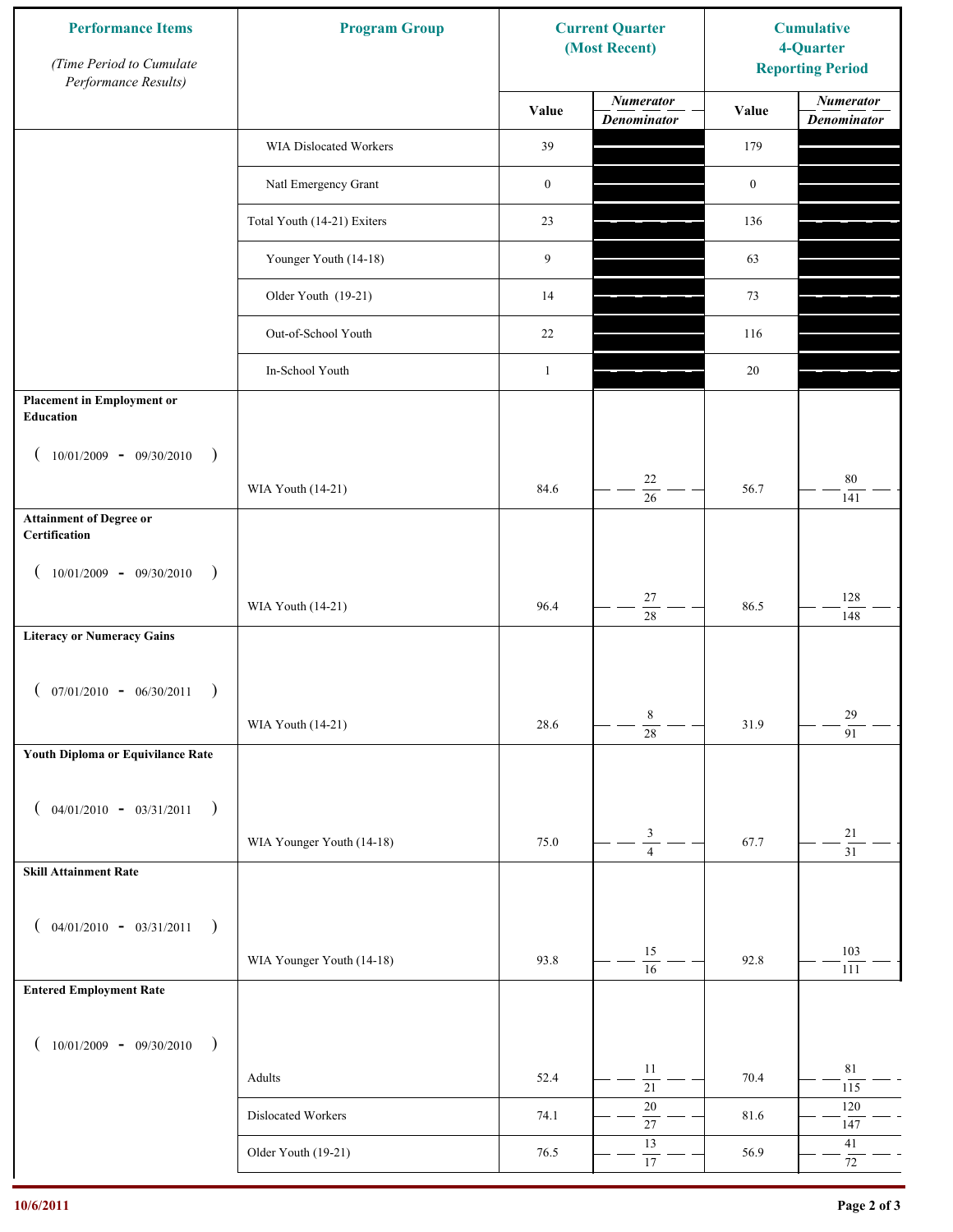| Performance Items *(Time Period to Cumulate Performance Results)* | Program Group | Current Quarter (Most Recent) | | Cumulative 4-Quarter Reporting Period | |
|---|---|---|---|---|---|
| | | Value | *Numerator* / *Denominator* | Value | *Numerator* / *Denominator* |
| | WIA Dislocated Workers | 39 | | 179 | |
| | Natl Emergency Grant | 0 | | 0 | |
| | Total Youth (14-21) Exiters | 23 | | 136 | |
| | Younger Youth (14-18) | 9 | | 63 | |
| | Older Youth (19-21) | 14 | | 73 | |
| | Out-of-School Youth | 22 | | 116 | |
| | In-School Youth | 1 | | 20 | |
| **Placement in Employment or Education** ( 10/01/2009 - 09/30/2010 ) | WIA Youth (14-21) | 84.6 | 22 / 26 | 56.7 | 80 / 141 |
| **Attainment of Degree or Certification** ( 10/01/2009 - 09/30/2010 ) | WIA Youth (14-21) | 96.4 | 27 / 28 | 86.5 | 128 / 148 |
| **Literacy or Numeracy Gains** ( 07/01/2010 - 06/30/2011 ) | WIA Youth (14-21) | 28.6 | 8 / 28 | 31.9 | 29 / 91 |
| **Youth Diploma or Equivilance Rate** ( 04/01/2010 - 03/31/2011 ) | WIA Younger Youth (14-18) | 75.0 | 3 / 4 | 67.7 | 21 / 31 |
| **Skill Attainment Rate** ( 04/01/2010 - 03/31/2011 ) | WIA Younger Youth (14-18) | 93.8 | 15 / 16 | 92.8 | 103 / 111 |
| **Entered Employment Rate** ( 10/01/2009 - 09/30/2010 ) | Adults | 52.4 | 11 / 21 | 70.4 | 81 / 115 |
| | Dislocated Workers | 74.1 | 20 / 27 | 81.6 | 120 / 147 |
| | Older Youth (19-21) | 76.5 | 13 / 17 | 56.9 | 41 / 72 |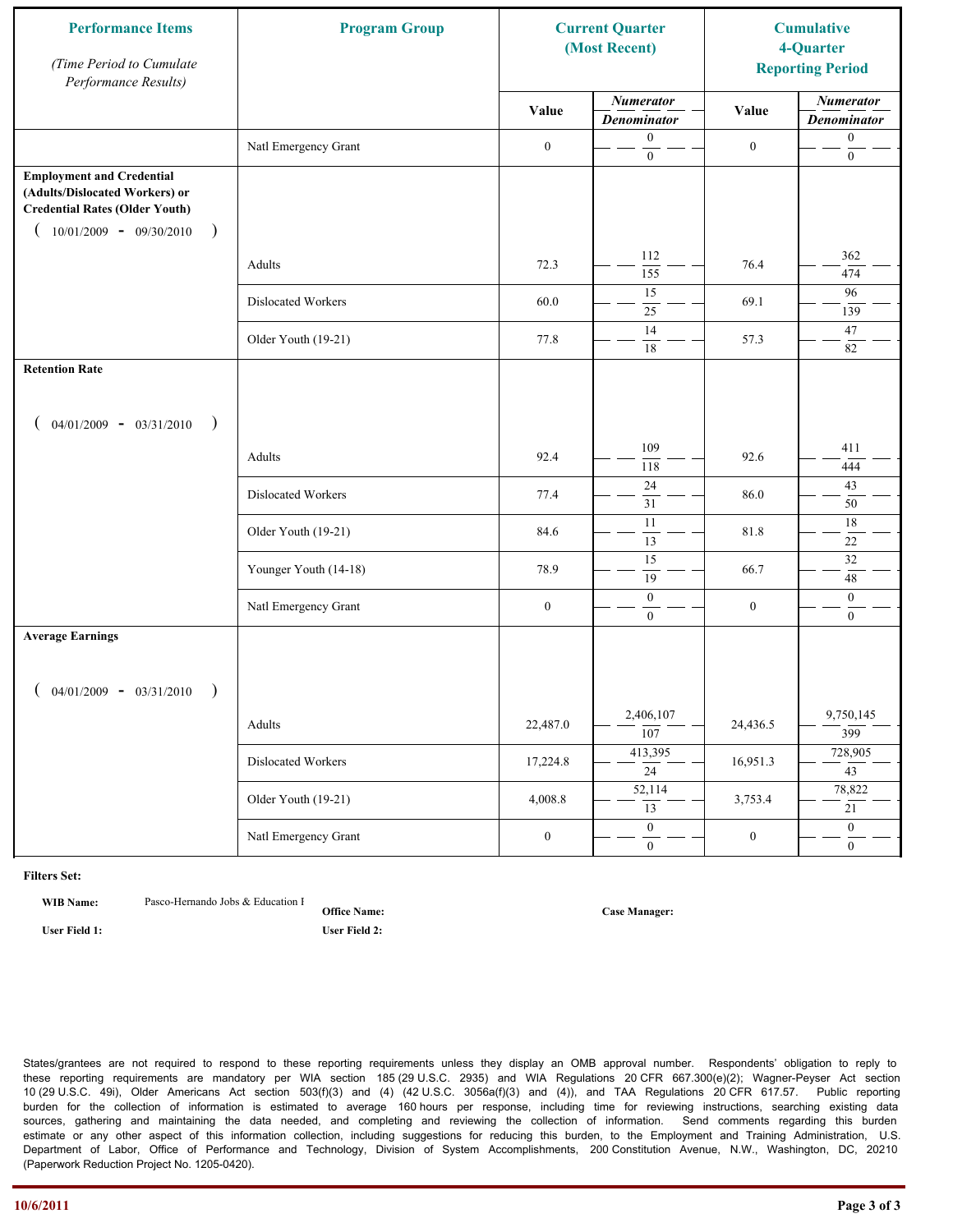| Performance Items (Time Period to Cumulate Performance Results) | Program Group | Current Quarter (Most Recent) | | Cumulative 4-Quarter Reporting Period | |
|---|---|---|---|---|---|
| | | Value | Numerator / Denominator | Value | Numerator / Denominator |
| | Natl Emergency Grant | 0 | 0 / 0 | 0 | 0 / 0 |
| **Employment and Credential (Adults/Dislocated Workers) or Credential Rates (Older Youth)** ( 10/01/2009 - 09/30/2010 ) | Adults | 72.3 | 112 / 155 | 76.4 | 362 / 474 |
| | Dislocated Workers | 60.0 | 15 / 25 | 69.1 | 96 / 139 |
| | Older Youth (19-21) | 77.8 | 14 / 18 | 57.3 | 47 / 82 |
| **Retention Rate** ( 04/01/2009 - 03/31/2010 ) | Adults | 92.4 | 109 / 118 | 92.6 | 411 / 444 |
| | Dislocated Workers | 77.4 | 24 / 31 | 86.0 | 43 / 50 |
| | Older Youth (19-21) | 84.6 | 11 / 13 | 81.8 | 18 / 22 |
| | Younger Youth (14-18) | 78.9 | 15 / 19 | 66.7 | 32 / 48 |
| | Natl Emergency Grant | 0 | 0 / 0 | 0 | 0 / 0 |
| **Average Earnings** ( 04/01/2009 - 03/31/2010 ) | Adults | 22,487.0 | 2,406,107 / 107 | 24,436.5 | 9,750,145 / 399 |
| | Dislocated Workers | 17,224.8 | 413,395 / 24 | 16,951.3 | 728,905 / 43 |
| | Older Youth (19-21) | 4,008.8 | 52,114 / 13 | 3,753.4 | 78,822 / 21 |
| | Natl Emergency Grant | 0 | 0 / 0 | 0 | 0 / 0 |

**Filters Set:**

**WIB Name:** Pasco-Hernando Jobs & Education I **Office Name:** **Case Manager:**

**User Field 1:** **User Field 2:**

States/grantees are not required to respond to these reporting requirements unless they display an OMB approval number. Respondents' obligation to reply to these reporting requirements are mandatory per WIA section 185 (29 U.S.C. 2935) and WIA Regulations 20 CFR 667.300(e)(2); Wagner-Peyser Act section 10 (29 U.S.C. 49i), Older Americans Act section 503(f)(3) and (4) (42 U.S.C. 3056a(f)(3) and (4)), and TAA Regulations 20 CFR 617.57. Public reporting burden for the collection of information is estimated to average 160 hours per response, including time for reviewing instructions, searching data sources, gathering and maintaining the data needed, and completing and reviewing the collection of information. Send comments regarding this burden estimate or any other aspect of this information collection, including suggestions for reducing this burden, to the Employment and Training Administration, U.S. Department of Labor, Office of Performance and Technology, Division of System Accomplishments, 200 Constitution Avenue, N.W., Washington, DC, 20210 (Paperwork Reduction Project No. 1205-0420).

10/6/2011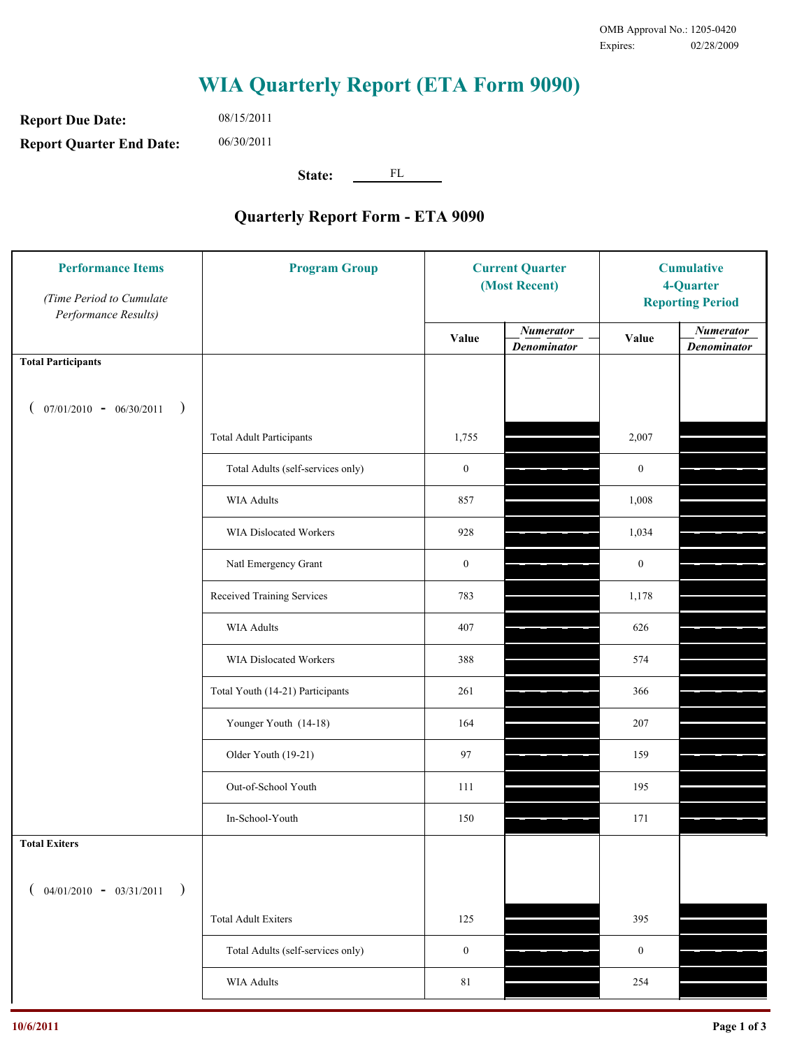OMB Approval No.: 1205-0420
Expires: 02/28/2009

# WIA Quarterly Report (ETA Form 9090)

**Report Due Date:** 08/15/2011

**Report Quarter End Date:** 06/30/2011

**State:** FL

## Quarterly Report Form - ETA 9090

| Performance Items *(Time Period to Cumulate Performance Results)* | Program Group | Current Quarter (Most Recent) Value | Current Quarter *Numerator / Denominator* | Cumulative 4-Quarter Reporting Period Value | Cumulative 4-Quarter *Numerator / Denominator* |
|---|---|---|---|---|---|
| **Total Participants** (07/01/2010 - 06/30/2011) | | | | | |
| | Total Adult Participants | 1,755 | | 2,007 | |
| | Total Adults (self-services only) | 0 | | 0 | |
| | WIA Adults | 857 | | 1,008 | |
| | WIA Dislocated Workers | 928 | | 1,034 | |
| | Natl Emergency Grant | 0 | | 0 | |
| | Received Training Services | 783 | | 1,178 | |
| | WIA Adults | 407 | | 626 | |
| | WIA Dislocated Workers | 388 | | 574 | |
| | Total Youth (14-21) Participants | 261 | | 366 | |
| | Younger Youth (14-18) | 164 | | 207 | |
| | Older Youth (19-21) | 97 | | 159 | |
| | Out-of-School Youth | 111 | | 195 | |
| | In-School-Youth | 150 | | 171 | |
| **Total Exiters** (04/01/2010 - 03/31/2011) | | | | | |
| | Total Adult Exiters | 125 | | 395 | |
| | Total Adults (self-services only) | 0 | | 0 | |
| | WIA Adults | 81 | | 254 | |

10/6/2011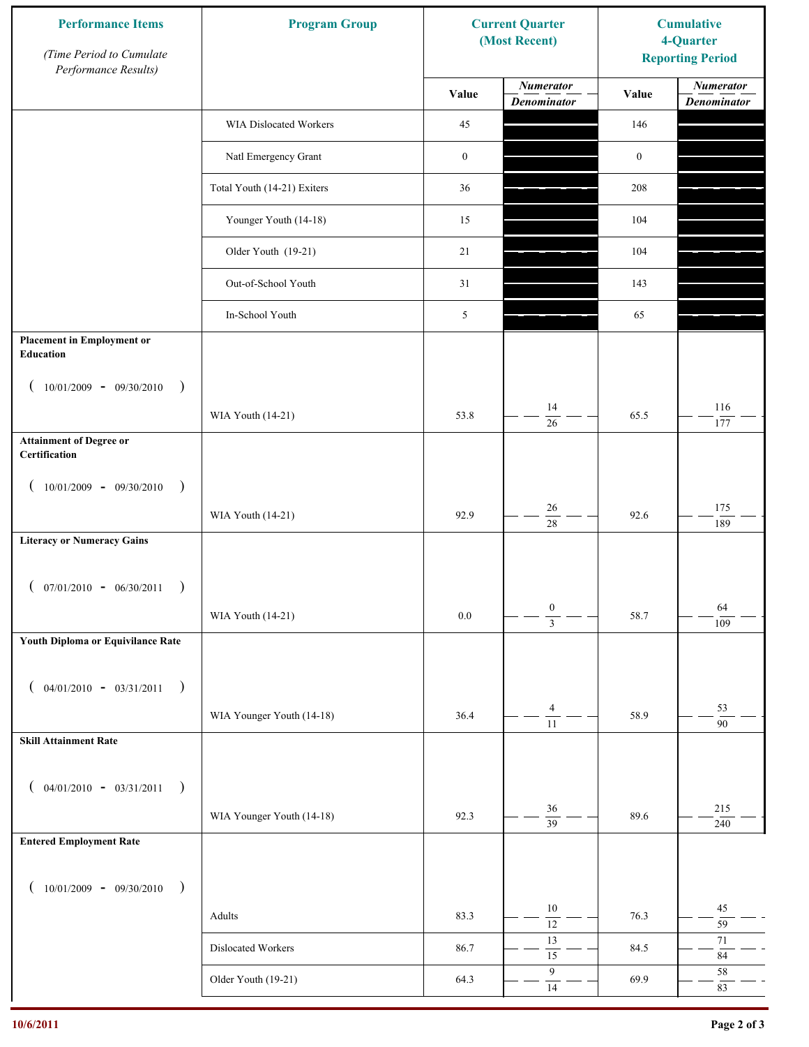| Performance Items *(Time Period to Cumulate Performance Results)* | Program Group | Current Quarter (Most Recent) | | Cumulative 4-Quarter Reporting Period | |
|---|---|---|---|---|---|
| | | Value | *Numerator / Denominator* | Value | *Numerator / Denominator* |
| | WIA Dislocated Workers | 45 | | 146 | |
| | Natl Emergency Grant | 0 | | 0 | |
| | Total Youth (14-21) Exiters | 36 | | 208 | |
| | Younger Youth (14-18) | 15 | | 104 | |
| | Older Youth (19-21) | 21 | | 104 | |
| | Out-of-School Youth | 31 | | 143 | |
| | In-School Youth | 5 | | 65 | |
| **Placement in Employment or Education** ( 10/01/2009 - 09/30/2010 ) | WIA Youth (14-21) | 53.8 | 14 / 26 | 65.5 | 116 / 177 |
| **Attainment of Degree or Certification** ( 10/01/2009 - 09/30/2010 ) | WIA Youth (14-21) | 92.9 | 26 / 28 | 92.6 | 175 / 189 |
| **Literacy or Numeracy Gains** ( 07/01/2010 - 06/30/2011 ) | WIA Youth (14-21) | 0.0 | 0 / 3 | 58.7 | 64 / 109 |
| **Youth Diploma or Equivilance Rate** ( 04/01/2010 - 03/31/2011 ) | WIA Younger Youth (14-18) | 36.4 | 4 / 11 | 58.9 | 53 / 90 |
| **Skill Attainment Rate** ( 04/01/2010 - 03/31/2011 ) | WIA Younger Youth (14-18) | 92.3 | 36 / 39 | 89.6 | 215 / 240 |
| **Entered Employment Rate** ( 10/01/2009 - 09/30/2010 ) | Adults | 83.3 | 10 / 12 | 76.3 | 45 / 59 |
| | Dislocated Workers | 86.7 | 13 / 15 | 84.5 | 71 / 84 |
| | Older Youth (19-21) | 64.3 | 9 / 14 | 69.9 | 58 / 83 |

10/6/2011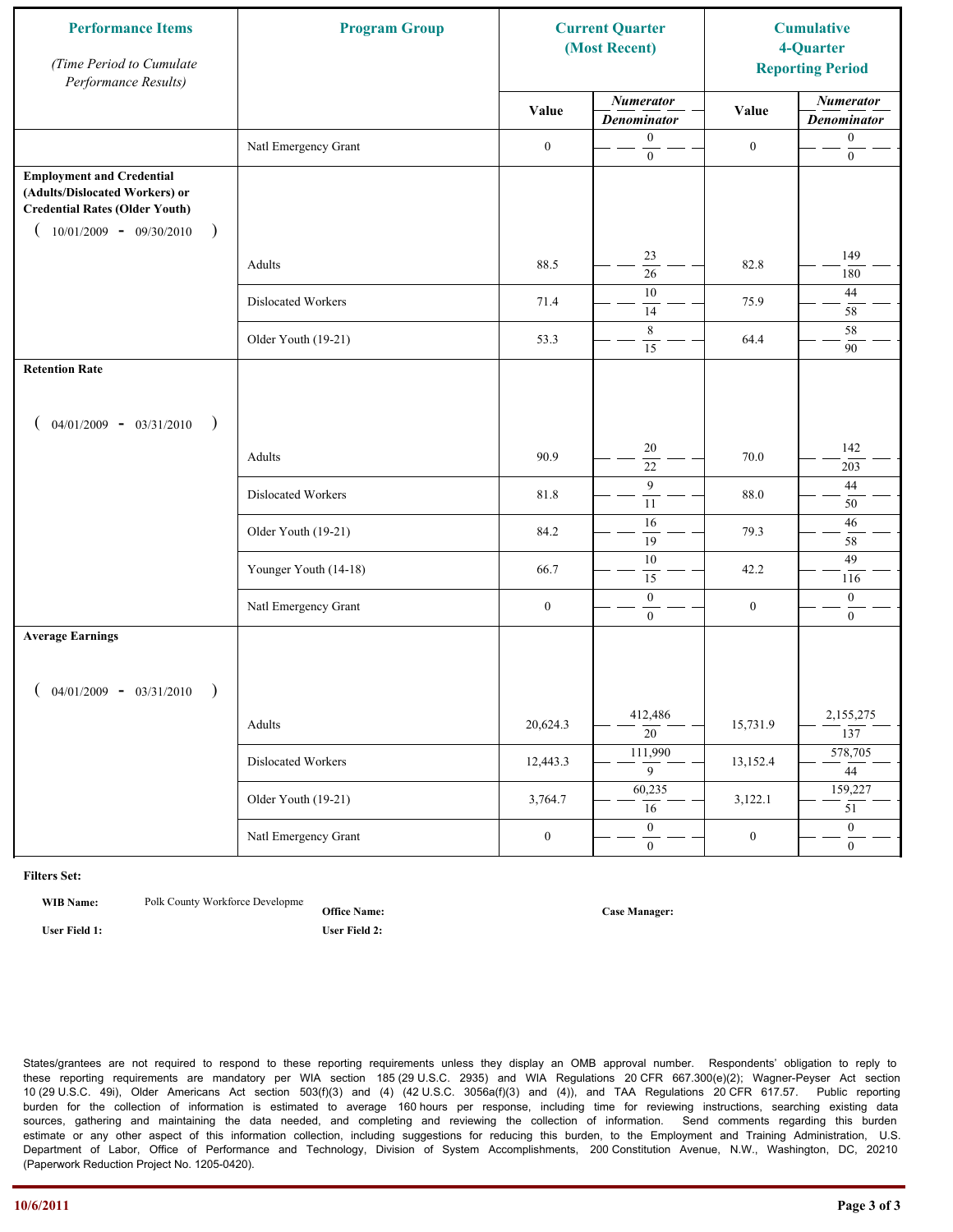| Performance Items (Time Period to Cumulate Performance Results) | Program Group | Current Quarter (Most Recent) | | Cumulative 4-Quarter Reporting Period | |
|---|---|---|---|---|---|
| | | Value | Numerator / Denominator | Value | Numerator / Denominator |
| | Natl Emergency Grant | 0 | 0 / 0 | 0 | 0 / 0 |
| **Employment and Credential (Adults/Dislocated Workers) or Credential Rates (Older Youth)** ( 10/01/2009 - 09/30/2010 ) | | | | | |
| | Adults | 88.5 | 23 / 26 | 82.8 | 149 / 180 |
| | Dislocated Workers | 71.4 | 10 / 14 | 75.9 | 44 / 58 |
| | Older Youth (19-21) | 53.3 | 8 / 15 | 64.4 | 58 / 90 |
| **Retention Rate** ( 04/01/2009 - 03/31/2010 ) | | | | | |
| | Adults | 90.9 | 20 / 22 | 70.0 | 142 / 203 |
| | Dislocated Workers | 81.8 | 9 / 11 | 88.0 | 44 / 50 |
| | Older Youth (19-21) | 84.2 | 16 / 19 | 79.3 | 46 / 58 |
| | Younger Youth (14-18) | 66.7 | 10 / 15 | 42.2 | 49 / 116 |
| | Natl Emergency Grant | 0 | 0 / 0 | 0 | 0 / 0 |
| **Average Earnings** ( 04/01/2009 - 03/31/2010 ) | | | | | |
| | Adults | 20,624.3 | 412,486 / 20 | 15,731.9 | 2,155,275 / 137 |
| | Dislocated Workers | 12,443.3 | 111,990 / 9 | 13,152.4 | 578,705 / 44 |
| | Older Youth (19-21) | 3,764.7 | 60,235 / 16 | 3,122.1 | 159,227 / 51 |
| | Natl Emergency Grant | 0 | 0 / 0 | 0 | 0 / 0 |

**Filters Set:**

**WIB Name:** Polk County Workforce Developme

**Office Name:**

**Case Manager:**

**User Field 1:**

**User Field 2:**

States/grantees are not required to respond to these reporting requirements unless they display an OMB approval number. Respondents' obligation to reply to these reporting requirements are mandatory per WIA section 185 (29 U.S.C. 2935) and WIA Regulations 20 CFR 667.300(e)(2); Wagner-Peyser Act section 10 (29 U.S.C. 49i), Older Americans Act section 503(f)(3) and (4) (42 U.S.C. 3056a(f)(3) and (4)), and TAA Regulations 20 CFR 617.57. Public reporting burden for the collection of information is estimated to average 160 hours per response, including time for reviewing instructions, searching existing data sources, gathering and maintaining the data needed, and completing and reviewing the collection of information. Send comments regarding this burden estimate or any other aspect of this information collection, including suggestions for reducing this burden, to the Employment and Training Administration, U.S. Department of Labor, Office of Performance and Technology, Division of System Accomplishments, 200 Constitution Avenue, N.W., Washington, DC, 20210 (Paperwork Reduction Project No. 1205-0420).

10/6/2011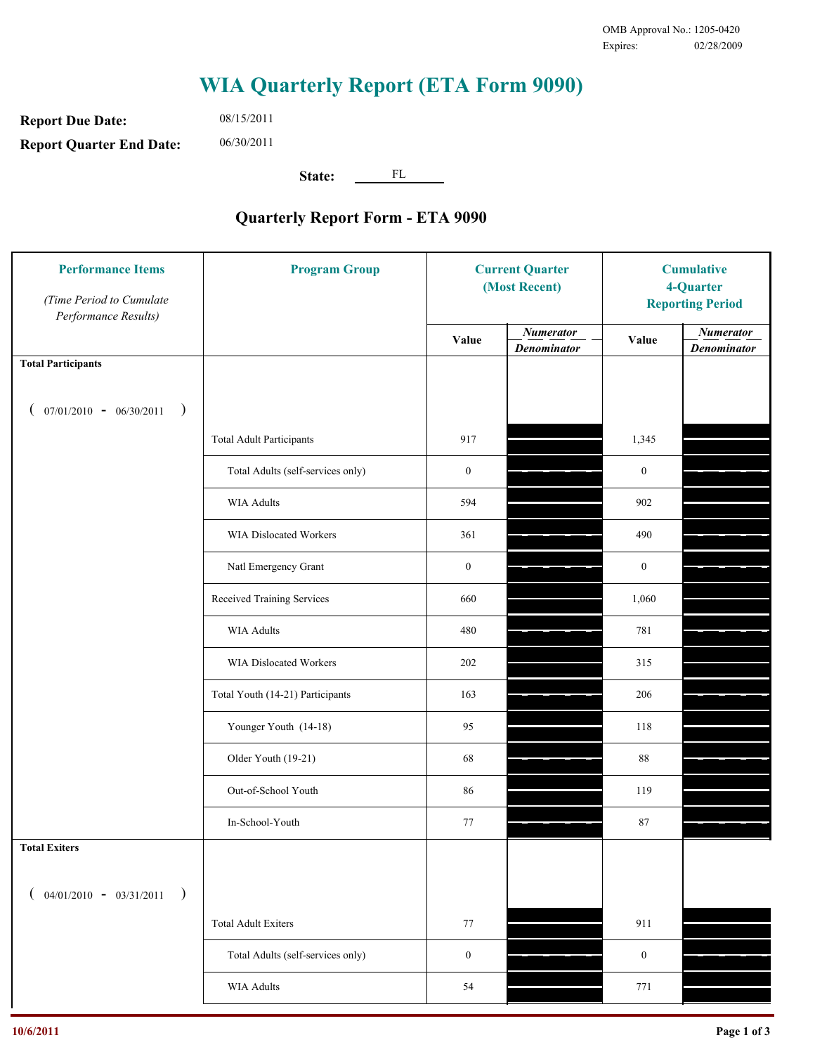OMB Approval No.: 1205-0420
Expires: 02/28/2009

# WIA Quarterly Report (ETA Form 9090)

**Report Due Date:** 08/15/2011

**Report Quarter End Date:** 06/30/2011

**State:** FL

## Quarterly Report Form - ETA 9090

| Performance Items *(Time Period to Cumulate Performance Results)* | Program Group | Current Quarter (Most Recent) Value | Current Quarter Numerator / Denominator | Cumulative 4-Quarter Reporting Period Value | Cumulative 4-Quarter Numerator / Denominator |
|---|---|---|---|---|---|
| **Total Participants** ( 07/01/2010 - 06/30/2011 ) | | | | | |
| | Total Adult Participants | 917 | | 1,345 | |
| | Total Adults (self-services only) | 0 | | 0 | |
| | WIA Adults | 594 | | 902 | |
| | WIA Dislocated Workers | 361 | | 490 | |
| | Natl Emergency Grant | 0 | | 0 | |
| | Received Training Services | 660 | | 1,060 | |
| | WIA Adults | 480 | | 781 | |
| | WIA Dislocated Workers | 202 | | 315 | |
| | Total Youth (14-21) Participants | 163 | | 206 | |
| | Younger Youth (14-18) | 95 | | 118 | |
| | Older Youth (19-21) | 68 | | 88 | |
| | Out-of-School Youth | 86 | | 119 | |
| | In-School-Youth | 77 | | 87 | |
| **Total Exiters** ( 04/01/2010 - 03/31/2011 ) | | | | | |
| | Total Adult Exiters | 77 | | 911 | |
| | Total Adults (self-services only) | 0 | | 0 | |
| | WIA Adults | 54 | | 771 | |

10/6/2011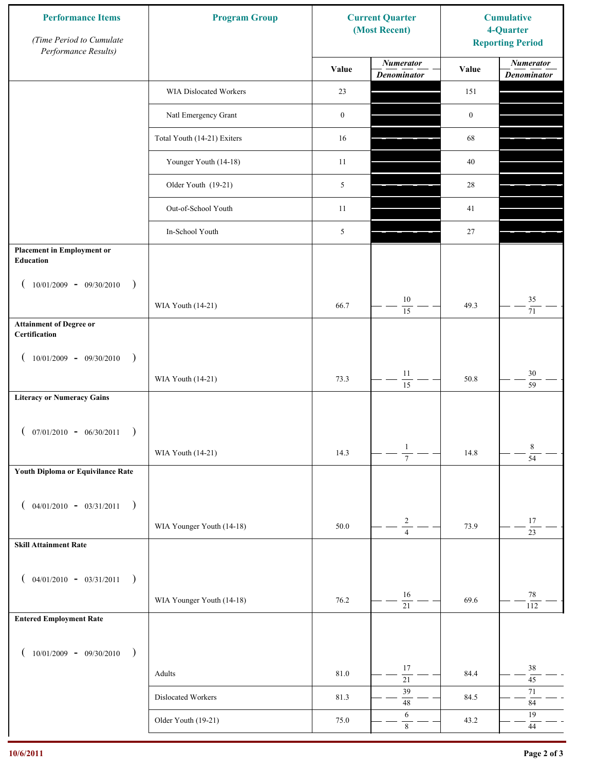| Performance Items<br>*(Time Period to Cumulate Performance Results)* | Program Group | Current Quarter (Most Recent) | | Cumulative 4-Quarter Reporting Period | |
|---|---|---|---|---|---|
| | | Value | *Numerator* / *Denominator* | Value | *Numerator* / *Denominator* |
| | WIA Dislocated Workers | 23 | | 151 | |
| | Natl Emergency Grant | 0 | | 0 | |
| | Total Youth (14-21) Exiters | 16 | | 68 | |
| | Younger Youth (14-18) | 11 | | 40 | |
| | Older Youth (19-21) | 5 | | 28 | |
| | Out-of-School Youth | 11 | | 41 | |
| | In-School Youth | 5 | | 27 | |
| **Placement in Employment or Education** ( 10/01/2009 - 09/30/2010 ) | WIA Youth (14-21) | 66.7 | 10 / 15 | 49.3 | 35 / 71 |
| **Attainment of Degree or Certification** ( 10/01/2009 - 09/30/2010 ) | WIA Youth (14-21) | 73.3 | 11 / 15 | 50.8 | 30 / 59 |
| **Literacy or Numeracy Gains** ( 07/01/2010 - 06/30/2011 ) | WIA Youth (14-21) | 14.3 | 1 / 7 | 14.8 | 8 / 54 |
| **Youth Diploma or Equivilance Rate** ( 04/01/2010 - 03/31/2011 ) | WIA Younger Youth (14-18) | 50.0 | 2 / 4 | 73.9 | 17 / 23 |
| **Skill Attainment Rate** ( 04/01/2010 - 03/31/2011 ) | WIA Younger Youth (14-18) | 76.2 | 16 / 21 | 69.6 | 78 / 112 |
| **Entered Employment Rate** ( 10/01/2009 - 09/30/2010 ) | Adults | 81.0 | 17 / 21 | 84.4 | 38 / 45 |
| | Dislocated Workers | 81.3 | 39 / 48 | 84.5 | 71 / 84 |
| | Older Youth (19-21) | 75.0 | 6 / 8 | 43.2 | 19 / 44 |

10/6/2011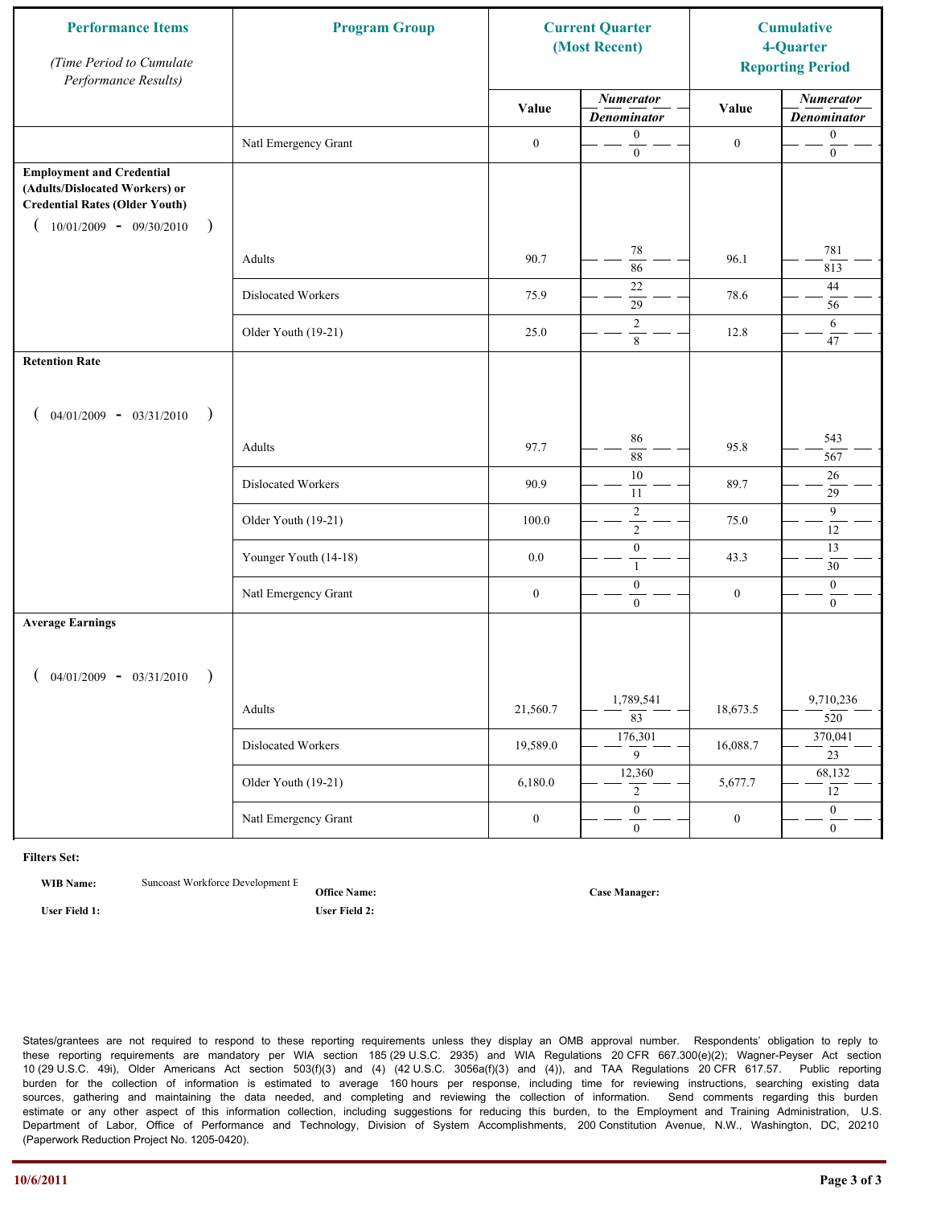| Performance Items (Time Period to Cumulate Performance Results) | Program Group | Current Quarter (Most Recent) | | Cumulative 4-Quarter Reporting Period | |
|---|---|---|---|---|---|
| | | Value | Numerator / Denominator | Value | Numerator / Denominator |
| | Natl Emergency Grant | 0 | 0 / 0 | 0 | 0 / 0 |
| **Employment and Credential (Adults/Dislocated Workers) or Credential Rates (Older Youth)** ( 10/01/2009 - 09/30/2010 ) | | | | | |
| | Adults | 90.7 | 78 / 86 | 96.1 | 781 / 813 |
| | Dislocated Workers | 75.9 | 22 / 29 | 78.6 | 44 / 56 |
| | Older Youth (19-21) | 25.0 | 2 / 8 | 12.8 | 6 / 47 |
| **Retention Rate** ( 04/01/2009 - 03/31/2010 ) | | | | | |
| | Adults | 97.7 | 86 / 88 | 95.8 | 543 / 567 |
| | Dislocated Workers | 90.9 | 10 / 11 | 89.7 | 26 / 29 |
| | Older Youth (19-21) | 100.0 | 2 / 2 | 75.0 | 9 / 12 |
| | Younger Youth (14-18) | 0.0 | 0 / 1 | 43.3 | 13 / 30 |
| | Natl Emergency Grant | 0 | 0 / 0 | 0 | 0 / 0 |
| **Average Earnings** ( 04/01/2009 - 03/31/2010 ) | | | | | |
| | Adults | 21,560.7 | 1,789,541 / 83 | 18,673.5 | 9,710,236 / 520 |
| | Dislocated Workers | 19,589.0 | 176,301 / 9 | 16,088.7 | 370,041 / 23 |
| | Older Youth (19-21) | 6,180.0 | 12,360 / 2 | 5,677.7 | 68,132 / 12 |
| | Natl Emergency Grant | 0 | 0 / 0 | 0 | 0 / 0 |

**Filters Set:**

**WIB Name:** Suncoast Workforce Development E
**Office Name:**
**Case Manager:**
**User Field 1:**
**User Field 2:**

States/grantees are not required to respond to these reporting requirements unless they display an OMB approval number. Respondents' obligation to reply to these reporting requirements are mandatory per WIA section 185 (29 U.S.C. 2935) and WIA Regulations 20 CFR 667.300(e)(2); Wagner-Peyser Act section 10 (29 U.S.C. 49i), Older Americans Act section 503(f)(3) and (4) (42 U.S.C. 3056a(f)(3) and (4)), and TAA Regulations 20 CFR 617.57. Public reporting burden for the collection of information is estimated to average 160 hours per response, including time for reviewing instructions, searching existing data sources, gathering and maintaining the data needed, and completing and reviewing the collection of information. Send comments regarding this burden estimate or any other aspect of this information collection, including suggestions for reducing this burden, to the Employment and Training Administration, U.S. Department of Labor, Office of Performance and Technology, Division of System Accomplishments, 200 Constitution Avenue, N.W., Washington, DC, 20210 (Paperwork Reduction Project No. 1205-0420).

10/6/2011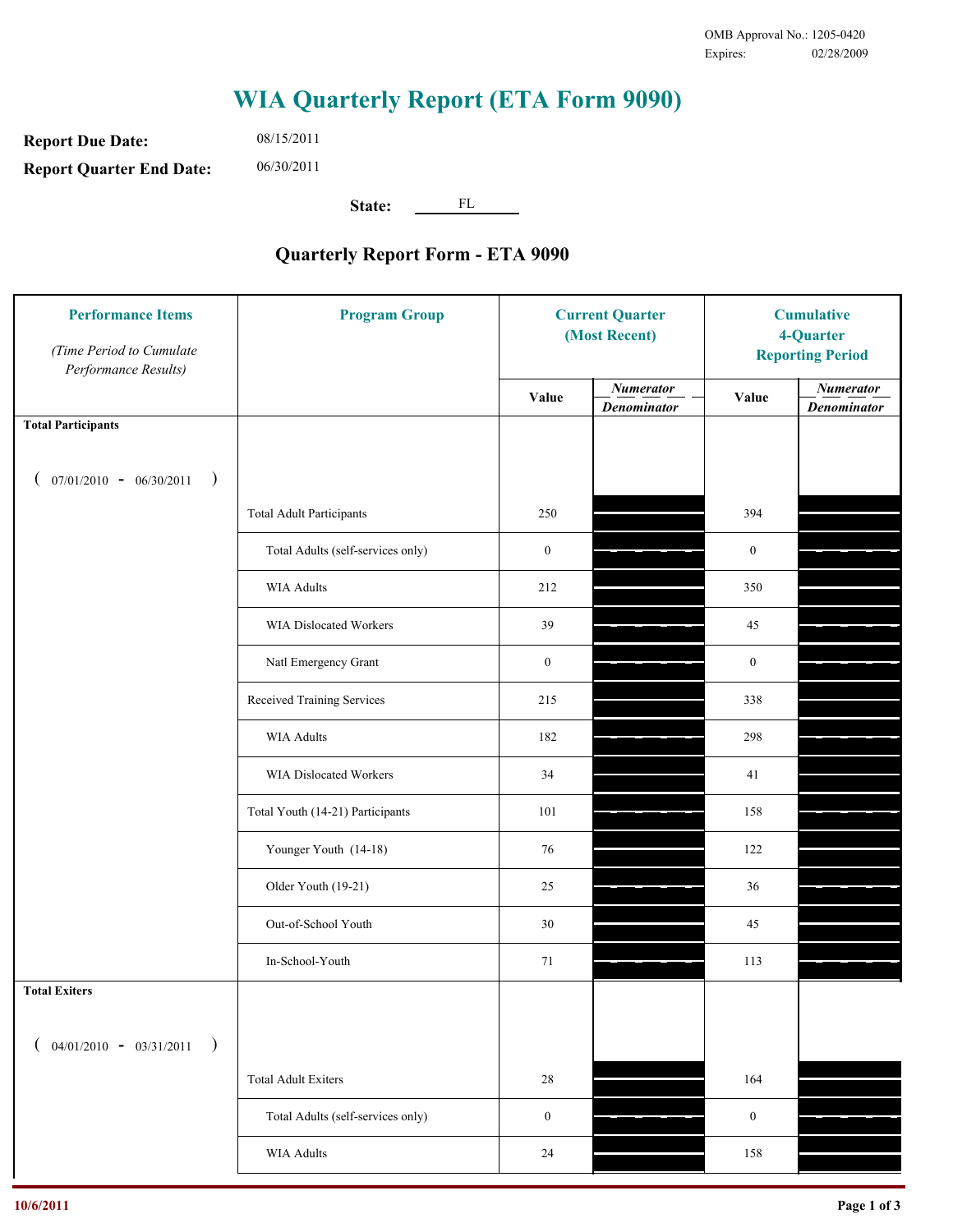OMB Approval No.: 1205-0420
Expires: 02/28/2009

# WIA Quarterly Report (ETA Form 9090)

**Report Due Date:** 08/15/2011

**Report Quarter End Date:** 06/30/2011

**State:** FL

## Quarterly Report Form - ETA 9090

| Performance Items *(Time Period to Cumulate Performance Results)* | Program Group | Current Quarter (Most Recent) Value | Current Quarter *Numerator / Denominator* | Cumulative 4-Quarter Reporting Period Value | Cumulative *Numerator / Denominator* |
|---|---|---|---|---|---|
| **Total Participants** ( 07/01/2010 - 06/30/2011 ) | | | | | |
| | Total Adult Participants | 250 | | 394 | |
| | Total Adults (self-services only) | 0 | | 0 | |
| | WIA Adults | 212 | | 350 | |
| | WIA Dislocated Workers | 39 | | 45 | |
| | Natl Emergency Grant | 0 | | 0 | |
| | Received Training Services | 215 | | 338 | |
| | WIA Adults | 182 | | 298 | |
| | WIA Dislocated Workers | 34 | | 41 | |
| | Total Youth (14-21) Participants | 101 | | 158 | |
| | Younger Youth (14-18) | 76 | | 122 | |
| | Older Youth (19-21) | 25 | | 36 | |
| | Out-of-School Youth | 30 | | 45 | |
| | In-School-Youth | 71 | | 113 | |
| **Total Exiters** ( 04/01/2010 - 03/31/2011 ) | | | | | |
| | Total Adult Exiters | 28 | | 164 | |
| | Total Adults (self-services only) | 0 | | 0 | |
| | WIA Adults | 24 | | 158 | |

10/6/2011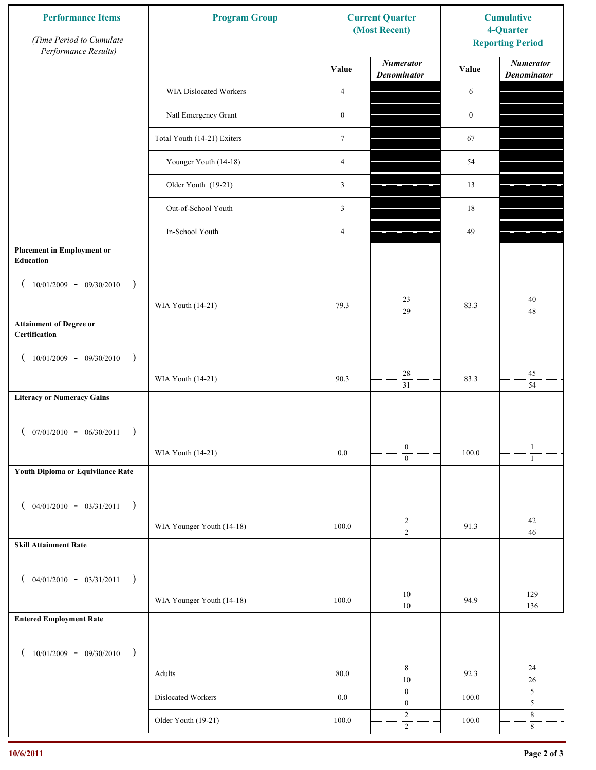| Performance Items *(Time Period to Cumulate Performance Results)* | Program Group | Current Quarter (Most Recent) | | Cumulative 4-Quarter Reporting Period | |
|---|---|---|---|---|---|
| | | Value | *Numerator* / *Denominator* | Value | *Numerator* / *Denominator* |
| | WIA Dislocated Workers | 4 | | 6 | |
| | Natl Emergency Grant | 0 | | 0 | |
| | Total Youth (14-21) Exiters | 7 | | 67 | |
| | Younger Youth (14-18) | 4 | | 54 | |
| | Older Youth (19-21) | 3 | | 13 | |
| | Out-of-School Youth | 3 | | 18 | |
| | In-School Youth | 4 | | 49 | |
| **Placement in Employment or Education** ( 10/01/2009 - 09/30/2010 ) | WIA Youth (14-21) | 79.3 | 23 / 29 | 83.3 | 40 / 48 |
| **Attainment of Degree or Certification** ( 10/01/2009 - 09/30/2010 ) | WIA Youth (14-21) | 90.3 | 28 / 31 | 83.3 | 45 / 54 |
| **Literacy or Numeracy Gains** ( 07/01/2010 - 06/30/2011 ) | WIA Youth (14-21) | 0.0 | 0 / 0 | 100.0 | 1 / 1 |
| **Youth Diploma or Equivilance Rate** ( 04/01/2010 - 03/31/2011 ) | WIA Younger Youth (14-18) | 100.0 | 2 / 2 | 91.3 | 42 / 46 |
| **Skill Attainment Rate** ( 04/01/2010 - 03/31/2011 ) | WIA Younger Youth (14-18) | 100.0 | 10 / 10 | 94.9 | 129 / 136 |
| **Entered Employment Rate** ( 10/01/2009 - 09/30/2010 ) | Adults | 80.0 | 8 / 10 | 92.3 | 24 / 26 |
| | Dislocated Workers | 0.0 | 0 / 0 | 100.0 | 5 / 5 |
| | Older Youth (19-21) | 100.0 | 2 / 2 | 100.0 | 8 / 8 |

10/6/2011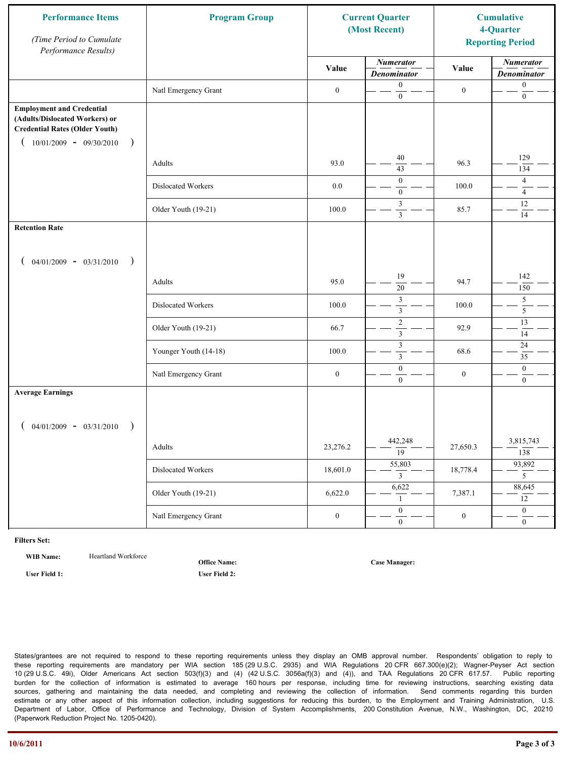| Performance Items *(Time Period to Cumulate Performance Results)* | Program Group | Current Quarter (Most Recent) | | Cumulative 4-Quarter Reporting Period | |
|---|---|---|---|---|---|
| | | Value | *Numerator / Denominator* | Value | *Numerator / Denominator* |
| | Natl Emergency Grant | 0 | 0 / 0 | 0 | 0 / 0 |
| **Employment and Credential (Adults/Dislocated Workers) or Credential Rates (Older Youth)** ( 10/01/2009 - 09/30/2010 ) | Adults | 93.0 | 40 / 43 | 96.3 | 129 / 134 |
| | Dislocated Workers | 0.0 | 0 / 0 | 100.0 | 4 / 4 |
| | Older Youth (19-21) | 100.0 | 3 / 3 | 85.7 | 12 / 14 |
| **Retention Rate** ( 04/01/2009 - 03/31/2010 ) | Adults | 95.0 | 19 / 20 | 94.7 | 142 / 150 |
| | Dislocated Workers | 100.0 | 3 / 3 | 100.0 | 5 / 5 |
| | Older Youth (19-21) | 66.7 | 2 / 3 | 92.9 | 13 / 14 |
| | Younger Youth (14-18) | 100.0 | 3 / 3 | 68.6 | 24 / 35 |
| | Natl Emergency Grant | 0 | 0 / 0 | 0 | 0 / 0 |
| **Average Earnings** ( 04/01/2009 - 03/31/2010 ) | Adults | 23,276.2 | 442,248 / 19 | 27,650.3 | 3,815,743 / 138 |
| | Dislocated Workers | 18,601.0 | 55,803 / 3 | 18,778.4 | 93,892 / 5 |
| | Older Youth (19-21) | 6,622.0 | 6,622 / 1 | 7,387.1 | 88,645 / 12 |
| | Natl Emergency Grant | 0 | 0 / 0 | 0 | 0 / 0 |

**Filters Set:**

**WIB Name:** Heartland Workforce

**Office Name:**

**Case Manager:**

**User Field 1:**

**User Field 2:**

States/grantees are not required to respond to these reporting requirements unless they display an OMB approval number. Respondents' obligation to reply to these reporting requirements are mandatory per WIA section 185 (29 U.S.C. 2935) and WIA Regulations 20 CFR 667.300(e)(2); Wagner-Peyser Act section 10 (29 U.S.C. 49i), Older Americans Act section 503(f)(3) and (4) (42 U.S.C. 3056a(f)(3) and (4)), and TAA Regulations 20 CFR 617.57. Public reporting burden for the collection of information is estimated to average 160 hours per response, including time for reviewing instructions, searching existing data sources, gathering and maintaining the data needed, and completing and reviewing the collection of information. Send comments regarding this burden estimate or any other aspect of this information collection, including suggestions for reducing this burden, to the Employment and Training Administration, U.S. Department of Labor, Office of Performance and Technology, Division of System Accomplishments, 200 Constitution Avenue, N.W., Washington, DC, 20210 (Paperwork Reduction Project No. 1205-0420).

10/6/2011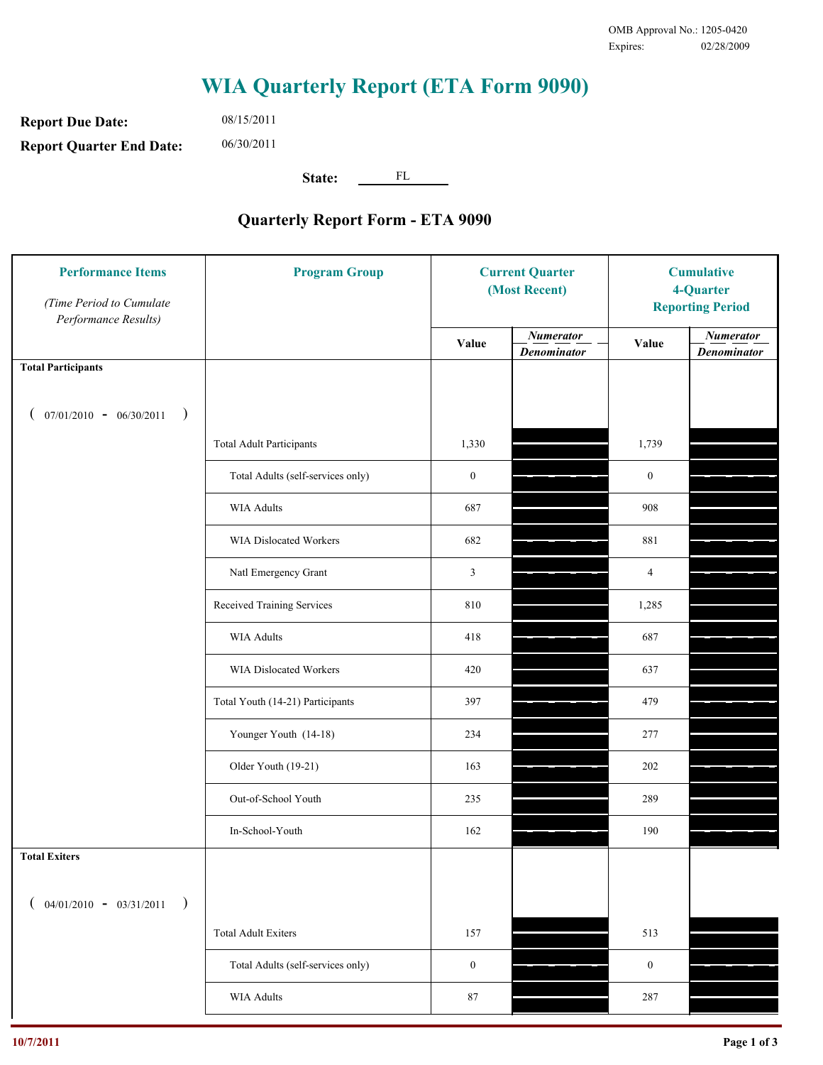OMB Approval No.: 1205-0420
Expires: 02/28/2009

# WIA Quarterly Report (ETA Form 9090)

**Report Due Date:** 08/15/2011

**Report Quarter End Date:** 06/30/2011

**State:** FL

## Quarterly Report Form - ETA 9090

| Performance Items *(Time Period to Cumulate Performance Results)* | Program Group | Current Quarter (Most Recent) Value | Current Quarter *Numerator / Denominator* | Cumulative 4-Quarter Reporting Period Value | Cumulative *Numerator / Denominator* |
|---|---|---|---|---|---|
| **Total Participants** ( 07/01/2010 - 06/30/2011 ) | | | | | |
| | Total Adult Participants | 1,330 | | 1,739 | |
| | Total Adults (self-services only) | 0 | | 0 | |
| | WIA Adults | 687 | | 908 | |
| | WIA Dislocated Workers | 682 | | 881 | |
| | Natl Emergency Grant | 3 | | 4 | |
| | Received Training Services | 810 | | 1,285 | |
| | WIA Adults | 418 | | 687 | |
| | WIA Dislocated Workers | 420 | | 637 | |
| | Total Youth (14-21) Participants | 397 | | 479 | |
| | Younger Youth (14-18) | 234 | | 277 | |
| | Older Youth (19-21) | 163 | | 202 | |
| | Out-of-School Youth | 235 | | 289 | |
| | In-School-Youth | 162 | | 190 | |
| **Total Exiters** ( 04/01/2010 - 03/31/2011 ) | | | | | |
| | Total Adult Exiters | 157 | | 513 | |
| | Total Adults (self-services only) | 0 | | 0 | |
| | WIA Adults | 87 | | 287 | |

10/7/2011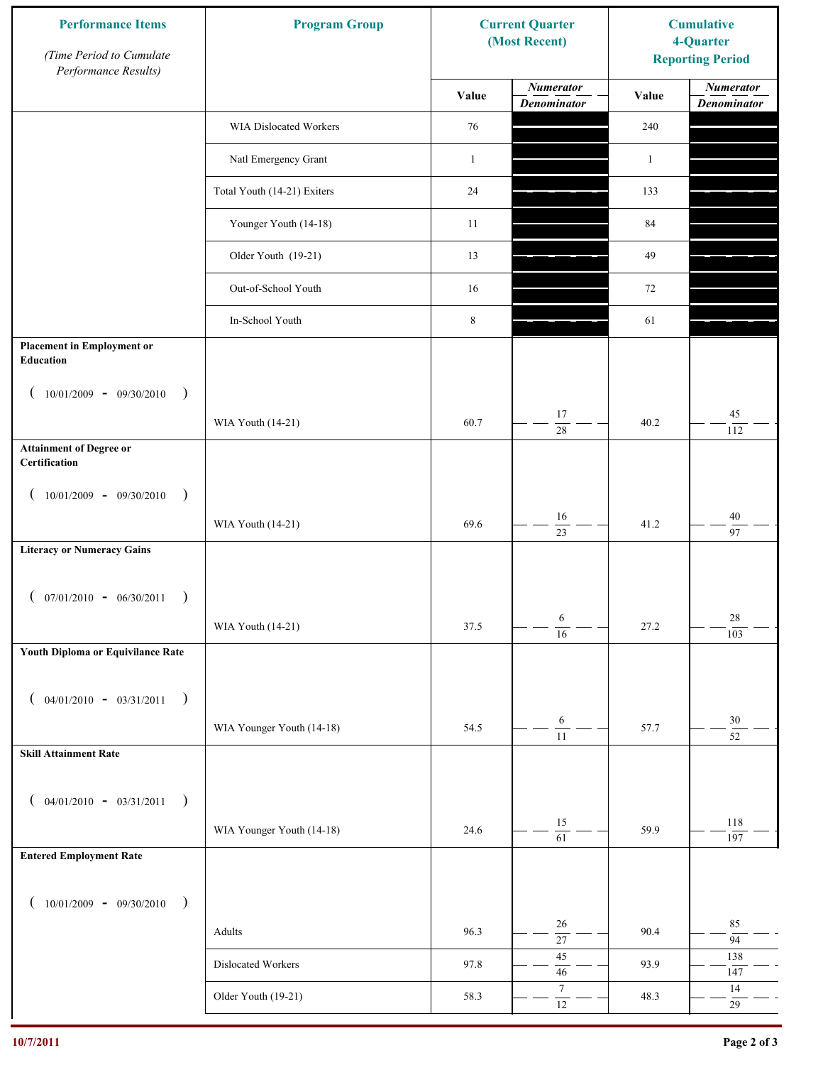| Performance Items *(Time Period to Cumulate Performance Results)* | Program Group | Current Quarter (Most Recent) | | Cumulative 4-Quarter Reporting Period | |
|---|---|---|---|---|---|
| | | Value | *Numerator* / *Denominator* | Value | *Numerator* / *Denominator* |
| | WIA Dislocated Workers | 76 | | 240 | |
| | Natl Emergency Grant | 1 | | 1 | |
| | Total Youth (14-21) Exiters | 24 | | 133 | |
| | Younger Youth (14-18) | 11 | | 84 | |
| | Older Youth (19-21) | 13 | | 49 | |
| | Out-of-School Youth | 16 | | 72 | |
| | In-School Youth | 8 | | 61 | |
| **Placement in Employment or Education** ( 10/01/2009 - 09/30/2010 ) | WIA Youth (14-21) | 60.7 | 17 / 28 | 40.2 | 45 / 112 |
| **Attainment of Degree or Certification** ( 10/01/2009 - 09/30/2010 ) | WIA Youth (14-21) | 69.6 | 16 / 23 | 41.2 | 40 / 97 |
| **Literacy or Numeracy Gains** ( 07/01/2010 - 06/30/2011 ) | WIA Youth (14-21) | 37.5 | 6 / 16 | 27.2 | 28 / 103 |
| **Youth Diploma or Equivilance Rate** ( 04/01/2010 - 03/31/2011 ) | WIA Younger Youth (14-18) | 54.5 | 6 / 11 | 57.7 | 30 / 52 |
| **Skill Attainment Rate** ( 04/01/2010 - 03/31/2011 ) | WIA Younger Youth (14-18) | 24.6 | 15 / 61 | 59.9 | 118 / 197 |
| **Entered Employment Rate** ( 10/01/2009 - 09/30/2010 ) | Adults | 96.3 | 26 / 27 | 90.4 | 85 / 94 |
| | Dislocated Workers | 97.8 | 45 / 46 | 93.9 | 138 / 147 |
| | Older Youth (19-21) | 58.3 | 7 / 12 | 48.3 | 14 / 29 |

10/7/2011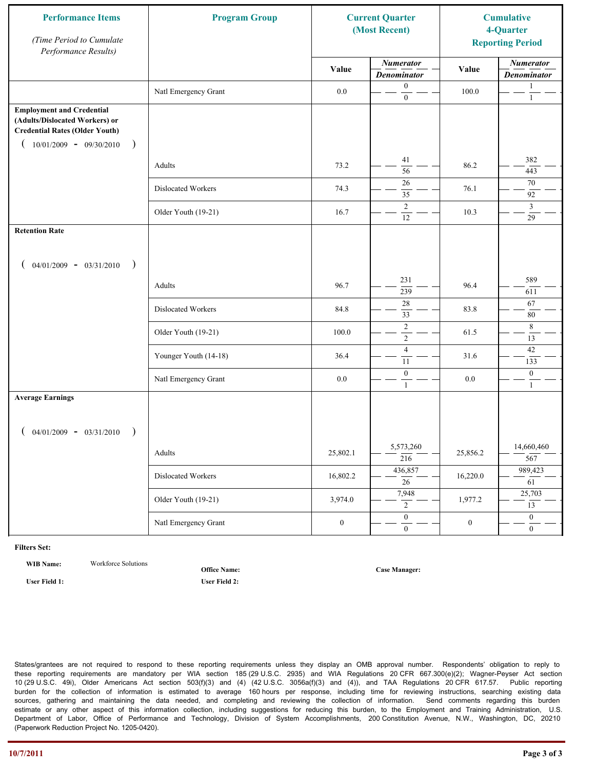| Performance Items<br>*(Time Period to Cumulate Performance Results)* | Program Group | Current Quarter (Most Recent) | | Cumulative 4-Quarter Reporting Period | |
|---|---|---|---|---|---|
| | | Value | *Numerator* / *Denominator* | Value | *Numerator* / *Denominator* |
| | Natl Emergency Grant | 0.0 | 0 / 0 | 100.0 | 1 / 1 |
| **Employment and Credential (Adults/Dislocated Workers) or Credential Rates (Older Youth)** ( 10/01/2009 - 09/30/2010 ) | | | | | |
| | Adults | 73.2 | 41 / 56 | 86.2 | 382 / 443 |
| | Dislocated Workers | 74.3 | 26 / 35 | 76.1 | 70 / 92 |
| | Older Youth (19-21) | 16.7 | 2 / 12 | 10.3 | 3 / 29 |
| **Retention Rate** ( 04/01/2009 - 03/31/2010 ) | | | | | |
| | Adults | 96.7 | 231 / 239 | 96.4 | 589 / 611 |
| | Dislocated Workers | 84.8 | 28 / 33 | 83.8 | 67 / 80 |
| | Older Youth (19-21) | 100.0 | 2 / 2 | 61.5 | 8 / 13 |
| | Younger Youth (14-18) | 36.4 | 4 / 11 | 31.6 | 42 / 133 |
| | Natl Emergency Grant | 0.0 | 0 / 1 | 0.0 | 0 / 1 |
| **Average Earnings** ( 04/01/2009 - 03/31/2010 ) | | | | | |
| | Adults | 25,802.1 | 5,573,260 / 216 | 25,856.2 | 14,660,460 / 567 |
| | Dislocated Workers | 16,802.2 | 436,857 / 26 | 16,220.0 | 989,423 / 61 |
| | Older Youth (19-21) | 3,974.0 | 7,948 / 2 | 1,977.2 | 25,703 / 13 |
| | Natl Emergency Grant | 0 | 0 / 0 | 0 | 0 / 0 |

**Filters Set:**

**WIB Name:** Workforce Solutions

**Office Name:**

**Case Manager:**

**User Field 1:**

**User Field 2:**

States/grantees are not required to respond to these reporting requirements unless they display an OMB approval number. Respondents' obligation to reply to these reporting requirements are mandatory per WIA section 185 (29 U.S.C. 2935) and WIA Regulations 20 CFR 667.300(e)(2); Wagner-Peyser Act section 10 (29 U.S.C. 49i), Older Americans Act section 503(f)(3) and (4) (42 U.S.C. 3056a(f)(3) and (4)), and TAA Regulations 20 CFR 617.57. Public reporting burden for the collection of information is estimated to average 160 hours per response, including time for reviewing instructions, searching existing data sources, gathering and maintaining the data needed, and completing and reviewing the collection of information. Send comments regarding this burden estimate or any other aspect of this information collection, including suggestions for reducing this burden, to the Employment and Training Administration, U.S. Department of Labor, Office of Performance and Technology, Division of System Accomplishments, 200 Constitution Avenue, N.W., Washington, DC, 20210 (Paperwork Reduction Project No. 1205-0420).

**10/7/2011**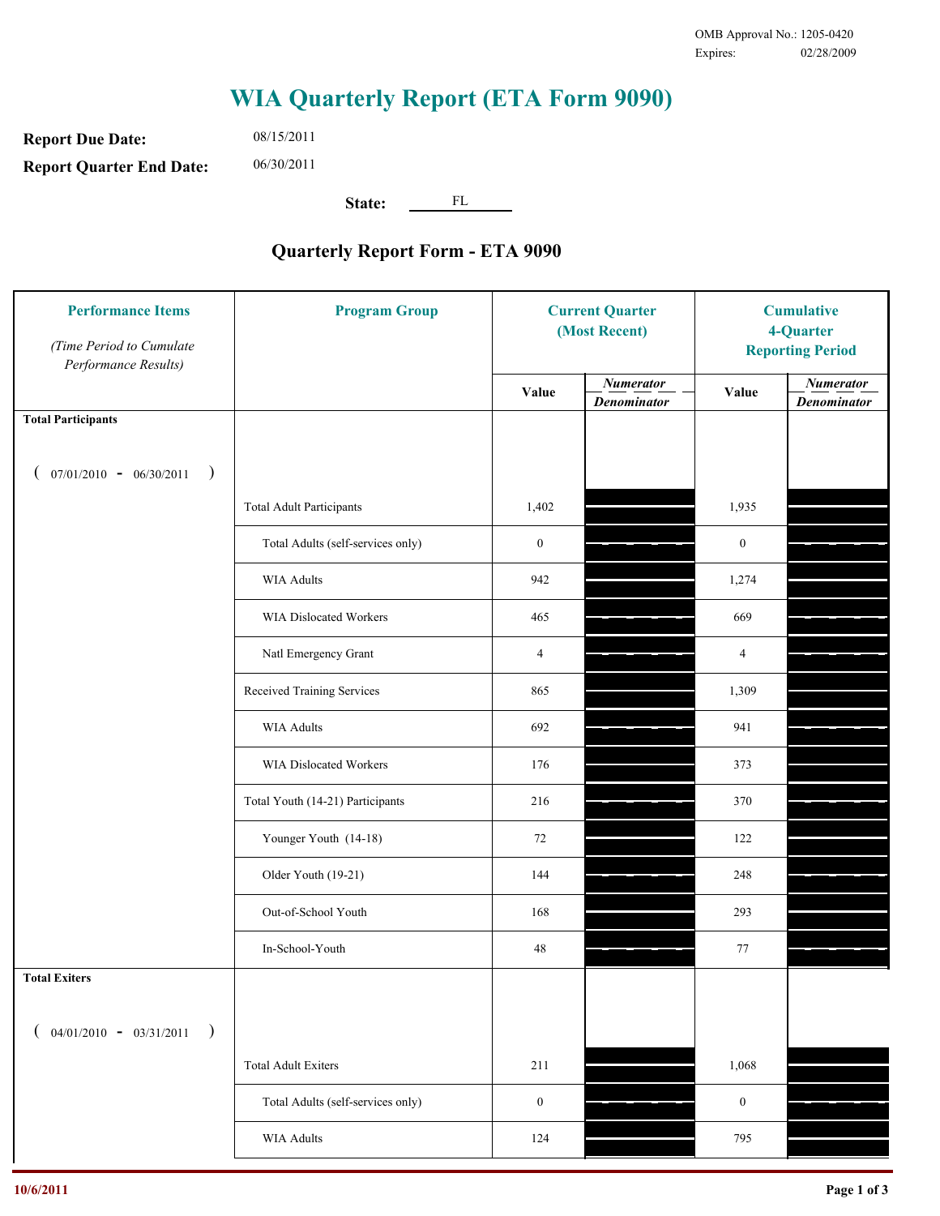OMB Approval No.: 1205-0420
Expires: 02/28/2009

# WIA Quarterly Report (ETA Form 9090)

**Report Due Date:** 08/15/2011

**Report Quarter End Date:** 06/30/2011

**State:** FL

## Quarterly Report Form - ETA 9090

| Performance Items *(Time Period to Cumulate Performance Results)* | Program Group | Current Quarter (Most Recent) Value | Current Quarter *Numerator / Denominator* | Cumulative 4-Quarter Reporting Period Value | Cumulative *Numerator / Denominator* |
|---|---|---|---|---|---|
| **Total Participants** ( 07/01/2010 - 06/30/2011 ) | | | | | |
| | Total Adult Participants | 1,402 | | 1,935 | |
| | Total Adults (self-services only) | 0 | | 0 | |
| | WIA Adults | 942 | | 1,274 | |
| | WIA Dislocated Workers | 465 | | 669 | |
| | Natl Emergency Grant | 4 | | 4 | |
| | Received Training Services | 865 | | 1,309 | |
| | WIA Adults | 692 | | 941 | |
| | WIA Dislocated Workers | 176 | | 373 | |
| | Total Youth (14-21) Participants | 216 | | 370 | |
| | Younger Youth (14-18) | 72 | | 122 | |
| | Older Youth (19-21) | 144 | | 248 | |
| | Out-of-School Youth | 168 | | 293 | |
| | In-School-Youth | 48 | | 77 | |
| **Total Exiters** ( 04/01/2010 - 03/31/2011 ) | | | | | |
| | Total Adult Exiters | 211 | | 1,068 | |
| | Total Adults (self-services only) | 0 | | 0 | |
| | WIA Adults | 124 | | 795 | |

10/6/2011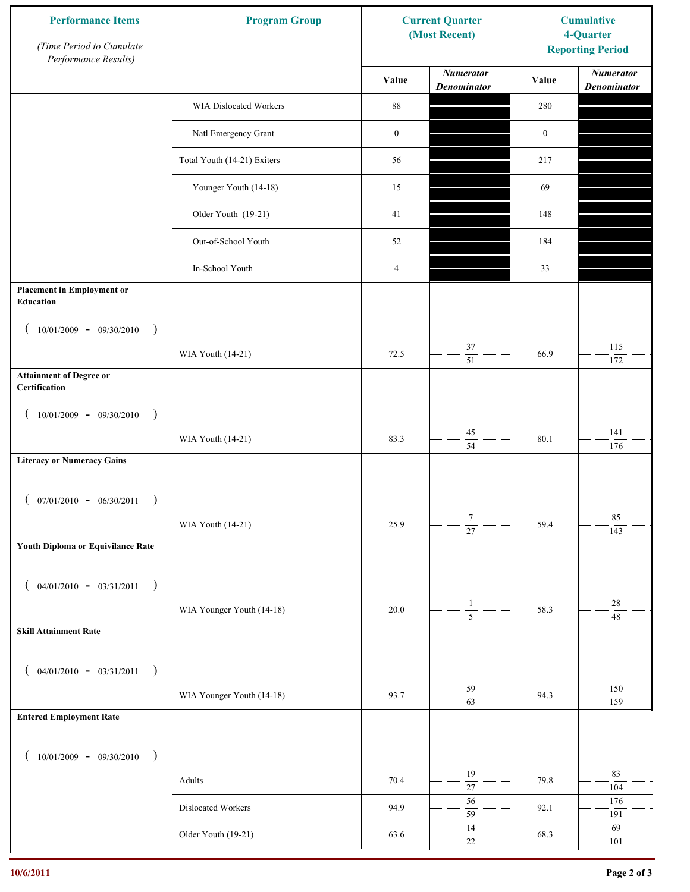| Performance Items *(Time Period to Cumulate Performance Results)* | Program Group | Current Quarter (Most Recent) | | Cumulative 4-Quarter Reporting Period | |
|---|---|---|---|---|---|
| | | Value | *Numerator* / *Denominator* | Value | *Numerator* / *Denominator* |
| | WIA Dislocated Workers | 88 | | 280 | |
| | Natl Emergency Grant | 0 | | 0 | |
| | Total Youth (14-21) Exiters | 56 | | 217 | |
| | Younger Youth (14-18) | 15 | | 69 | |
| | Older Youth (19-21) | 41 | | 148 | |
| | Out-of-School Youth | 52 | | 184 | |
| | In-School Youth | 4 | | 33 | |
| **Placement in Employment or Education** ( 10/01/2009 - 09/30/2010 ) | WIA Youth (14-21) | 72.5 | 37 / 51 | 66.9 | 115 / 172 |
| **Attainment of Degree or Certification** ( 10/01/2009 - 09/30/2010 ) | WIA Youth (14-21) | 83.3 | 45 / 54 | 80.1 | 141 / 176 |
| **Literacy or Numeracy Gains** ( 07/01/2010 - 06/30/2011 ) | WIA Youth (14-21) | 25.9 | 7 / 27 | 59.4 | 85 / 143 |
| **Youth Diploma or Equivilance Rate** ( 04/01/2010 - 03/31/2011 ) | WIA Younger Youth (14-18) | 20.0 | 1 / 5 | 58.3 | 28 / 48 |
| **Skill Attainment Rate** ( 04/01/2010 - 03/31/2011 ) | WIA Younger Youth (14-18) | 93.7 | 59 / 63 | 94.3 | 150 / 159 |
| **Entered Employment Rate** ( 10/01/2009 - 09/30/2010 ) | Adults | 70.4 | 19 / 27 | 79.8 | 83 / 104 |
| | Dislocated Workers | 94.9 | 56 / 59 | 92.1 | 176 / 191 |
| | Older Youth (19-21) | 63.6 | 14 / 22 | 68.3 | 69 / 101 |

10/6/2011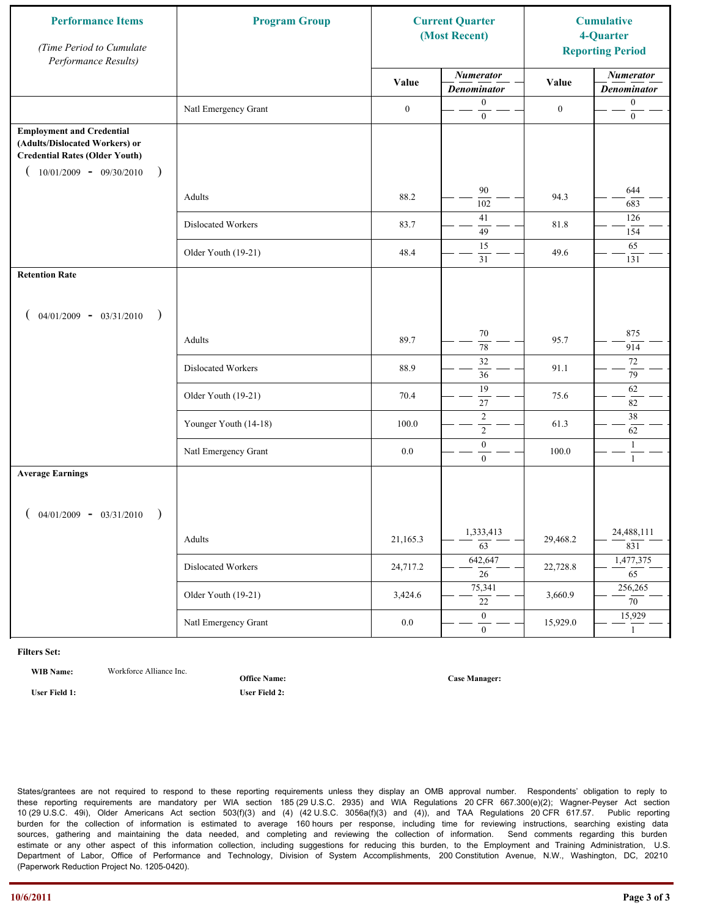| Performance Items *(Time Period to Cumulate Performance Results)* | Program Group | Current Quarter (Most Recent) | | Cumulative 4-Quarter Reporting Period | |
|---|---|---|---|---|---|
| | | Value | *Numerator* / *Denominator* | Value | *Numerator* / *Denominator* |
| | Natl Emergency Grant | 0 | 0 / 0 | 0 | 0 / 0 |
| **Employment and Credential (Adults/Dislocated Workers) or Credential Rates (Older Youth)** ( 10/01/2009 - 09/30/2010 ) | | | | | |
| | Adults | 88.2 | 90 / 102 | 94.3 | 644 / 683 |
| | Dislocated Workers | 83.7 | 41 / 49 | 81.8 | 126 / 154 |
| | Older Youth (19-21) | 48.4 | 15 / 31 | 49.6 | 65 / 131 |
| **Retention Rate** ( 04/01/2009 - 03/31/2010 ) | | | | | |
| | Adults | 89.7 | 70 / 78 | 95.7 | 875 / 914 |
| | Dislocated Workers | 88.9 | 32 / 36 | 91.1 | 72 / 79 |
| | Older Youth (19-21) | 70.4 | 19 / 27 | 75.6 | 62 / 82 |
| | Younger Youth (14-18) | 100.0 | 2 / 2 | 61.3 | 38 / 62 |
| | Natl Emergency Grant | 0.0 | 0 / 0 | 100.0 | 1 / 1 |
| **Average Earnings** ( 04/01/2009 - 03/31/2010 ) | | | | | |
| | Adults | 21,165.3 | 1,333,413 / 63 | 29,468.2 | 24,488,111 / 831 |
| | Dislocated Workers | 24,717.2 | 642,647 / 26 | 22,728.8 | 1,477,375 / 65 |
| | Older Youth (19-21) | 3,424.6 | 75,341 / 22 | 3,660.9 | 256,265 / 70 |
| | Natl Emergency Grant | 0.0 | 0 / 0 | 15,929.0 | 15,929 / 1 |

**Filters Set:**

**WIB Name:** Workforce Alliance Inc. **Office Name:** **Case Manager:**

**User Field 1:** **User Field 2:**

States/grantees are not required to respond to these reporting requirements unless they display an OMB approval number. Respondents' obligation to reply to these reporting requirements are mandatory per WIA section 185 (29 U.S.C. 2935) and WIA Regulations 20 CFR 667.300(e)(2); Wagner-Peyser Act section 10 (29 U.S.C. 49i), Older Americans Act section 503(f)(3) and (4) (42 U.S.C. 3056a(f)(3) and (4)), and TAA Regulations 20 CFR 617.57. Public reporting burden for the collection of information is estimated to average 160 hours per response, including time for reviewing instructions, searching existing data sources, gathering and maintaining the data needed, and completing and reviewing the collection of information. Send comments regarding this burden estimate or any other aspect of this information collection, including suggestions for reducing this burden, to the Employment and Training Administration, U.S. Department of Labor, Office of Performance and Technology, Division of System Accomplishments, 200 Constitution Avenue, N.W., Washington, DC, 20210 (Paperwork Reduction Project No. 1205-0420).

10/6/2011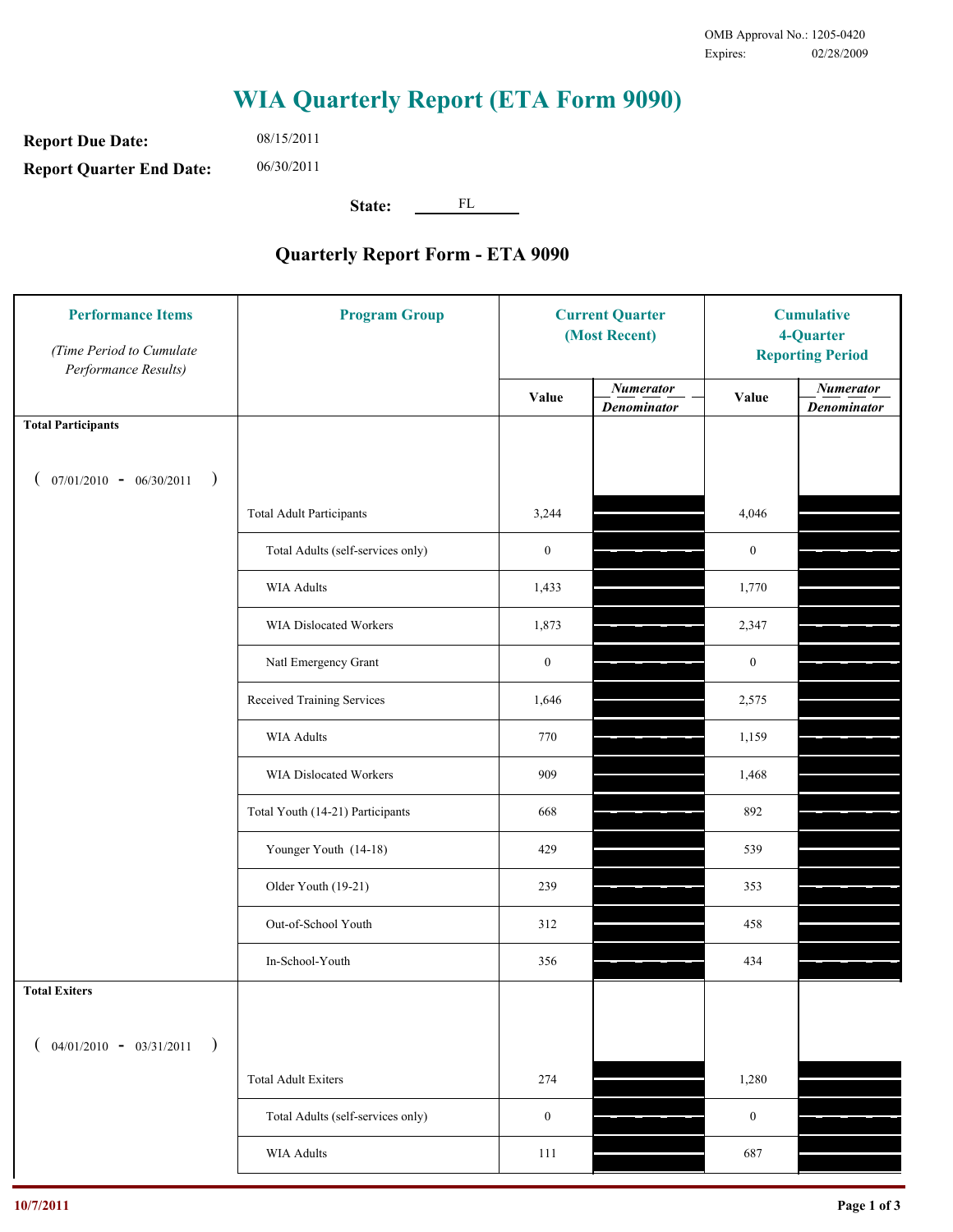OMB Approval No.: 1205-0420
Expires: 02/28/2009

# WIA Quarterly Report (ETA Form 9090)

**Report Due Date:** 08/15/2011

**Report Quarter End Date:** 06/30/2011

**State:** FL

## Quarterly Report Form - ETA 9090

| Performance Items *(Time Period to Cumulate Performance Results)* | Program Group | Current Quarter (Most Recent) | | Cumulative 4-Quarter Reporting Period | |
|---|---|---|---|---|---|
| | | Value | *Numerator / Denominator* | Value | *Numerator / Denominator* |
| **Total Participants** ( 07/01/2010 - 06/30/2011 ) | | | | | |
| | Total Adult Participants | 3,244 | | 4,046 | |
| | Total Adults (self-services only) | 0 | | 0 | |
| | WIA Adults | 1,433 | | 1,770 | |
| | WIA Dislocated Workers | 1,873 | | 2,347 | |
| | Natl Emergency Grant | 0 | | 0 | |
| | Received Training Services | 1,646 | | 2,575 | |
| | WIA Adults | 770 | | 1,159 | |
| | WIA Dislocated Workers | 909 | | 1,468 | |
| | Total Youth (14-21) Participants | 668 | | 892 | |
| | Younger Youth (14-18) | 429 | | 539 | |
| | Older Youth (19-21) | 239 | | 353 | |
| | Out-of-School Youth | 312 | | 458 | |
| | In-School-Youth | 356 | | 434 | |
| **Total Exiters** ( 04/01/2010 - 03/31/2011 ) | | | | | |
| | Total Adult Exiters | 274 | | 1,280 | |
| | Total Adults (self-services only) | 0 | | 0 | |
| | WIA Adults | 111 | | 687 | |

10/7/2011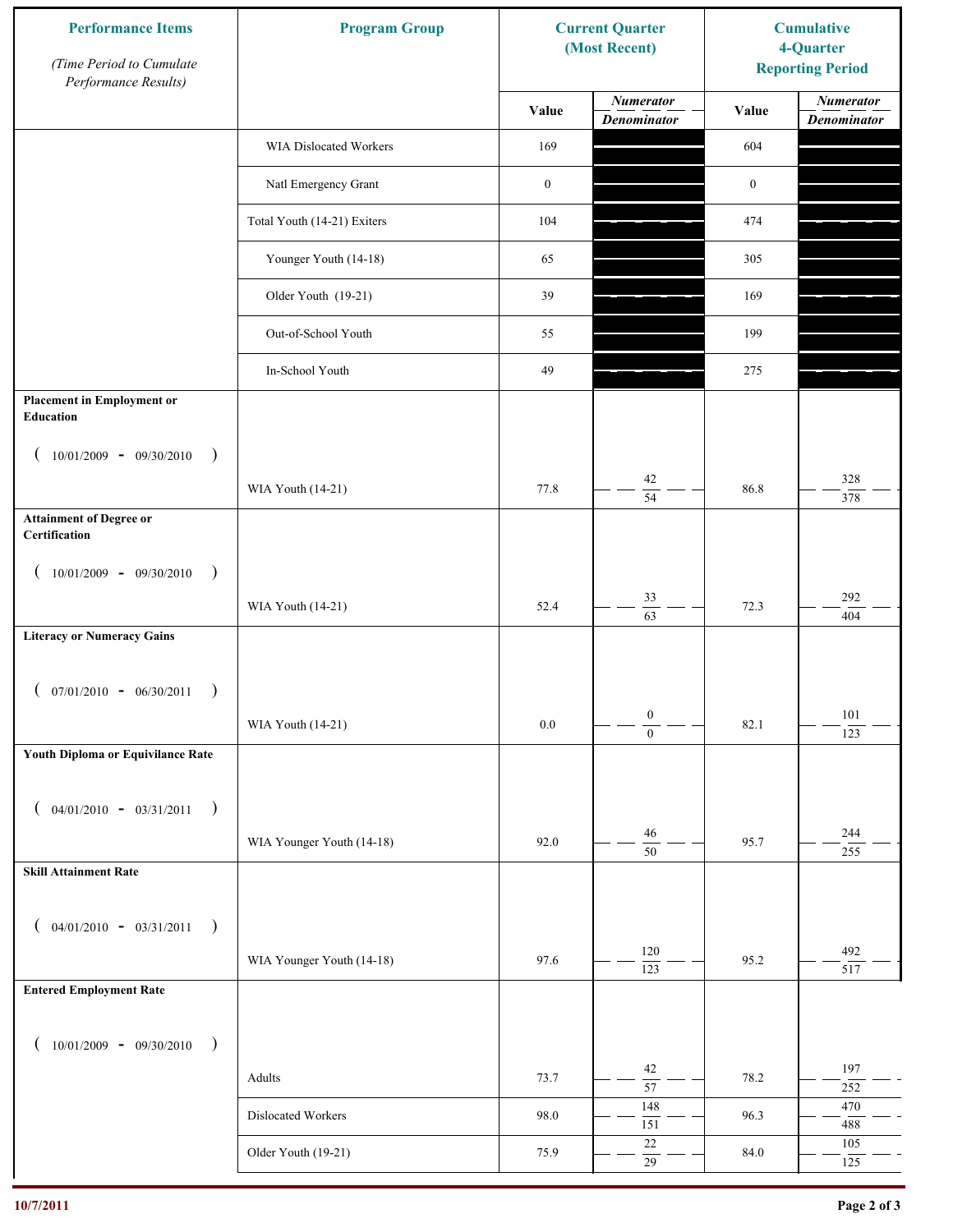| Performance Items *(Time Period to Cumulate Performance Results)* | Program Group | Current Quarter (Most Recent) | | Cumulative 4-Quarter Reporting Period | |
|---|---|---|---|---|---|
| | | Value | *Numerator* / *Denominator* | Value | *Numerator* / *Denominator* |
| | WIA Dislocated Workers | 169 | | 604 | |
| | Natl Emergency Grant | 0 | | 0 | |
| | Total Youth (14-21) Exiters | 104 | | 474 | |
| | Younger Youth (14-18) | 65 | | 305 | |
| | Older Youth (19-21) | 39 | | 169 | |
| | Out-of-School Youth | 55 | | 199 | |
| | In-School Youth | 49 | | 275 | |
| **Placement in Employment or Education** ( 10/01/2009 - 09/30/2010 ) | WIA Youth (14-21) | 77.8 | 42 / 54 | 86.8 | 328 / 378 |
| **Attainment of Degree or Certification** ( 10/01/2009 - 09/30/2010 ) | WIA Youth (14-21) | 52.4 | 33 / 63 | 72.3 | 292 / 404 |
| **Literacy or Numeracy Gains** ( 07/01/2010 - 06/30/2011 ) | WIA Youth (14-21) | 0.0 | 0 / 0 | 82.1 | 101 / 123 |
| **Youth Diploma or Equivilance Rate** ( 04/01/2010 - 03/31/2011 ) | WIA Younger Youth (14-18) | 92.0 | 46 / 50 | 95.7 | 244 / 255 |
| **Skill Attainment Rate** ( 04/01/2010 - 03/31/2011 ) | WIA Younger Youth (14-18) | 97.6 | 120 / 123 | 95.2 | 492 / 517 |
| **Entered Employment Rate** ( 10/01/2009 - 09/30/2010 ) | Adults | 73.7 | 42 / 57 | 78.2 | 197 / 252 |
| | Dislocated Workers | 98.0 | 148 / 151 | 96.3 | 470 / 488 |
| | Older Youth (19-21) | 75.9 | 22 / 29 | 84.0 | 105 / 125 |

10/7/2011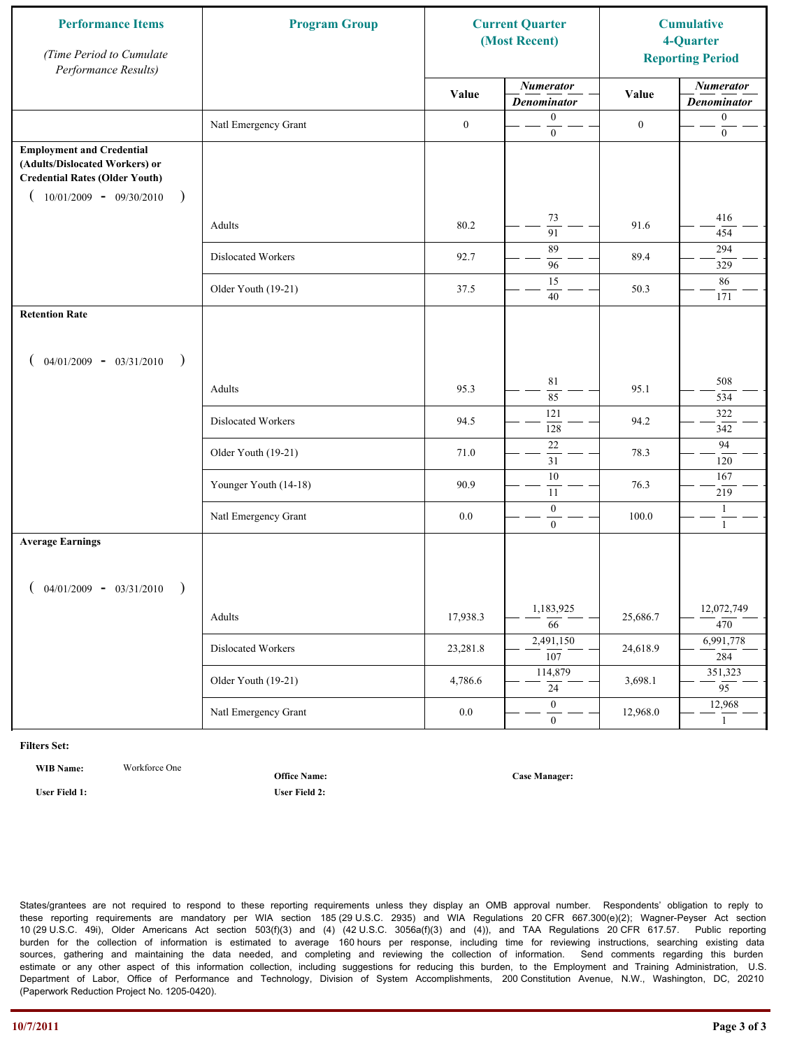| Performance Items<br>*(Time Period to Cumulate Performance Results)* | Program Group | Current Quarter (Most Recent) | | Cumulative 4-Quarter Reporting Period | |
|---|---|---|---|---|---|
| | | Value | *Numerator / Denominator* | Value | *Numerator / Denominator* |
| | Natl Emergency Grant | 0 | 0 / 0 | 0 | 0 / 0 |
| **Employment and Credential (Adults/Dislocated Workers) or Credential Rates (Older Youth)** ( 10/01/2009 - 09/30/2010 ) | | | | | |
| | Adults | 80.2 | 73 / 91 | 91.6 | 416 / 454 |
| | Dislocated Workers | 92.7 | 89 / 96 | 89.4 | 294 / 329 |
| | Older Youth (19-21) | 37.5 | 15 / 40 | 50.3 | 86 / 171 |
| **Retention Rate** ( 04/01/2009 - 03/31/2010 ) | | | | | |
| | Adults | 95.3 | 81 / 85 | 95.1 | 508 / 534 |
| | Dislocated Workers | 94.5 | 121 / 128 | 94.2 | 322 / 342 |
| | Older Youth (19-21) | 71.0 | 22 / 31 | 78.3 | 94 / 120 |
| | Younger Youth (14-18) | 90.9 | 10 / 11 | 76.3 | 167 / 219 |
| | Natl Emergency Grant | 0.0 | 0 / 0 | 100.0 | 1 / 1 |
| **Average Earnings** ( 04/01/2009 - 03/31/2010 ) | | | | | |
| | Adults | 17,938.3 | 1,183,925 / 66 | 25,686.7 | 12,072,749 / 470 |
| | Dislocated Workers | 23,281.8 | 2,491,150 / 107 | 24,618.9 | 6,991,778 / 284 |
| | Older Youth (19-21) | 4,786.6 | 114,879 / 24 | 3,698.1 | 351,323 / 95 |
| | Natl Emergency Grant | 0.0 | 0 / 0 | 12,968.0 | 12,968 / 1 |

**Filters Set:**

**WIB Name:** Workforce One

**Office Name:**

**Case Manager:**

**User Field 1:**

**User Field 2:**

States/grantees are not required to respond to these reporting requirements unless they display an OMB approval number. Respondents' obligation to reply to these reporting requirements are mandatory per WIA section 185 (29 U.S.C. 2935) and WIA Regulations 20 CFR 667.300(e)(2); Wagner-Peyser Act section 10 (29 U.S.C. 49i), Older Americans Act section 503(f)(3) and (4) (42 U.S.C. 3056a(f)(3) and (4)), and TAA Regulations 20 CFR 617.57. Public reporting burden for the collection of information is estimated to average 160 hours per response, including time for reviewing instructions, searching existing data sources, gathering and maintaining the data needed, and completing and reviewing the collection of information. Send comments regarding this burden estimate or any other aspect of this information collection, including suggestions for reducing this burden, to the Employment and Training Administration, U.S. Department of Labor, Office of Performance and Technology, Division of System Accomplishments, 200 Constitution Avenue, N.W., Washington, DC, 20210 (Paperwork Reduction Project No. 1205-0420).

10/7/2011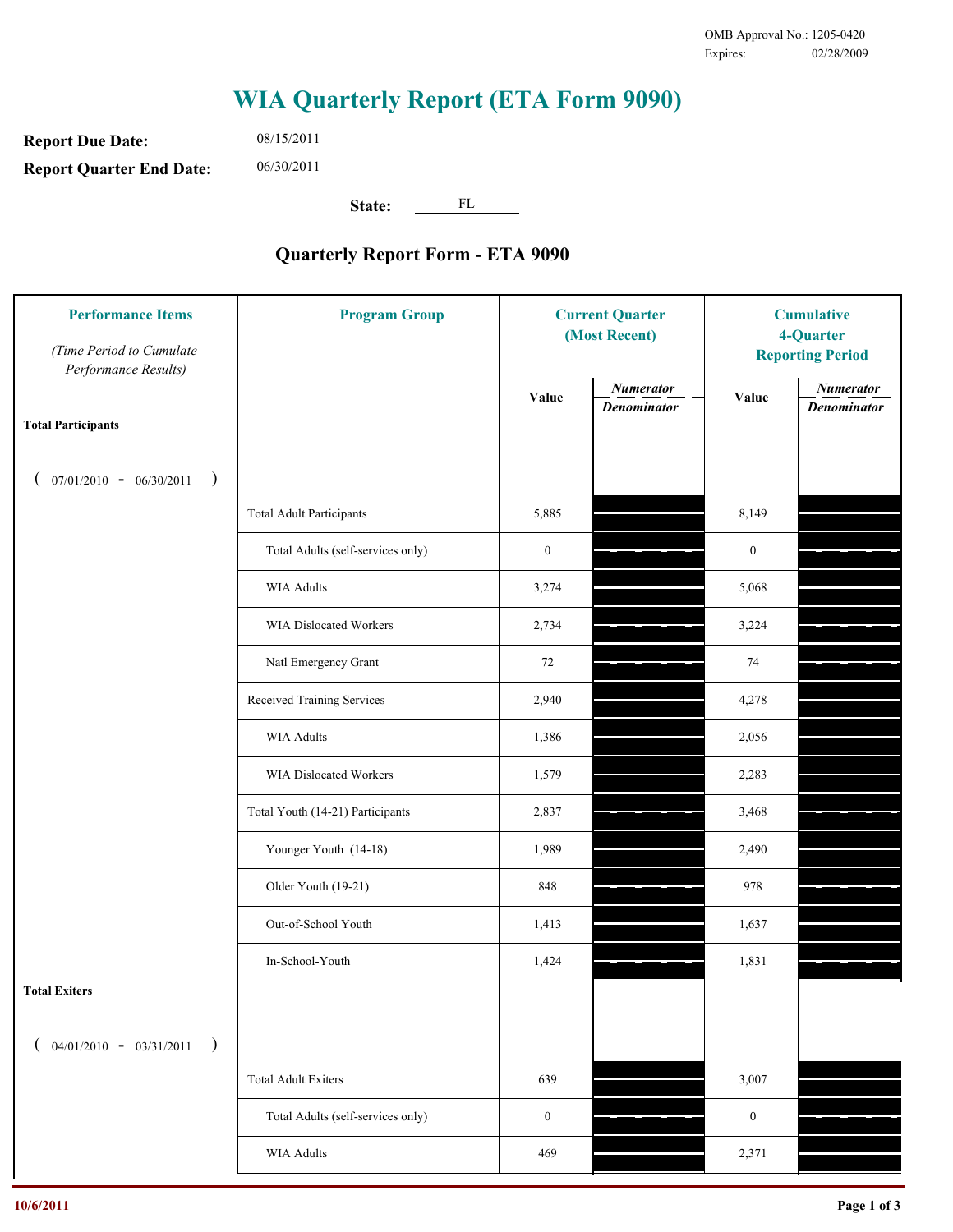OMB Approval No.: 1205-0420
Expires: 02/28/2009

# WIA Quarterly Report (ETA Form 9090)

**Report Due Date:** 08/15/2011

**Report Quarter End Date:** 06/30/2011

**State:** FL

## Quarterly Report Form - ETA 9090

| Performance Items *(Time Period to Cumulate Performance Results)* | Program Group | Current Quarter (Most Recent) Value | Current Quarter Numerator / Denominator | Cumulative 4-Quarter Reporting Period Value | Cumulative Numerator / Denominator |
|---|---|---|---|---|---|
| **Total Participants** ( 07/01/2010 - 06/30/2011 ) | | | | | |
| | Total Adult Participants | 5,885 | | 8,149 | |
| | Total Adults (self-services only) | 0 | | 0 | |
| | WIA Adults | 3,274 | | 5,068 | |
| | WIA Dislocated Workers | 2,734 | | 3,224 | |
| | Natl Emergency Grant | 72 | | 74 | |
| | Received Training Services | 2,940 | | 4,278 | |
| | WIA Adults | 1,386 | | 2,056 | |
| | WIA Dislocated Workers | 1,579 | | 2,283 | |
| | Total Youth (14-21) Participants | 2,837 | | 3,468 | |
| | Younger Youth (14-18) | 1,989 | | 2,490 | |
| | Older Youth (19-21) | 848 | | 978 | |
| | Out-of-School Youth | 1,413 | | 1,637 | |
| | In-School-Youth | 1,424 | | 1,831 | |
| **Total Exiters** ( 04/01/2010 - 03/31/2011 ) | | | | | |
| | Total Adult Exiters | 639 | | 3,007 | |
| | Total Adults (self-services only) | 0 | | 0 | |
| | WIA Adults | 469 | | 2,371 | |

10/6/2011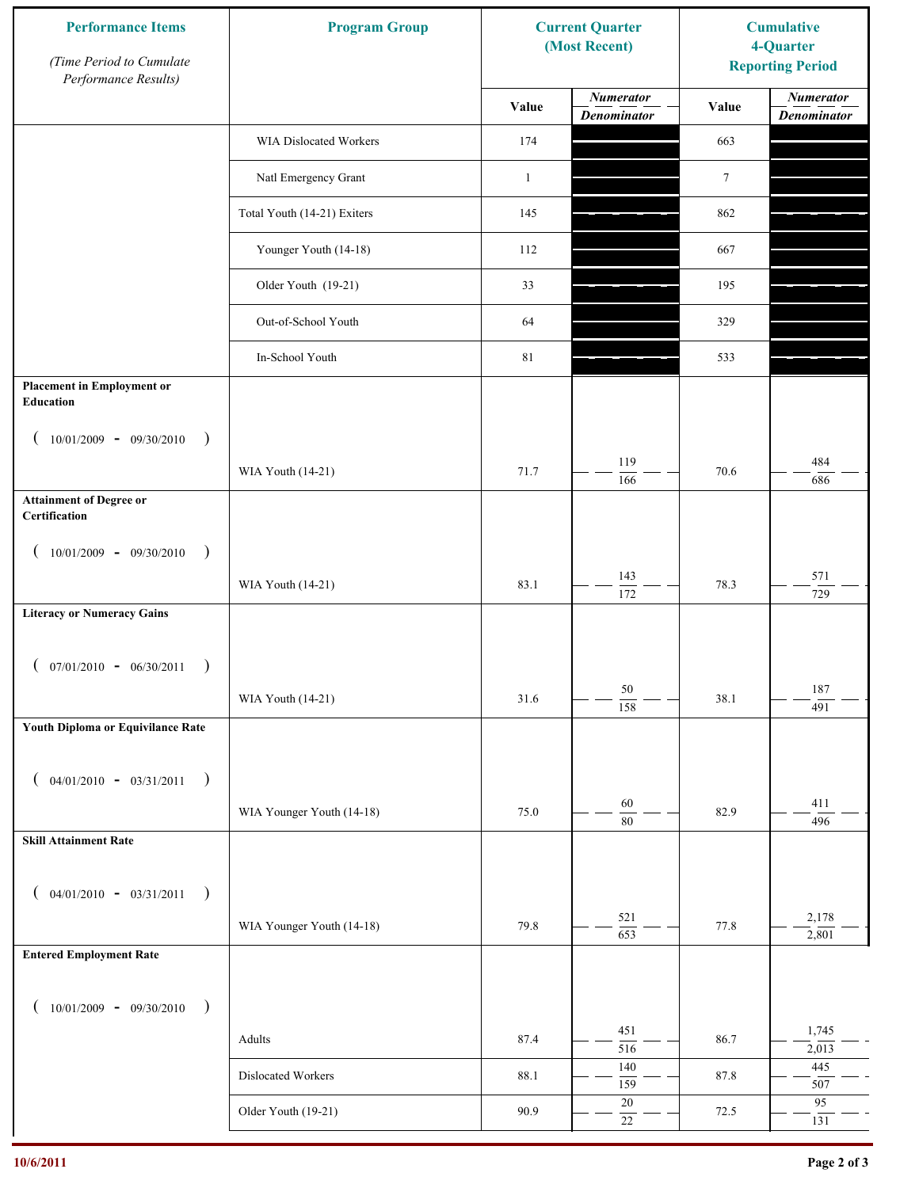| Performance Items *(Time Period to Cumulate Performance Results)* | Program Group | Current Quarter (Most Recent) | | Cumulative 4-Quarter Reporting Period | |
|---|---|---|---|---|---|
| | | Value | *Numerator* / *Denominator* | Value | *Numerator* / *Denominator* |
| | WIA Dislocated Workers | 174 | | 663 | |
| | Natl Emergency Grant | 1 | | 7 | |
| | Total Youth (14-21) Exiters | 145 | | 862 | |
| | Younger Youth (14-18) | 112 | | 667 | |
| | Older Youth (19-21) | 33 | | 195 | |
| | Out-of-School Youth | 64 | | 329 | |
| | In-School Youth | 81 | | 533 | |
| **Placement in Employment or Education** ( 10/01/2009 - 09/30/2010 ) | WIA Youth (14-21) | 71.7 | 119 / 166 | 70.6 | 484 / 686 |
| **Attainment of Degree or Certification** ( 10/01/2009 - 09/30/2010 ) | WIA Youth (14-21) | 83.1 | 143 / 172 | 78.3 | 571 / 729 |
| **Literacy or Numeracy Gains** ( 07/01/2010 - 06/30/2011 ) | WIA Youth (14-21) | 31.6 | 50 / 158 | 38.1 | 187 / 491 |
| **Youth Diploma or Equivilance Rate** ( 04/01/2010 - 03/31/2011 ) | WIA Younger Youth (14-18) | 75.0 | 60 / 80 | 82.9 | 411 / 496 |
| **Skill Attainment Rate** ( 04/01/2010 - 03/31/2011 ) | WIA Younger Youth (14-18) | 79.8 | 521 / 653 | 77.8 | 2,178 / 2,801 |
| **Entered Employment Rate** ( 10/01/2009 - 09/30/2010 ) | Adults | 87.4 | 451 / 516 | 86.7 | 1,745 / 2,013 |
| | Dislocated Workers | 88.1 | 140 / 159 | 87.8 | 445 / 507 |
| | Older Youth (19-21) | 90.9 | 20 / 22 | 72.5 | 95 / 131 |

10/6/2011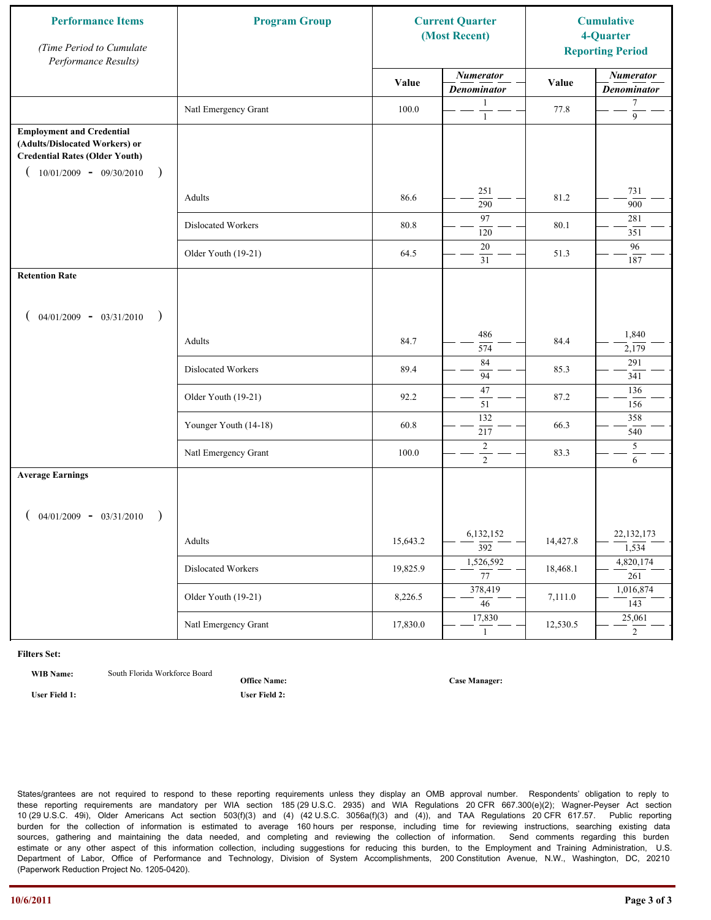| Performance Items *(Time Period to Cumulate Performance Results)* | Program Group | Current Quarter (Most Recent) | | Cumulative 4-Quarter Reporting Period | |
|---|---|---|---|---|---|
| | | Value | *Numerator* / *Denominator* | Value | *Numerator* / *Denominator* |
| | Natl Emergency Grant | 100.0 | 1 / 1 | 77.8 | 7 / 9 |
| **Employment and Credential (Adults/Dislocated Workers) or Credential Rates (Older Youth)** ( 10/01/2009 - 09/30/2010 ) | | | | | |
| | Adults | 86.6 | 251 / 290 | 81.2 | 731 / 900 |
| | Dislocated Workers | 80.8 | 97 / 120 | 80.1 | 281 / 351 |
| | Older Youth (19-21) | 64.5 | 20 / 31 | 51.3 | 96 / 187 |
| **Retention Rate** ( 04/01/2009 - 03/31/2010 ) | | | | | |
| | Adults | 84.7 | 486 / 574 | 84.4 | 1,840 / 2,179 |
| | Dislocated Workers | 89.4 | 84 / 94 | 85.3 | 291 / 341 |
| | Older Youth (19-21) | 92.2 | 47 / 51 | 87.2 | 136 / 156 |
| | Younger Youth (14-18) | 60.8 | 132 / 217 | 66.3 | 358 / 540 |
| | Natl Emergency Grant | 100.0 | 2 / 2 | 83.3 | 5 / 6 |
| **Average Earnings** ( 04/01/2009 - 03/31/2010 ) | | | | | |
| | Adults | 15,643.2 | 6,132,152 / 392 | 14,427.8 | 22,132,173 / 1,534 |
| | Dislocated Workers | 19,825.9 | 1,526,592 / 77 | 18,468.1 | 4,820,174 / 261 |
| | Older Youth (19-21) | 8,226.5 | 378,419 / 46 | 7,111.0 | 1,016,874 / 143 |
| | Natl Emergency Grant | 17,830.0 | 17,830 / 1 | 12,530.5 | 25,061 / 2 |

**Filters Set:**

**WIB Name:** South Florida Workforce Board
**Office Name:**
**Case Manager:**
**User Field 1:**
**User Field 2:**

States/grantees are not required to respond to these reporting requirements unless they display an OMB approval number. Respondents' obligation to reply to these reporting requirements are mandatory per WIA section 185 (29 U.S.C. 2935) and WIA Regulations 20 CFR 667.300(e)(2); Wagner-Peyser Act section 10 (29 U.S.C. 49i), Older Americans Act section 503(f)(3) and (4) (42 U.S.C. 3056a(f)(3) and (4)), and TAA Regulations 20 CFR 617.57. Public reporting burden for the collection of information is estimated to average 160 hours per response, including time for reviewing instructions, searching existing data sources, gathering and maintaining the data needed, and completing and reviewing the collection of information. Send comments regarding this burden estimate or any other aspect of this information collection, including suggestions for reducing this burden, to the Employment and Training Administration, U.S. Department of Labor, Office of Performance and Technology, Division of System Accomplishments, 200 Constitution Avenue, N.W., Washington, DC, 20210 (Paperwork Reduction Project No. 1205-0420).

10/6/2011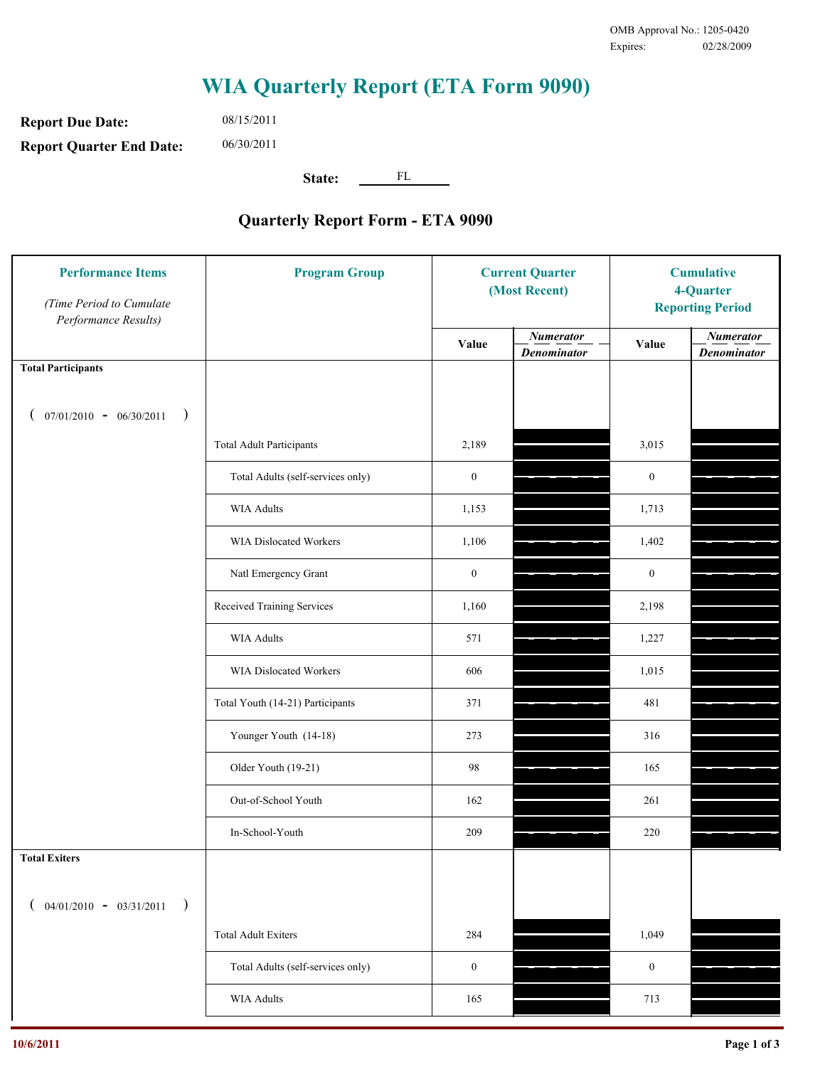OMB Approval No.: 1205-0420
Expires: 02/28/2009

# WIA Quarterly Report (ETA Form 9090)

**Report Due Date:** 08/15/2011

**Report Quarter End Date:** 06/30/2011

**State:** FL

## Quarterly Report Form - ETA 9090

| Performance Items *(Time Period to Cumulate Performance Results)* | Program Group | Current Quarter (Most Recent) Value | Current Quarter Numerator / Denominator | Cumulative 4-Quarter Reporting Period Value | Cumulative Numerator / Denominator |
|---|---|---|---|---|---|
| **Total Participants** ( 07/01/2010 - 06/30/2011 ) | | | | | |
| | Total Adult Participants | 2,189 | | 3,015 | |
| | Total Adults (self-services only) | 0 | | 0 | |
| | WIA Adults | 1,153 | | 1,713 | |
| | WIA Dislocated Workers | 1,106 | | 1,402 | |
| | Natl Emergency Grant | 0 | | 0 | |
| | Received Training Services | 1,160 | | 2,198 | |
| | WIA Adults | 571 | | 1,227 | |
| | WIA Dislocated Workers | 606 | | 1,015 | |
| | Total Youth (14-21) Participants | 371 | | 481 | |
| | Younger Youth (14-18) | 273 | | 316 | |
| | Older Youth (19-21) | 98 | | 165 | |
| | Out-of-School Youth | 162 | | 261 | |
| | In-School-Youth | 209 | | 220 | |
| **Total Exiters** ( 04/01/2010 - 03/31/2011 ) | | | | | |
| | Total Adult Exiters | 284 | | 1,049 | |
| | Total Adults (self-services only) | 0 | | 0 | |
| | WIA Adults | 165 | | 713 | |

10/6/2011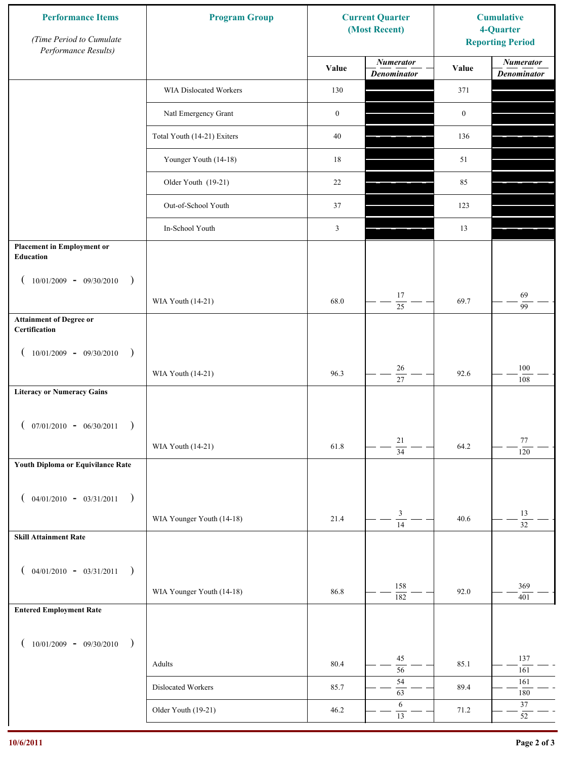| Performance Items<br>*(Time Period to Cumulate Performance Results)* | Program Group | Current Quarter (Most Recent) Value | Current Quarter *Numerator / Denominator* | Cumulative 4-Quarter Reporting Period Value | Cumulative *Numerator / Denominator* |
|---|---|---|---|---|---|
| | WIA Dislocated Workers | 130 | | 371 | |
| | Natl Emergency Grant | 0 | | 0 | |
| | Total Youth (14-21) Exiters | 40 | | 136 | |
| | Younger Youth (14-18) | 18 | | 51 | |
| | Older Youth (19-21) | 22 | | 85 | |
| | Out-of-School Youth | 37 | | 123 | |
| | In-School Youth | 3 | | 13 | |
| **Placement in Employment or Education** ( 10/01/2009 - 09/30/2010 ) | WIA Youth (14-21) | 68.0 | 17 / 25 | 69.7 | 69 / 99 |
| **Attainment of Degree or Certification** ( 10/01/2009 - 09/30/2010 ) | WIA Youth (14-21) | 96.3 | 26 / 27 | 92.6 | 100 / 108 |
| **Literacy or Numeracy Gains** ( 07/01/2010 - 06/30/2011 ) | WIA Youth (14-21) | 61.8 | 21 / 34 | 64.2 | 77 / 120 |
| **Youth Diploma or Equivilance Rate** ( 04/01/2010 - 03/31/2011 ) | WIA Younger Youth (14-18) | 21.4 | 3 / 14 | 40.6 | 13 / 32 |
| **Skill Attainment Rate** ( 04/01/2010 - 03/31/2011 ) | WIA Younger Youth (14-18) | 86.8 | 158 / 182 | 92.0 | 369 / 401 |
| **Entered Employment Rate** ( 10/01/2009 - 09/30/2010 ) | Adults | 80.4 | 45 / 56 | 85.1 | 137 / 161 |
| | Dislocated Workers | 85.7 | 54 / 63 | 89.4 | 161 / 180 |
| | Older Youth (19-21) | 46.2 | 6 / 13 | 71.2 | 37 / 52 |

10/6/2011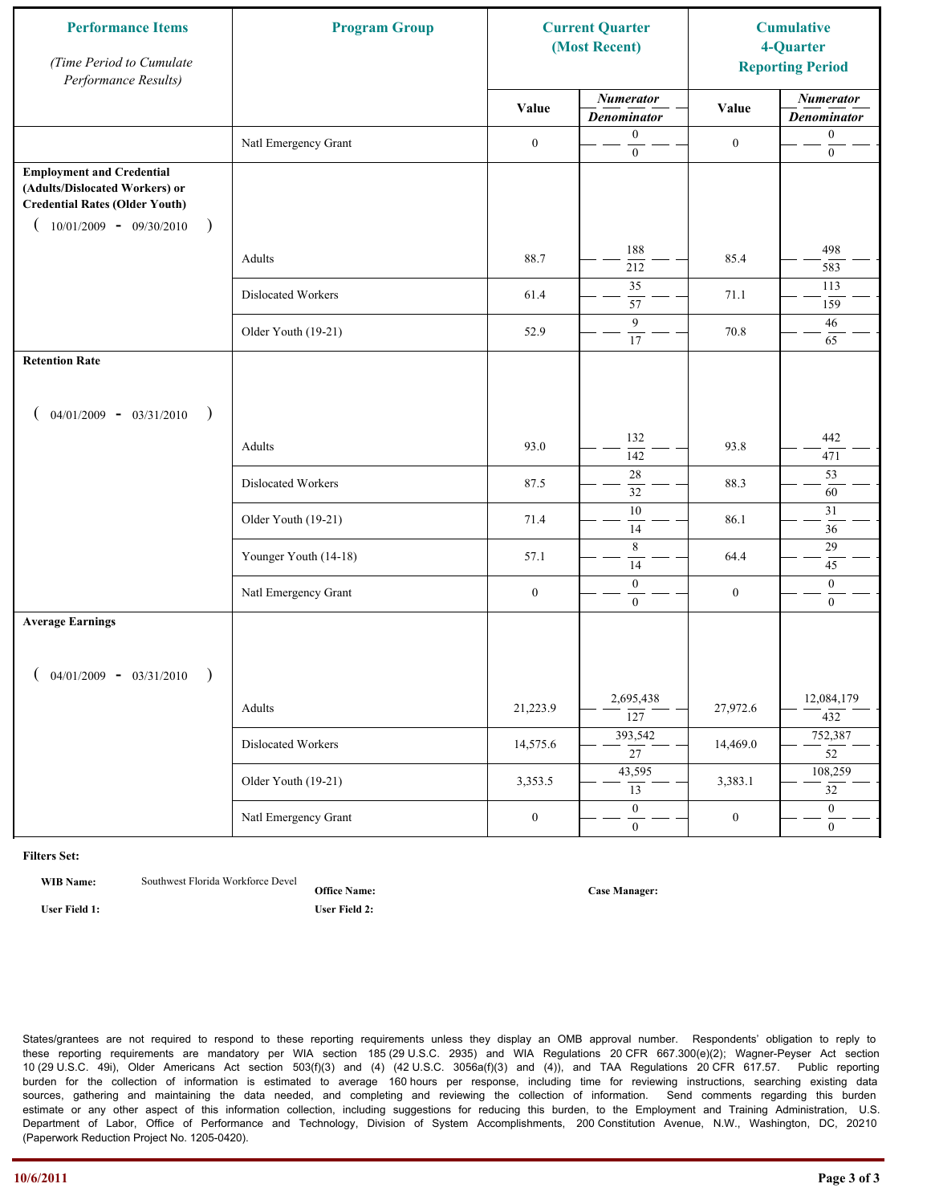| Performance Items<br>*(Time Period to Cumulate Performance Results)* | Program Group | Current Quarter (Most Recent) | | Cumulative 4-Quarter Reporting Period | |
|---|---|---|---|---|---|
| | | Value | *Numerator / Denominator* | Value | *Numerator / Denominator* |
| | Natl Emergency Grant | 0 | 0 / 0 | 0 | 0 / 0 |
| **Employment and Credential (Adults/Dislocated Workers) or Credential Rates (Older Youth)**<br>( 10/01/2009 - 09/30/2010 ) | | | | | |
| | Adults | 88.7 | 188 / 212 | 85.4 | 498 / 583 |
| | Dislocated Workers | 61.4 | 35 / 57 | 71.1 | 113 / 159 |
| | Older Youth (19-21) | 52.9 | 9 / 17 | 70.8 | 46 / 65 |
| **Retention Rate**<br>( 04/01/2009 - 03/31/2010 ) | | | | | |
| | Adults | 93.0 | 132 / 142 | 93.8 | 442 / 471 |
| | Dislocated Workers | 87.5 | 28 / 32 | 88.3 | 53 / 60 |
| | Older Youth (19-21) | 71.4 | 10 / 14 | 86.1 | 31 / 36 |
| | Younger Youth (14-18) | 57.1 | 8 / 14 | 64.4 | 29 / 45 |
| | Natl Emergency Grant | 0 | 0 / 0 | 0 | 0 / 0 |
| **Average Earnings**<br>( 04/01/2009 - 03/31/2010 ) | | | | | |
| | Adults | 21,223.9 | 2,695,438 / 127 | 27,972.6 | 12,084,179 / 432 |
| | Dislocated Workers | 14,575.6 | 393,542 / 27 | 14,469.0 | 752,387 / 52 |
| | Older Youth (19-21) | 3,353.5 | 43,595 / 13 | 3,383.1 | 108,259 / 32 |
| | Natl Emergency Grant | 0 | 0 / 0 | 0 | 0 / 0 |

**Filters Set:**

**WIB Name:** Southwest Florida Workforce Devel **Office Name:** **Case Manager:**

**User Field 1:** **User Field 2:**

States/grantees are not required to respond to these reporting requirements unless they display an OMB approval number. Respondents' obligation to reply to these reporting requirements are mandatory per WIA section 185 (29 U.S.C. 2935) and WIA Regulations 20 CFR 667.300(e)(2); Wagner-Peyser Act section 10 (29 U.S.C. 49i), Older Americans Act section 503(f)(3) and (4) (42 U.S.C. 3056a(f)(3) and (4)), and TAA Regulations 20 CFR 617.57. Public reporting burden for the collection of information is estimated to average 160 hours per response, including time for reviewing instructions, searching existing data sources, gathering and maintaining the data needed, and completing and reviewing the collection of information. Send comments regarding this burden estimate or any other aspect of this information collection, including suggestions for reducing this burden, to the Employment and Training Administration, U.S. Department of Labor, Office of Performance and Technology, Division of System Accomplishments, 200 Constitution Avenue, N.W., Washington, DC, 20210 (Paperwork Reduction Project No. 1205-0420).

10/6/2011